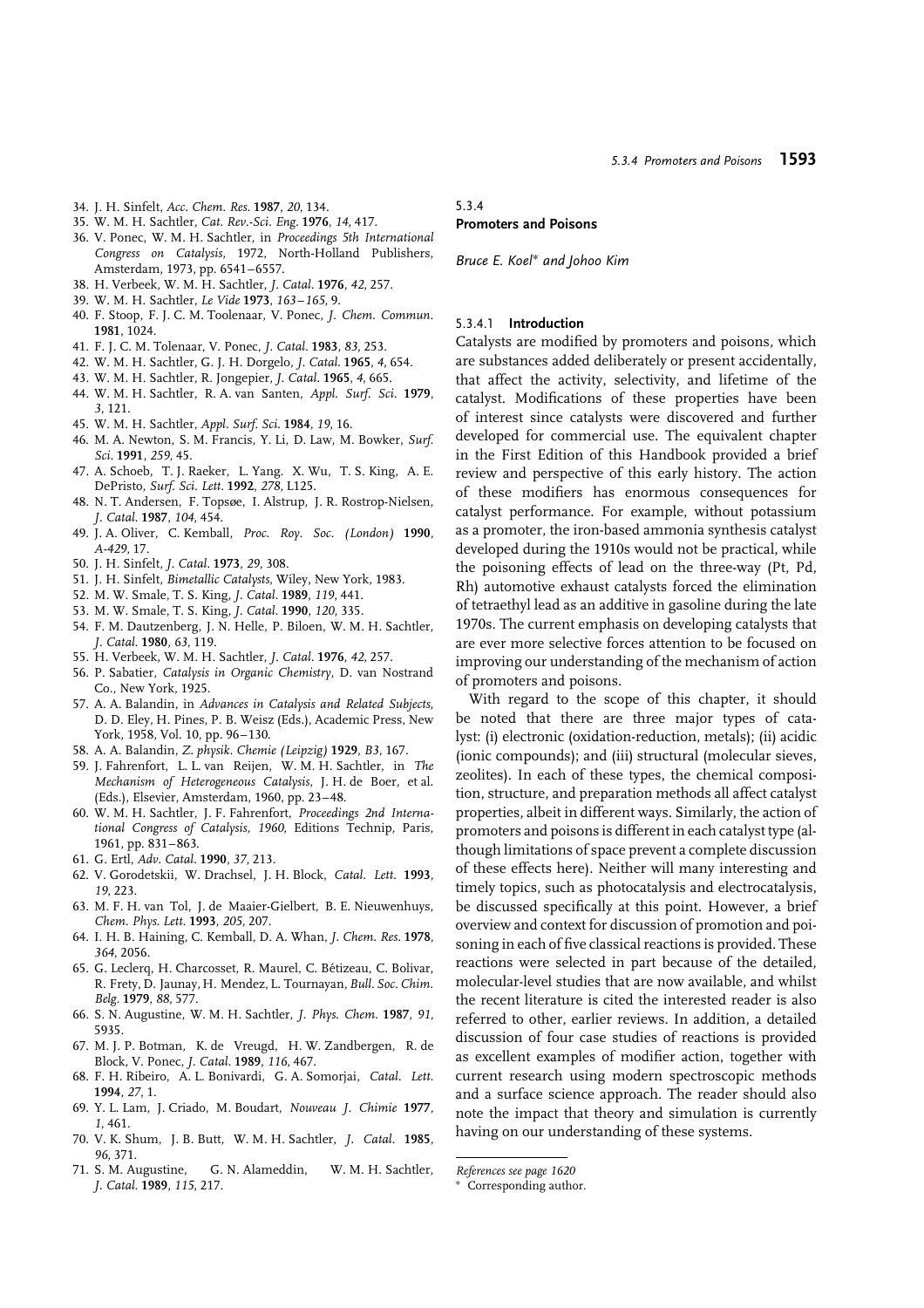34. J. H. Sinfelt, *Acc. Chem. Res.* **1987**, *20*, 134.
35. W. M. H. Sachtler, *Cat. Rev.-Sci. Eng.* **1976**, *14*, 417.
36. V. Ponec, W. M. H. Sachtler, in *Proceedings 5th International Congress on Catalysis*, 1972, North-Holland Publishers, Amsterdam, 1973, pp. 6541–6557.
38. H. Verbeek, W. M. H. Sachtler, *J. Catal.* **1976**, *42*, 257.
39. W. M. H. Sachtler, *Le Vide* **1973**, *163–165*, 9.
40. F. Stoop, F. J. C. M. Toolenaar, V. Ponec, *J. Chem. Commun.* **1981**, 1024.
41. F. J. C. M. Tolenaar, V. Ponec, *J. Catal.* **1983**, *83*, 253.
42. W. M. H. Sachtler, G. J. H. Dorgelo, *J. Catal.* **1965**, *4*, 654.
43. W. M. H. Sachtler, R. Jongepier, *J. Catal.* **1965**, *4*, 665.
44. W. M. H. Sachtler, R. A. van Santen, *Appl. Surf. Sci.* **1979**, *3*, 121.
45. W. M. H. Sachtler, *Appl. Surf. Sci.* **1984**, *19*, 16.
46. M. A. Newton, S. M. Francis, Y. Li, D. Law, M. Bowker, *Surf. Sci.* **1991**, *259*, 45.
47. A. Schoeb, T. J. Raeker, L. Yang. X. Wu, T. S. King, A. E. DePristo, *Surf. Sci. Lett.* **1992**, *278*, L125.
48. N. T. Andersen, F. Topsøe, I. Alstrup, J. R. Rostrop-Nielsen, *J. Catal.* **1987**, *104*, 454.
49. J. A. Oliver, C. Kemball, *Proc. Roy. Soc. (London)* **1990**, *A-429*, 17.
50. J. H. Sinfelt, *J. Catal.* **1973**, *29*, 308.
51. J. H. Sinfelt, *Bimetallic Catalysts*, Wiley, New York, 1983.
52. M. W. Smale, T. S. King, *J. Catal.* **1989**, *119*, 441.
53. M. W. Smale, T. S. King, *J. Catal.* **1990**, *120*, 335.
54. F. M. Dautzenberg, J. N. Helle, P. Biloen, W. M. H. Sachtler, *J. Catal.* **1980**, *63*, 119.
55. H. Verbeek, W. M. H. Sachtler, *J. Catal.* **1976**, *42*, 257.
56. P. Sabatier, *Catalysis in Organic Chemistry*, D. van Nostrand Co., New York, 1925.
57. A. A. Balandin, in *Advances in Catalysis and Related Subjects*, D. D. Eley, H. Pines, P. B. Weisz (Eds.), Academic Press, New York, 1958, Vol. 10, pp. 96–130.
58. A. A. Balandin, *Z. physik. Chemie (Leipzig)* **1929**, *B3*, 167.
59. J. Fahrenfort, L. L. van Reijen, W. M. H. Sachtler, in *The Mechanism of Heterogeneous Catalysis*, J. H. de Boer, et al. (Eds.), Elsevier, Amsterdam, 1960, pp. 23–48.
60. W. M. H. Sachtler, J. F. Fahrenfort, *Proceedings 2nd International Congress of Catalysis, 1960*, Editions Technip, Paris, 1961, pp. 831–863.
61. G. Ertl, *Adv. Catal.* **1990**, *37*, 213.
62. V. Gorodetskii, W. Drachsel, J. H. Block, *Catal. Lett.* **1993**, *19*, 223.
63. M. F. H. van Tol, J. de Maaier-Gielbert, B. E. Nieuwenhuys, *Chem. Phys. Lett.* **1993**, *205*, 207.
64. I. H. B. Haining, C. Kemball, D. A. Whan, *J. Chem. Res.* **1978**, *364*, 2056.
65. G. Leclerq, H. Charcosset, R. Maurel, C. Bétizeau, C. Bolivar, R. Frety, D. Jaunay, H. Mendez, L. Tournayan, *Bull. Soc. Chim. Belg.* **1979**, *88*, 577.
66. S. N. Augustine, W. M. H. Sachtler, *J. Phys. Chem.* **1987**, *91*, 5935.
67. M. J. P. Botman, K. de Vreugd, H. W. Zandbergen, R. de Block, V. Ponec, *J. Catal.* **1989**, *116*, 467.
68. F. H. Ribeiro, A. L. Bonivardi, G. A. Somorjai, *Catal. Lett.* **1994**, *27*, 1.
69. Y. L. Lam, J. Criado, M. Boudart, *Nouveau J. Chimie* **1977**, *1*, 461.
70. V. K. Shum, J. B. Butt, W. M. H. Sachtler, *J. Catal.* **1985**, *96*, 371.
71. S. M. Augustine, G. N. Alameddin, W. M. H. Sachtler, *J. Catal.* **1989**, *115*, 217.

## 5.3.4 Promoters and Poisons

*Bruce E. Koel\* and Johoo Kim*

### 5.3.4.1 Introduction

Catalysts are modified by promoters and poisons, which are substances added deliberately or present accidentally, that affect the activity, selectivity, and lifetime of the catalyst. Modifications of these properties have been of interest since catalysts were discovered and further developed for commercial use. The equivalent chapter in the First Edition of this Handbook provided a brief review and perspective of this early history. The action of these modifiers has enormous consequences for catalyst performance. For example, without potassium as a promoter, the iron-based ammonia synthesis catalyst developed during the 1910s would not be practical, while the poisoning effects of lead on the three-way (Pt, Pd, Rh) automotive exhaust catalysts forced the elimination of tetraethyl lead as an additive in gasoline during the late 1970s. The current emphasis on developing catalysts that are ever more selective forces attention to be focused on improving our understanding of the mechanism of action of promoters and poisons.

With regard to the scope of this chapter, it should be noted that there are three major types of catalyst: (i) electronic (oxidation-reduction, metals); (ii) acidic (ionic compounds); and (iii) structural (molecular sieves, zeolites). In each of these types, the chemical composition, structure, and preparation methods all affect catalyst properties, albeit in different ways. Similarly, the action of promoters and poisons is different in each catalyst type (although limitations of space prevent a complete discussion of these effects here). Neither will many interesting and timely topics, such as photocatalysis and electrocatalysis, be discussed specifically at this point. However, a brief overview and context for discussion of promotion and poisoning in each of five classical reactions is provided. These reactions were selected in part because of the detailed, molecular-level studies that are now available, and whilst the recent literature is cited the interested reader is also referred to other, earlier reviews. In addition, a detailed discussion of four case studies of reactions is provided as excellent examples of modifier action, together with current research using modern spectroscopic methods and a surface science approach. The reader should also note the impact that theory and simulation is currently having on our understanding of these systems.

*References see page 1620*

\* Corresponding author.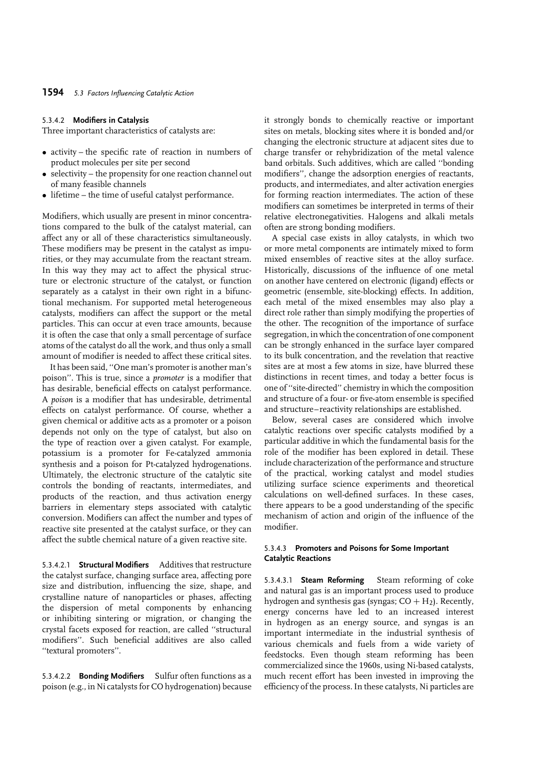#### 5.3.4.2 **Modifiers in Catalysis**

Three important characteristics of catalysts are:

- activity – the specific rate of reaction in numbers of product molecules per site per second
- selectivity – the propensity for one reaction channel out of many feasible channels
- lifetime – the time of useful catalyst performance.

Modifiers, which usually are present in minor concentrations compared to the bulk of the catalyst material, can affect any or all of these characteristics simultaneously. These modifiers may be present in the catalyst as impurities, or they may accumulate from the reactant stream. In this way they may act to affect the physical structure or electronic structure of the catalyst, or function separately as a catalyst in their own right in a bifunctional mechanism. For supported metal heterogeneous catalysts, modifiers can affect the support or the metal particles. This can occur at even trace amounts, because it is often the case that only a small percentage of surface atoms of the catalyst do all the work, and thus only a small amount of modifier is needed to affect these critical sites.

It has been said, ''One man's promoter is another man's poison''. This is true, since a *promoter* is a modifier that has desirable, beneficial effects on catalyst performance. A *poison* is a modifier that has undesirable, detrimental effects on catalyst performance. Of course, whether a given chemical or additive acts as a promoter or a poison depends not only on the type of catalyst, but also on the type of reaction over a given catalyst. For example, potassium is a promoter for Fe-catalyzed ammonia synthesis and a poison for Pt-catalyzed hydrogenations. Ultimately, the electronic structure of the catalytic site controls the bonding of reactants, intermediates, and products of the reaction, and thus activation energy barriers in elementary steps associated with catalytic conversion. Modifiers can affect the number and types of reactive site presented at the catalyst surface, or they can affect the subtle chemical nature of a given reactive site.

5.3.4.2.1 **Structural Modifiers** Additives that restructure the catalyst surface, changing surface area, affecting pore size and distribution, influencing the size, shape, and crystalline nature of nanoparticles or phases, affecting the dispersion of metal components by enhancing or inhibiting sintering or migration, or changing the crystal facets exposed for reaction, are called ''structural modifiers''. Such beneficial additives are also called ''textural promoters''.

5.3.4.2.2 **Bonding Modifiers** Sulfur often functions as a poison (e.g., in Ni catalysts for CO hydrogenation) because it strongly bonds to chemically reactive or important sites on metals, blocking sites where it is bonded and/or changing the electronic structure at adjacent sites due to charge transfer or rehybridization of the metal valence band orbitals. Such additives, which are called ''bonding modifiers'', change the adsorption energies of reactants, products, and intermediates, and alter activation energies for forming reaction intermediates. The action of these modifiers can sometimes be interpreted in terms of their relative electronegativities. Halogens and alkali metals often are strong bonding modifiers.

A special case exists in alloy catalysts, in which two or more metal components are intimately mixed to form mixed ensembles of reactive sites at the alloy surface. Historically, discussions of the influence of one metal on another have centered on electronic (ligand) effects or geometric (ensemble, site-blocking) effects. In addition, each metal of the mixed ensembles may also play a direct role rather than simply modifying the properties of the other. The recognition of the importance of surface segregation, in which the concentration of one component can be strongly enhanced in the surface layer compared to its bulk concentration, and the revelation that reactive sites are at most a few atoms in size, have blurred these distinctions in recent times, and today a better focus is one of ''site-directed'' chemistry in which the composition and structure of a four- or five-atom ensemble is specified and structure–reactivity relationships are established.

Below, several cases are considered which involve catalytic reactions over specific catalysts modified by a particular additive in which the fundamental basis for the role of the modifier has been explored in detail. These include characterization of the performance and structure of the practical, working catalyst and model studies utilizing surface science experiments and theoretical calculations on well-defined surfaces. In these cases, there appears to be a good understanding of the specific mechanism of action and origin of the influence of the modifier.

#### 5.3.4.3 **Promoters and Poisons for Some Important Catalytic Reactions**

5.3.4.3.1 **Steam Reforming** Steam reforming of coke and natural gas is an important process used to produce hydrogen and synthesis gas (syngas; $CO + H_2$). Recently, energy concerns have led to an increased interest in hydrogen as an energy source, and syngas is an important intermediate in the industrial synthesis of various chemicals and fuels from a wide variety of feedstocks. Even though steam reforming has been commercialized since the 1960s, using Ni-based catalysts, much recent effort has been invested in improving the efficiency of the process. In these catalysts, Ni particles are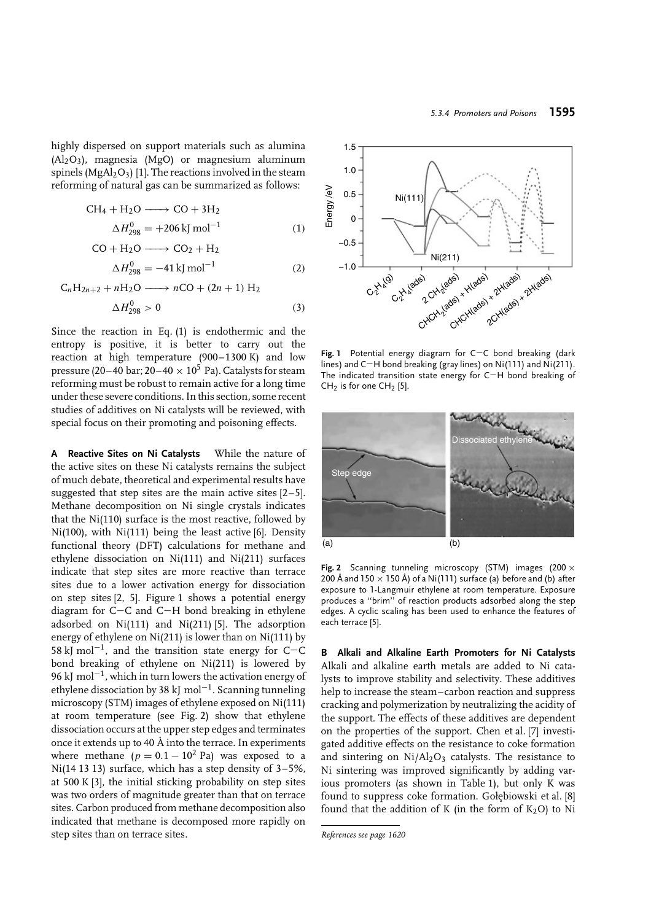highly dispersed on support materials such as alumina ($Al_2O_3$), magnesia (MgO) or magnesium aluminum spinels ($MgAl_2O_3$) [1]. The reactions involved in the steam reforming of natural gas can be summarized as follows:

$$CH_4 + H_2O \longrightarrow CO + 3H_2 \quad \Delta H^0_{298} = +206\ \text{kJ mol}^{-1} \tag{1}$$

$$CO + H_2O \longrightarrow CO_2 + H_2 \quad \Delta H^0_{298} = -41\ \text{kJ mol}^{-1} \tag{2}$$

$$C_nH_{2n+2} + nH_2O \longrightarrow nCO + (2n+1)\ H_2 \quad \Delta H^0_{298} > 0 \tag{3}$$

Since the reaction in Eq. (1) is endothermic and the entropy is positive, it is better to carry out the reaction at high temperature (900–1300 K) and low pressure (20–40 bar; $20–40 \times 10^5$ Pa). Catalysts for steam reforming must be robust to remain active for a long time under these severe conditions. In this section, some recent studies of additives on Ni catalysts will be reviewed, with special focus on their promoting and poisoning effects.

**A Reactive Sites on Ni Catalysts** While the nature of the active sites on these Ni catalysts remains the subject of much debate, theoretical and experimental results have suggested that step sites are the main active sites [2–5]. Methane decomposition on Ni single crystals indicates that the Ni(110) surface is the most reactive, followed by Ni(100), with Ni(111) being the least active [6]. Density functional theory (DFT) calculations for methane and ethylene dissociation on Ni(111) and Ni(211) surfaces indicate that step sites are more reactive than terrace sites due to a lower activation energy for dissociation on step sites [2, 5]. Figure 1 shows a potential energy diagram for C–C and C–H bond breaking in ethylene adsorbed on Ni(111) and Ni(211) [5]. The adsorption energy of ethylene on Ni(211) is lower than on Ni(111) by 58 kJ mol$^{-1}$, and the transition state energy for C–C bond breaking of ethylene on Ni(211) is lowered by 96 kJ mol$^{-1}$, which in turn lowers the activation energy of ethylene dissociation by 38 kJ mol$^{-1}$. Scanning tunneling microscopy (STM) images of ethylene exposed on Ni(111) at room temperature (see Fig. 2) show that ethylene dissociation occurs at the upper step edges and terminates once it extends up to 40 Å into the terrace. In experiments where methane ($p = 0.1 - 10^2$ Pa) was exposed to a Ni(14 13 13) surface, which has a step density of 3–5%, at 500 K [3], the initial sticking probability on step sites was two orders of magnitude greater than that on terrace sites. Carbon produced from methane decomposition also indicated that methane is decomposed more rapidly on step sites than on terrace sites.

**Fig. 1** Potential energy diagram for C–C bond breaking (dark lines) and C–H bond breaking (gray lines) on Ni(111) and Ni(211). The indicated transition state energy for C–H bond breaking of $CH_2$ is for one $CH_2$ [5].

**Fig. 2** Scanning tunneling microscopy (STM) images (200 × 200 Å and 150 × 150 Å) of a Ni(111) surface (a) before and (b) after exposure to 1-Langmuir ethylene at room temperature. Exposure produces a "brim" of reaction products adsorbed along the step edges. A cyclic scaling has been used to enhance the features of each terrace [5].

**B Alkali and Alkaline Earth Promoters for Ni Catalysts** Alkali and alkaline earth metals are added to Ni catalysts to improve stability and selectivity. These additives help to increase the steam–carbon reaction and suppress cracking and polymerization by neutralizing the acidity of the support. The effects of these additives are dependent on the properties of the support. Chen et al. [7] investigated additive effects on the resistance to coke formation and sintering on $Ni/Al_2O_3$ catalysts. The resistance to Ni sintering was improved significantly by adding various promoters (as shown in Table 1), but only K was found to suppress coke formation. Gołębiowski et al. [8] found that the addition of K (in the form of $K_2O$) to Ni

*References see page 1620*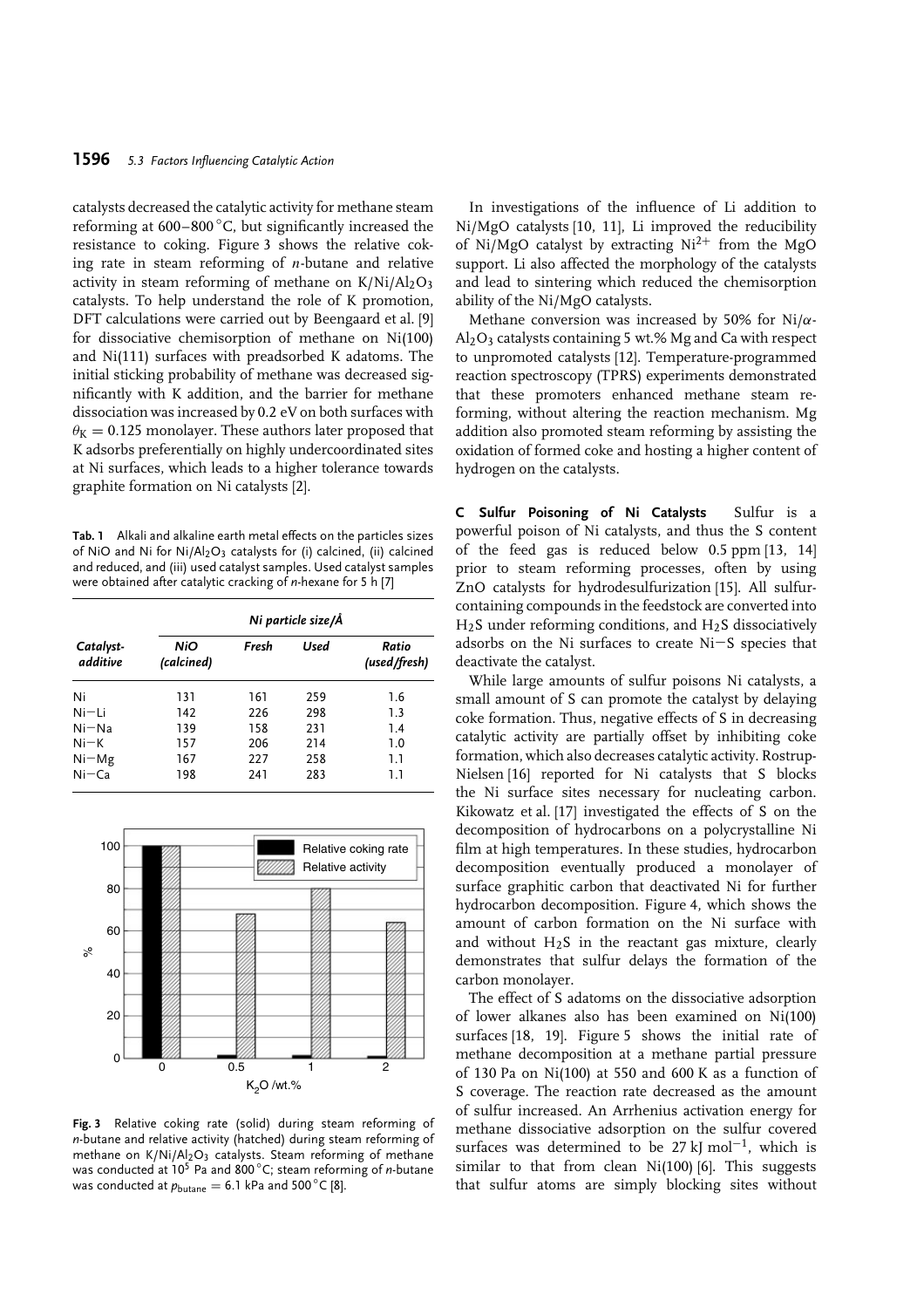catalysts decreased the catalytic activity for methane steam reforming at 600–800 °C, but significantly increased the resistance to coking. Figure 3 shows the relative coking rate in steam reforming of *n*-butane and relative activity in steam reforming of methane on $K/Ni/Al_2O_3$ catalysts. To help understand the role of K promotion, DFT calculations were carried out by Beengaard et al. [9] for dissociative chemisorption of methane on Ni(100) and Ni(111) surfaces with preadsorbed K adatoms. The initial sticking probability of methane was decreased significantly with K addition, and the barrier for methane dissociation was increased by 0.2 eV on both surfaces with $\theta_K = 0.125$ monolayer. These authors later proposed that K adsorbs preferentially on highly undercoordinated sites at Ni surfaces, which leads to a higher tolerance towards graphite formation on Ni catalysts [2].

**Tab. 1** Alkali and alkaline earth metal effects on the particles sizes of NiO and Ni for $Ni/Al_2O_3$ catalysts for (i) calcined, (ii) calcined and reduced, and (iii) used catalyst samples. Used catalyst samples were obtained after catalytic cracking of *n*-hexane for 5 h [7]

| *Catalyst-additive* | *Ni particle size/Å* | | | |
|---|---|---|---|---|
| | *NiO (calcined)* | *Fresh* | *Used* | *Ratio (used/fresh)* |
| Ni | 131 | 161 | 259 | 1.6 |
| Ni−Li | 142 | 226 | 298 | 1.3 |
| Ni−Na | 139 | 158 | 231 | 1.4 |
| Ni−K | 157 | 206 | 214 | 1.0 |
| Ni−Mg | 167 | 227 | 258 | 1.1 |
| Ni−Ca | 198 | 241 | 283 | 1.1 |

**Fig. 3** Relative coking rate (solid) during steam reforming of *n*-butane and relative activity (hatched) during steam reforming of methane on $K/Ni/Al_2O_3$ catalysts. Steam reforming of methane was conducted at $10^5$ Pa and 800 °C; steam reforming of *n*-butane was conducted at $p_{butane} = 6.1$ kPa and 500 °C [8].

In investigations of the influence of Li addition to Ni/MgO catalysts [10, 11], Li improved the reducibility of Ni/MgO catalyst by extracting $Ni^{2+}$ from the MgO support. Li also affected the morphology of the catalysts and lead to sintering which reduced the chemisorption ability of the Ni/MgO catalysts.

Methane conversion was increased by 50% for $Ni/\alpha$-$Al_2O_3$ catalysts containing 5 wt.% Mg and Ca with respect to unpromoted catalysts [12]. Temperature-programmed reaction spectroscopy (TPRS) experiments demonstrated that these promoters enhanced methane steam reforming, without altering the reaction mechanism. Mg addition also promoted steam reforming by assisting the oxidation of formed coke and hosting a higher content of hydrogen on the catalysts.

**C Sulfur Poisoning of Ni Catalysts** Sulfur is a powerful poison of Ni catalysts, and thus the S content of the feed gas is reduced below 0.5 ppm [13, 14] prior to steam reforming processes, often by using ZnO catalysts for hydrodesulfurization [15]. All sulfur-containing compounds in the feedstock are converted into $H_2S$ under reforming conditions, and $H_2S$ dissociatively adsorbs on the Ni surfaces to create Ni−S species that deactivate the catalyst.

While large amounts of sulfur poisons Ni catalysts, a small amount of S can promote the catalyst by delaying coke formation. Thus, negative effects of S in decreasing catalytic activity are partially offset by inhibiting coke formation, which also decreases catalytic activity. Rostrup-Nielsen [16] reported for Ni catalysts that S blocks the Ni surface sites necessary for nucleating carbon. Kikowatz et al. [17] investigated the effects of S on the decomposition of hydrocarbons on a polycrystalline Ni film at high temperatures. In these studies, hydrocarbon decomposition eventually produced a monolayer of surface graphitic carbon that deactivated Ni for further hydrocarbon decomposition. Figure 4, which shows the amount of carbon formation on the Ni surface with and without $H_2S$ in the reactant gas mixture, clearly demonstrates that sulfur delays the formation of the carbon monolayer.

The effect of S adatoms on the dissociative adsorption of lower alkanes also has been examined on Ni(100) surfaces [18, 19]. Figure 5 shows the initial rate of methane decomposition at a methane partial pressure of 130 Pa on Ni(100) at 550 and 600 K as a function of S coverage. The reaction rate decreased as the amount of sulfur increased. An Arrhenius activation energy for methane dissociative adsorption on the sulfur covered surfaces was determined to be 27 kJ $mol^{-1}$, which is similar to that from clean Ni(100) [6]. This suggests that sulfur atoms are simply blocking sites without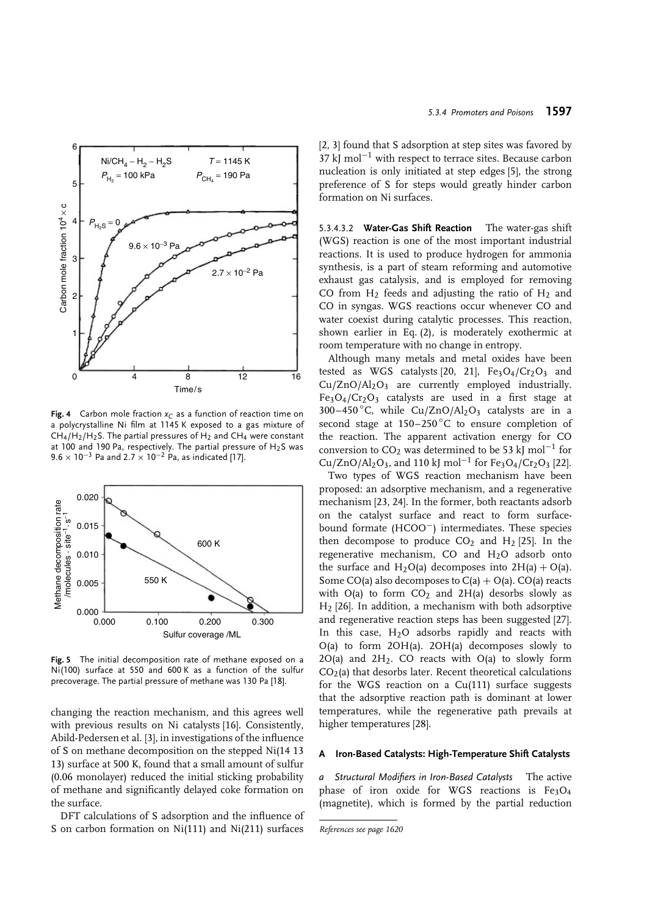**Fig. 4** Carbon mole fraction $x_C$ as a function of reaction time on a polycrystalline Ni film at 1145 K exposed to a gas mixture of $CH_4/H_2/H_2S$. The partial pressures of $H_2$ and $CH_4$ were constant at 100 and 190 Pa, respectively. The partial pressure of $H_2S$ was $9.6 \times 10^{-3}$ Pa and $2.7 \times 10^{-2}$ Pa, as indicated [17].

**Fig. 5** The initial decomposition rate of methane exposed on a Ni(100) surface at 550 and 600 K as a function of the sulfur precoverage. The partial pressure of methane was 130 Pa [18].

changing the reaction mechanism, and this agrees well with previous results on Ni catalysts [16]. Consistently, Abild-Pedersen et al. [3], in investigations of the influence of S on methane decomposition on the stepped Ni(14 13 13) surface at 500 K, found that a small amount of sulfur (0.06 monolayer) reduced the initial sticking probability of methane and significantly delayed coke formation on the surface.

DFT calculations of S adsorption and the influence of S on carbon formation on Ni(111) and Ni(211) surfaces [2, 3] found that S adsorption at step sites was favored by 37 kJ $mol^{-1}$ with respect to terrace sites. Because carbon nucleation is only initiated at step edges [5], the strong preference of S for steps would greatly hinder carbon formation on Ni surfaces.

#### 5.3.4.3.2 Water-Gas Shift Reaction

The water-gas shift (WGS) reaction is one of the most important industrial reactions. It is used to produce hydrogen for ammonia synthesis, is a part of steam reforming and automotive exhaust gas catalysis, and is employed for removing CO from $H_2$ feeds and adjusting the ratio of $H_2$ and CO in syngas. WGS reactions occur whenever CO and water coexist during catalytic processes. This reaction, shown earlier in Eq. (2), is moderately exothermic at room temperature with no change in entropy.

Although many metals and metal oxides have been tested as WGS catalysts [20, 21], $Fe_3O_4/Cr_2O_3$ and $Cu/ZnO/Al_2O_3$ are currently employed industrially. $Fe_3O_4/Cr_2O_3$ catalysts are used in a first stage at 300–450 °C, while $Cu/ZnO/Al_2O_3$ catalysts are in a second stage at 150–250 °C to ensure completion of the reaction. The apparent activation energy for CO conversion to $CO_2$ was determined to be 53 kJ $mol^{-1}$ for $Cu/ZnO/Al_2O_3$, and 110 kJ $mol^{-1}$ for $Fe_3O_4/Cr_2O_3$ [22].

Two types of WGS reaction mechanism have been proposed: an adsorptive mechanism, and a regenerative mechanism [23, 24]. In the former, both reactants adsorb on the catalyst surface and react to form surface-bound formate ($HCOO^-$) intermediates. These species then decompose to produce $CO_2$ and $H_2$ [25]. In the regenerative mechanism, CO and $H_2O$ adsorb onto the surface and $H_2O$(a) decomposes into 2H(a) + O(a). Some CO(a) also decomposes to C(a) + O(a). CO(a) reacts with O(a) to form $CO_2$ and 2H(a) desorbs slowly as $H_2$ [26]. In addition, a mechanism with both adsorptive and regenerative reaction steps has been suggested [27]. In this case, $H_2O$ adsorbs rapidly and reacts with O(a) to form 2OH(a). 2OH(a) decomposes slowly to 2O(a) and $2H_2$. CO reacts with O(a) to slowly form $CO_2$(a) that desorbs later. Recent theoretical calculations for the WGS reaction on a Cu(111) surface suggests that the adsorptive reaction path is dominant at lower temperatures, while the regenerative path prevails at higher temperatures [28].

##### A Iron-Based Catalysts: High-Temperature Shift Catalysts

*a Structural Modifiers in Iron-Based Catalysts* The active phase of iron oxide for WGS reactions is $Fe_3O_4$ (magnetite), which is formed by the partial reduction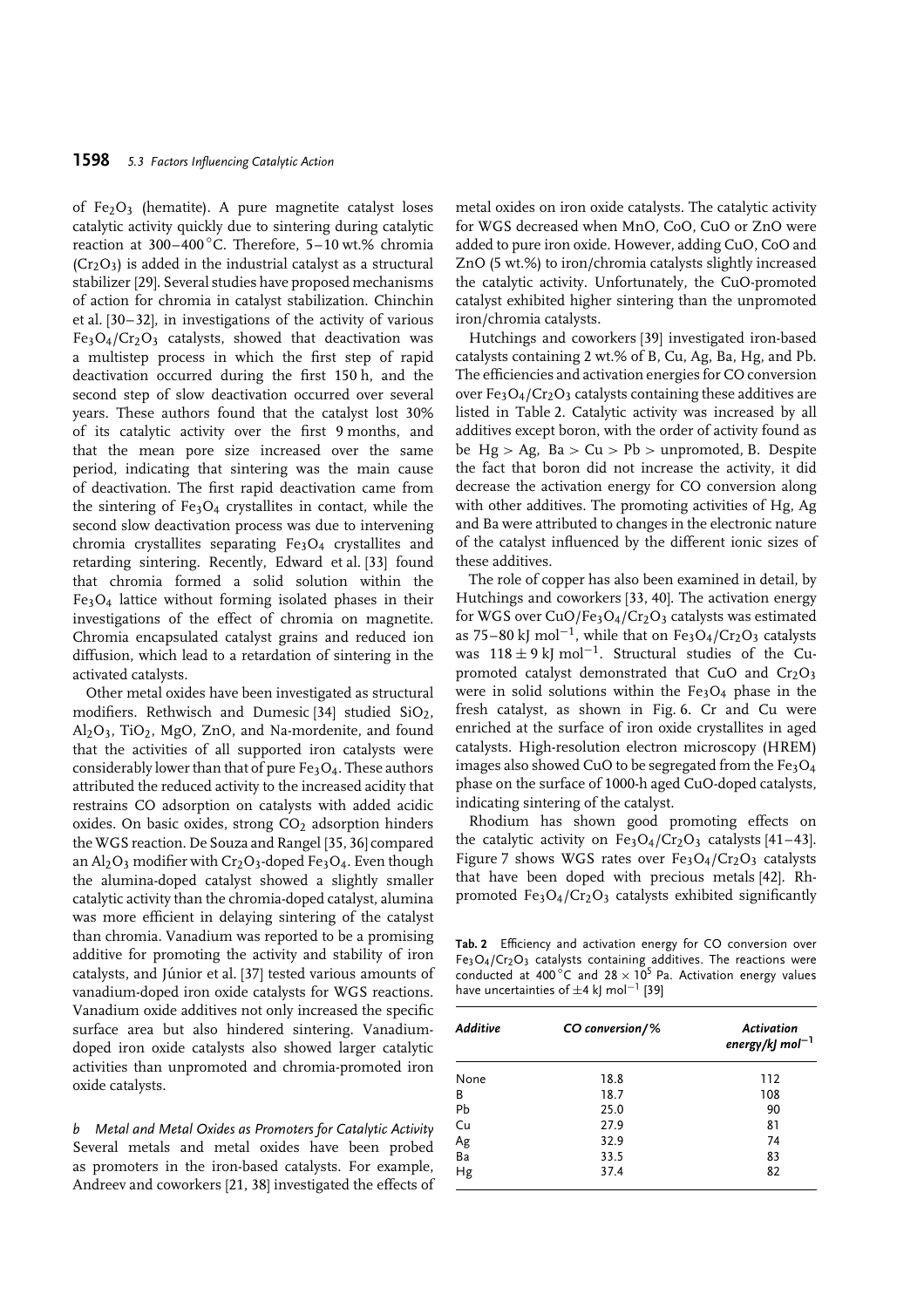of $Fe_2O_3$ (hematite). A pure magnetite catalyst loses catalytic activity quickly due to sintering during catalytic reaction at 300–400 °C. Therefore, 5–10 wt.% chromia ($Cr_2O_3$) is added in the industrial catalyst as a structural stabilizer [29]. Several studies have proposed mechanisms of action for chromia in catalyst stabilization. Chinchin et al. [30–32], in investigations of the activity of various $Fe_3O_4/Cr_2O_3$ catalysts, showed that deactivation was a multistep process in which the first step of rapid deactivation occurred during the first 150 h, and the second step of slow deactivation occurred over several years. These authors found that the catalyst lost 30% of its catalytic activity over the first 9 months, and that the mean pore size increased over the same period, indicating that sintering was the main cause of deactivation. The first rapid deactivation came from the sintering of $Fe_3O_4$ crystallites in contact, while the second slow deactivation process was due to intervening chromia crystallites separating $Fe_3O_4$ crystallites and retarding sintering. Recently, Edward et al. [33] found that chromia formed a solid solution within the $Fe_3O_4$ lattice without forming isolated phases in their investigations of the effect of chromia on magnetite. Chromia encapsulated catalyst grains and reduced ion diffusion, which lead to a retardation of sintering in the activated catalysts.

Other metal oxides have been investigated as structural modifiers. Rethwisch and Dumesic [34] studied $SiO_2$, $Al_2O_3$, $TiO_2$, MgO, ZnO, and Na-mordenite, and found that the activities of all supported iron catalysts were considerably lower than that of pure $Fe_3O_4$. These authors attributed the reduced activity to the increased acidity that restrains CO adsorption on catalysts with added acidic oxides. On basic oxides, strong $CO_2$ adsorption hinders the WGS reaction. De Souza and Rangel [35, 36] compared an $Al_2O_3$ modifier with $Cr_2O_3$-doped $Fe_3O_4$. Even though the alumina-doped catalyst showed a slightly smaller catalytic activity than the chromia-doped catalyst, alumina was more efficient in delaying sintering of the catalyst than chromia. Vanadium was reported to be a promising additive for promoting the activity and stability of iron catalysts, and Júnior et al. [37] tested various amounts of vanadium-doped iron oxide catalysts for WGS reactions. Vanadium oxide additives not only increased the specific surface area but also hindered sintering. Vanadium-doped iron oxide catalysts also showed larger catalytic activities than unpromoted and chromia-promoted iron oxide catalysts.

*b Metal and Metal Oxides as Promoters for Catalytic Activity*

Several metals and metal oxides have been probed as promoters in the iron-based catalysts. For example, Andreev and coworkers [21, 38] investigated the effects of metal oxides on iron oxide catalysts. The catalytic activity for WGS decreased when MnO, CoO, CuO or ZnO were added to pure iron oxide. However, adding CuO, CoO and ZnO (5 wt.%) to iron/chromia catalysts slightly increased the catalytic activity. Unfortunately, the CuO-promoted catalyst exhibited higher sintering than the unpromoted iron/chromia catalysts.

Hutchings and coworkers [39] investigated iron-based catalysts containing 2 wt.% of B, Cu, Ag, Ba, Hg, and Pb. The efficiencies and activation energies for CO conversion over $Fe_3O_4/Cr_2O_3$ catalysts containing these additives are listed in Table 2. Catalytic activity was increased by all additives except boron, with the order of activity found as be Hg > Ag, Ba > Cu > Pb > unpromoted, B. Despite the fact that boron did not increase the activity, it did decrease the activation energy for CO conversion along with other additives. The promoting activities of Hg, Ag and Ba were attributed to changes in the electronic nature of the catalyst influenced by the different ionic sizes of these additives.

The role of copper has also been examined in detail, by Hutchings and coworkers [33, 40]. The activation energy for WGS over $CuO/Fe_3O_4/Cr_2O_3$ catalysts was estimated as 75–80 kJ mol$^{-1}$, while that on $Fe_3O_4/Cr_2O_3$ catalysts was $118 \pm 9$ kJ mol$^{-1}$. Structural studies of the Cu-promoted catalyst demonstrated that CuO and $Cr_2O_3$ were in solid solutions within the $Fe_3O_4$ phase in the fresh catalyst, as shown in Fig. 6. Cr and Cu were enriched at the surface of iron oxide crystallites in aged catalysts. High-resolution electron microscopy (HREM) images also showed CuO to be segregated from the $Fe_3O_4$ phase on the surface of 1000-h aged CuO-doped catalysts, indicating sintering of the catalyst.

Rhodium has shown good promoting effects on the catalytic activity on $Fe_3O_4/Cr_2O_3$ catalysts [41–43]. Figure 7 shows WGS rates over $Fe_3O_4/Cr_2O_3$ catalysts that have been doped with precious metals [42]. Rh-promoted $Fe_3O_4/Cr_2O_3$ catalysts exhibited significantly

**Tab. 2** Efficiency and activation energy for CO conversion over $Fe_3O_4/Cr_2O_3$ catalysts containing additives. The reactions were conducted at 400 °C and $28 \times 10^5$ Pa. Activation energy values have uncertainties of ±4 kJ mol$^{-1}$ [39]

| *Additive* | *CO conversion/%* | *Activation energy/kJ mol$^{-1}$* |
|---|---|---|
| None | 18.8 | 112 |
| B | 18.7 | 108 |
| Pb | 25.0 | 90 |
| Cu | 27.9 | 81 |
| Ag | 32.9 | 74 |
| Ba | 33.5 | 83 |
| Hg | 37.4 | 82 |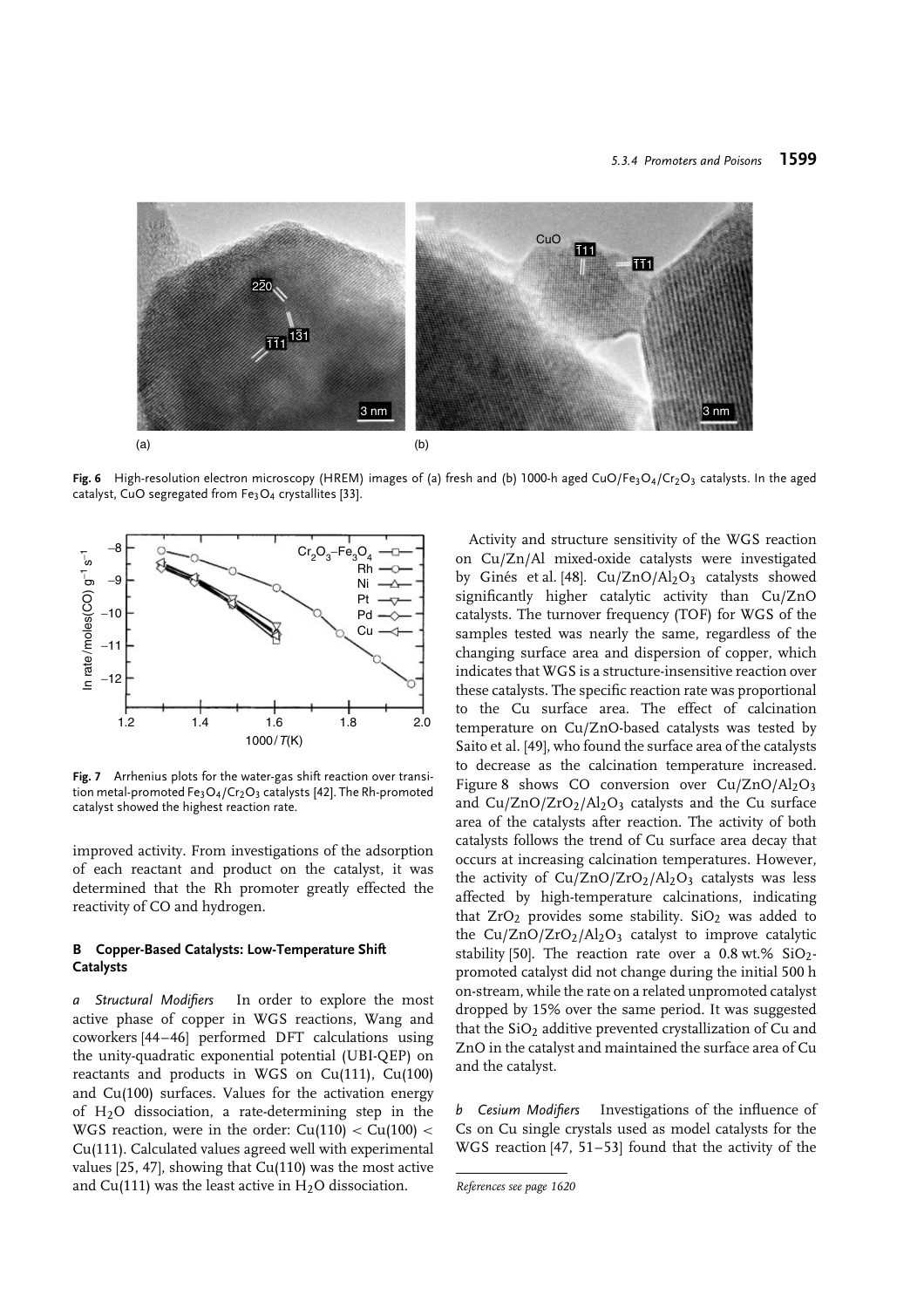Fig. 6 High-resolution electron microscopy (HREM) images of (a) fresh and (b) 1000-h aged $CuO/Fe_3O_4/Cr_2O_3$ catalysts. In the aged catalyst, CuO segregated from $Fe_3O_4$ crystallites [33].

Fig. 7 Arrhenius plots for the water-gas shift reaction over transition metal-promoted $Fe_3O_4/Cr_2O_3$ catalysts [42]. The Rh-promoted catalyst showed the highest reaction rate.

improved activity. From investigations of the adsorption of each reactant and product on the catalyst, it was determined that the Rh promoter greatly effected the reactivity of CO and hydrogen.

### B Copper-Based Catalysts: Low-Temperature Shift Catalysts

*a Structural Modifiers* In order to explore the most active phase of copper in WGS reactions, Wang and coworkers [44–46] performed DFT calculations using the unity-quadratic exponential potential (UBI-QEP) on reactants and products in WGS on Cu(111), Cu(100) and Cu(100) surfaces. Values for the activation energy of $H_2O$ dissociation, a rate-determining step in the WGS reaction, were in the order: Cu(110) < Cu(100) < Cu(111). Calculated values agreed well with experimental values [25, 47], showing that Cu(110) was the most active and Cu(111) was the least active in $H_2O$ dissociation.

Activity and structure sensitivity of the WGS reaction on Cu/Zn/Al mixed-oxide catalysts were investigated by Ginés et al. [48]. $Cu/ZnO/Al_2O_3$ catalysts showed significantly higher catalytic activity than Cu/ZnO catalysts. The turnover frequency (TOF) for WGS of the samples tested was nearly the same, regardless of the changing surface area and dispersion of copper, which indicates that WGS is a structure-insensitive reaction over these catalysts. The specific reaction rate was proportional to the Cu surface area. The effect of calcination temperature on Cu/ZnO-based catalysts was tested by Saito et al. [49], who found the surface area of the catalysts to decrease as the calcination temperature increased. Figure 8 shows CO conversion over $Cu/ZnO/Al_2O_3$ and $Cu/ZnO/ZrO_2/Al_2O_3$ catalysts and the Cu surface area of the catalysts after reaction. The activity of both catalysts follows the trend of Cu surface area decay that occurs at increasing calcination temperatures. However, the activity of $Cu/ZnO/ZrO_2/Al_2O_3$ catalysts was less affected by high-temperature calcinations, indicating that $ZrO_2$ provides some stability. $SiO_2$ was added to the $Cu/ZnO/ZrO_2/Al_2O_3$ catalyst to improve catalytic stability [50]. The reaction rate over a 0.8 wt.% $SiO_2$-promoted catalyst did not change during the initial 500 h on-stream, while the rate on a related unpromoted catalyst dropped by 15% over the same period. It was suggested that the $SiO_2$ additive prevented crystallization of Cu and ZnO in the catalyst and maintained the surface area of Cu and the catalyst.

*b Cesium Modifiers* Investigations of the influence of Cs on Cu single crystals used as model catalysts for the WGS reaction [47, 51–53] found that the activity of the

*References see page 1620*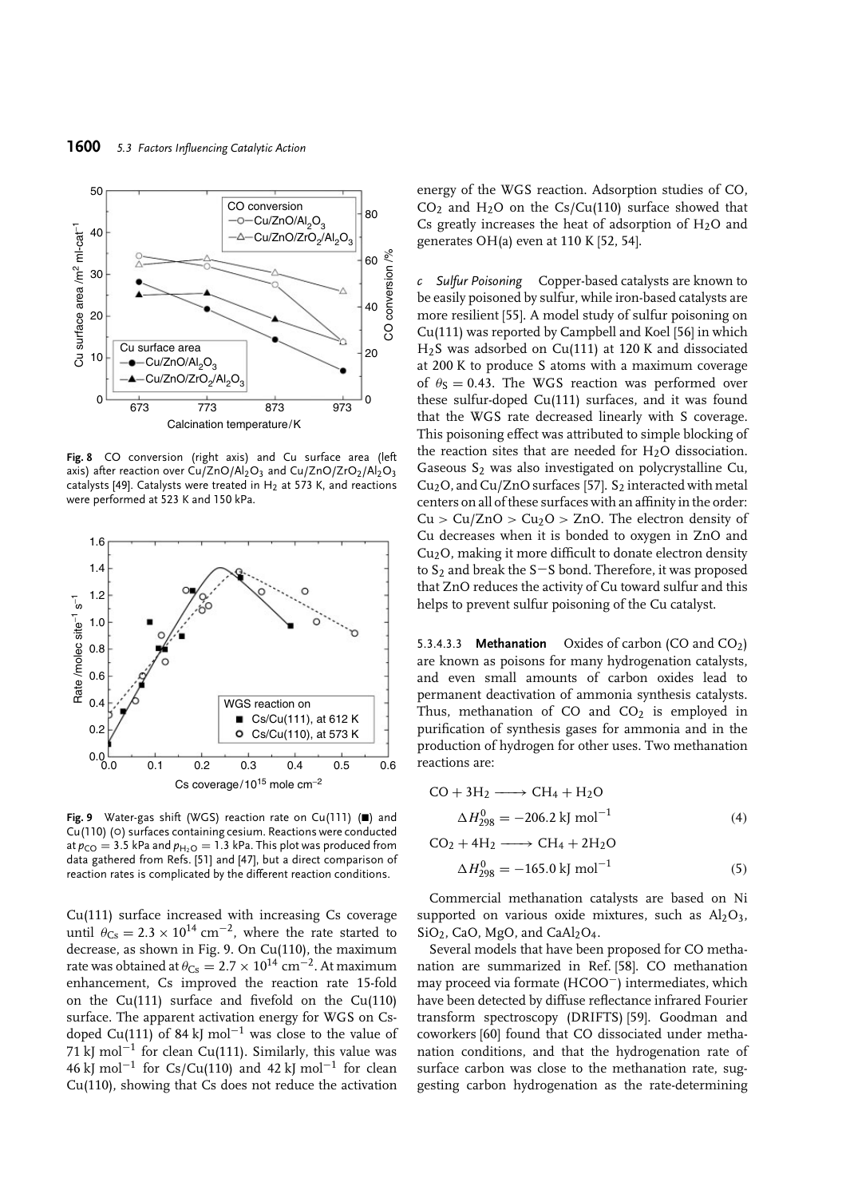Fig. 8 CO conversion (right axis) and Cu surface area (left axis) after reaction over $Cu/ZnO/Al_2O_3$ and $Cu/ZnO/ZrO_2/Al_2O_3$ catalysts [49]. Catalysts were treated in $H_2$ at 573 K, and reactions were performed at 523 K and 150 kPa.

Fig. 9 Water-gas shift (WGS) reaction rate on Cu(111) (■) and Cu(110) (○) surfaces containing cesium. Reactions were conducted at $p_{CO} = 3.5$ kPa and $p_{H_2O} = 1.3$ kPa. This plot was produced from data gathered from Refs. [51] and [47], but a direct comparison of reaction rates is complicated by the different reaction conditions.

Cu(111) surface increased with increasing Cs coverage until $\theta_{Cs} = 2.3 \times 10^{14}$ cm$^{-2}$, where the rate started to decrease, as shown in Fig. 9. On Cu(110), the maximum rate was obtained at $\theta_{Cs} = 2.7 \times 10^{14}$ cm$^{-2}$. At maximum enhancement, Cs improved the reaction rate 15-fold on the Cu(111) surface and fivefold on the Cu(110) surface. The apparent activation energy for WGS on Cs-doped Cu(111) of 84 kJ mol$^{-1}$ was close to the value of 71 kJ mol$^{-1}$ for clean Cu(111). Similarly, this value was 46 kJ mol$^{-1}$ for Cs/Cu(110) and 42 kJ mol$^{-1}$ for clean Cu(110), showing that Cs does not reduce the activation energy of the WGS reaction. Adsorption studies of CO, $CO_2$ and $H_2O$ on the Cs/Cu(110) surface showed that Cs greatly increases the heat of adsorption of $H_2O$ and generates OH(a) even at 110 K [52, 54].

*c Sulfur Poisoning* Copper-based catalysts are known to be easily poisoned by sulfur, while iron-based catalysts are more resilient [55]. A model study of sulfur poisoning on Cu(111) was reported by Campbell and Koel [56] in which $H_2S$ was adsorbed on Cu(111) at 120 K and dissociated at 200 K to produce S atoms with a maximum coverage of $\theta_S = 0.43$. The WGS reaction was performed over these sulfur-doped Cu(111) surfaces, and it was found that the WGS rate decreased linearly with S coverage. This poisoning effect was attributed to simple blocking of the reaction sites that are needed for $H_2O$ dissociation. Gaseous $S_2$ was also investigated on polycrystalline Cu, $Cu_2O$, and Cu/ZnO surfaces [57]. $S_2$ interacted with metal centers on all of these surfaces with an affinity in the order: Cu > Cu/ZnO > $Cu_2O$ > ZnO. The electron density of Cu decreases when it is bonded to oxygen in ZnO and $Cu_2O$, making it more difficult to donate electron density to $S_2$ and break the S−S bond. Therefore, it was proposed that ZnO reduces the activity of Cu toward sulfur and this helps to prevent sulfur poisoning of the Cu catalyst.

#### 5.3.4.3.3 Methanation

Oxides of carbon (CO and $CO_2$) are known as poisons for many hydrogenation catalysts, and even small amounts of carbon oxides lead to permanent deactivation of ammonia synthesis catalysts. Thus, methanation of CO and $CO_2$ is employed in purification of synthesis gases for ammonia and in the production of hydrogen for other uses. Two methanation reactions are:

$$CO + 3H_2 \longrightarrow CH_4 + H_2O \quad \Delta H^0_{298} = -206.2 \text{ kJ mol}^{-1} \tag{4}$$

$$CO_2 + 4H_2 \longrightarrow CH_4 + 2H_2O \quad \Delta H^0_{298} = -165.0 \text{ kJ mol}^{-1} \tag{5}$$

Commercial methanation catalysts are based on Ni supported on various oxide mixtures, such as $Al_2O_3$, $SiO_2$, CaO, MgO, and $CaAl_2O_4$.

Several models that have been proposed for CO methanation are summarized in Ref. [58]. CO methanation may proceed via formate ($HCOO^-$) intermediates, which have been detected by diffuse reflectance infrared Fourier transform spectroscopy (DRIFTS) [59]. Goodman and coworkers [60] found that CO dissociated under methanation conditions, and that the hydrogenation rate of surface carbon was close to the methanation rate, suggesting carbon hydrogenation as the rate-determining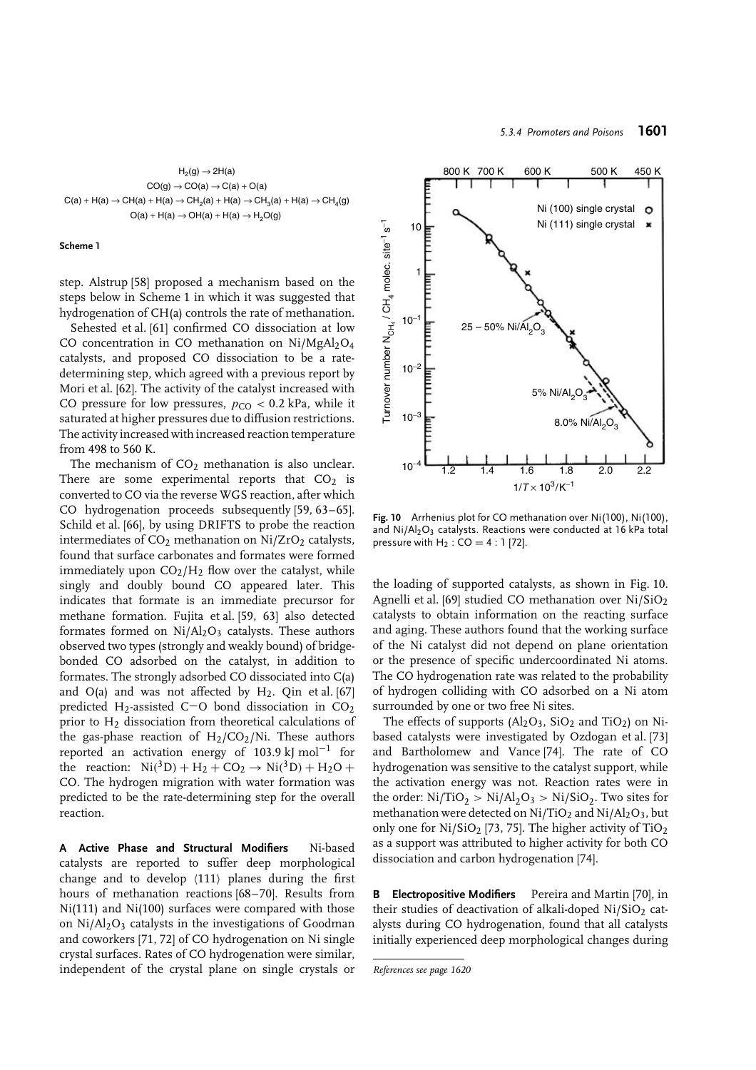$$H_2(g) \rightarrow 2H(a)$$
$$CO(g) \rightarrow CO(a) \rightarrow C(a) + O(a)$$
$$C(a) + H(a) \rightarrow CH(a) + H(a) \rightarrow CH_2(a) + H(a) \rightarrow CH_3(a) + H(a) \rightarrow CH_4(g)$$
$$O(a) + H(a) \rightarrow OH(a) + H(a) \rightarrow H_2O(g)$$

**Scheme 1**

step. Alstrup [58] proposed a mechanism based on the steps below in Scheme 1 in which it was suggested that hydrogenation of CH(a) controls the rate of methanation.

Sehested et al. [61] confirmed CO dissociation at low CO concentration in CO methanation on $Ni/MgAl_2O_4$ catalysts, and proposed CO dissociation to be a rate-determining step, which agreed with a previous report by Mori et al. [62]. The activity of the catalyst increased with CO pressure for low pressures, $p_{CO} < 0.2$ kPa, while it saturated at higher pressures due to diffusion restrictions. The activity increased with increased reaction temperature from 498 to 560 K.

The mechanism of $CO_2$ methanation is also unclear. There are some experimental reports that $CO_2$ is converted to CO via the reverse WGS reaction, after which CO hydrogenation proceeds subsequently [59, 63–65]. Schild et al. [66], by using DRIFTS to probe the reaction intermediates of $CO_2$ methanation on $Ni/ZrO_2$ catalysts, found that surface carbonates and formates were formed immediately upon $CO_2/H_2$ flow over the catalyst, while singly and doubly bound CO appeared later. This indicates that formate is an immediate precursor for methane formation. Fujita et al. [59, 63] also detected formates formed on $Ni/Al_2O_3$ catalysts. These authors observed two types (strongly and weakly bound) of bridge-bonded CO adsorbed on the catalyst, in addition to formates. The strongly adsorbed CO dissociated into C(a) and O(a) and was not affected by $H_2$. Qin et al. [67] predicted $H_2$-assisted C−O bond dissociation in $CO_2$ prior to $H_2$ dissociation from theoretical calculations of the gas-phase reaction of $H_2/CO_2/Ni$. These authors reported an activation energy of 103.9 kJ mol$^{-1}$ for the reaction: $Ni(^3D) + H_2 + CO_2 \rightarrow Ni(^3D) + H_2O + CO$. The hydrogen migration with water formation was predicted to be the rate-determining step for the overall reaction.

**A Active Phase and Structural Modifiers** Ni-based catalysts are reported to suffer deep morphological change and to develop ⟨111⟩ planes during the first hours of methanation reactions [68–70]. Results from Ni(111) and Ni(100) surfaces were compared with those on $Ni/Al_2O_3$ catalysts in the investigations of Goodman and coworkers [71, 72] of CO hydrogenation on Ni single crystal surfaces. Rates of CO hydrogenation were similar, independent of the crystal plane on single crystals or the loading of supported catalysts, as shown in Fig. 10. Agnelli et al. [69] studied CO methanation over $Ni/SiO_2$ catalysts to obtain information on the reacting surface and aging. These authors found that the working surface of the Ni catalyst did not depend on plane orientation or the presence of specific undercoordinated Ni atoms. The CO hydrogenation rate was related to the probability of hydrogen colliding with CO adsorbed on a Ni atom surrounded by one or two free Ni sites.

**Fig. 10** Arrhenius plot for CO methanation over Ni(100), Ni(100), and $Ni/Al_2O_3$ catalysts. Reactions were conducted at 16 kPa total pressure with $H_2 : CO = 4 : 1$ [72].

The effects of supports ($Al_2O_3$, $SiO_2$ and $TiO_2$) on Ni-based catalysts were investigated by Ozdogan et al. [73] and Bartholomew and Vance [74]. The rate of CO hydrogenation was sensitive to the catalyst support, while the activation energy was not. Reaction rates were in the order: $Ni/TiO_2 > Ni/Al_2O_3 > Ni/SiO_2$. Two sites for methanation were detected on $Ni/TiO_2$ and $Ni/Al_2O_3$, but only one for $Ni/SiO_2$ [73, 75]. The higher activity of $TiO_2$ as a support was attributed to higher activity for both CO dissociation and carbon hydrogenation [74].

**B Electropositive Modifiers** Pereira and Martin [70], in their studies of deactivation of alkali-doped $Ni/SiO_2$ catalysts during CO hydrogenation, found that all catalysts initially experienced deep morphological changes during

*References see page 1620*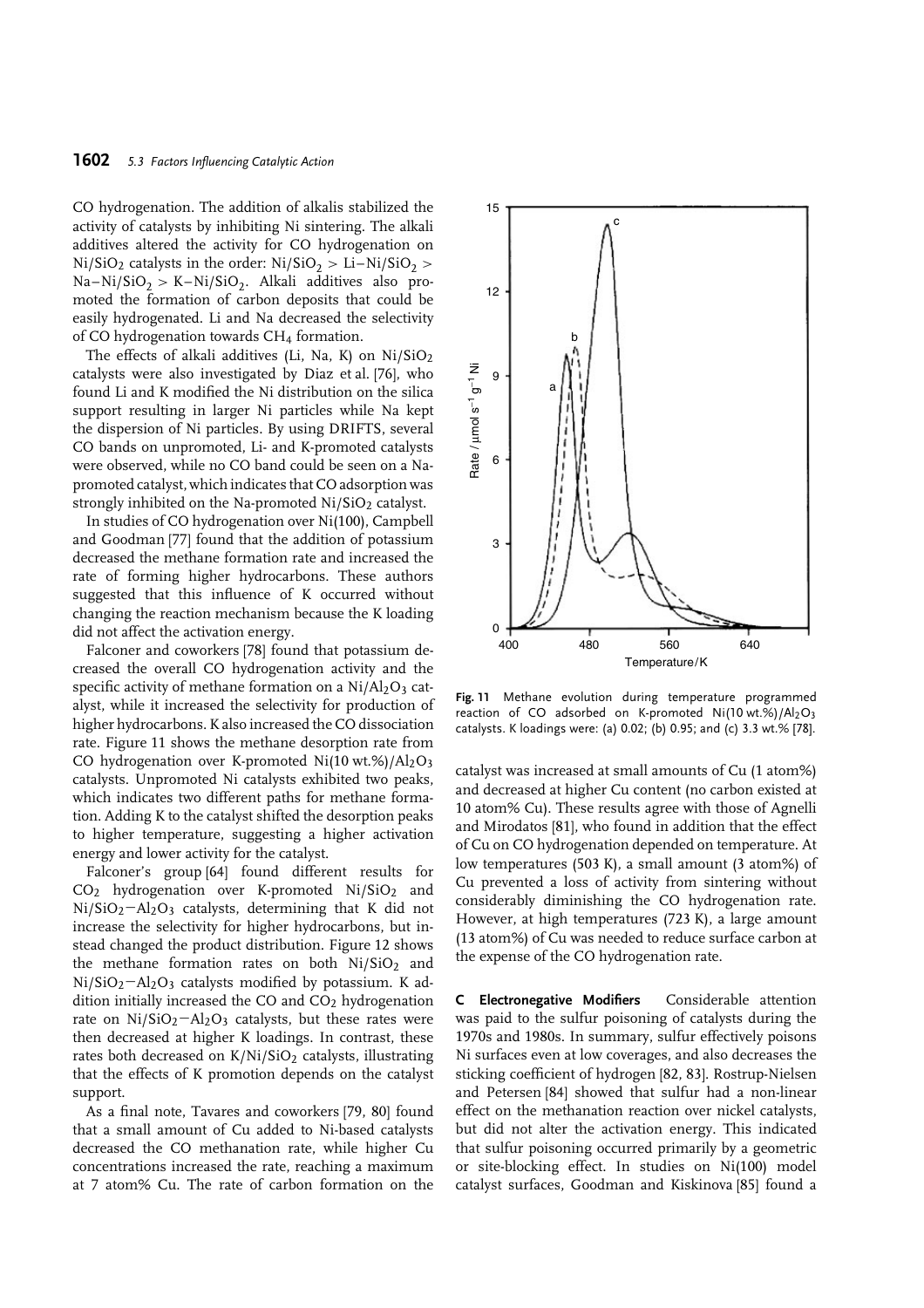CO hydrogenation. The addition of alkalis stabilized the activity of catalysts by inhibiting Ni sintering. The alkali additives altered the activity for CO hydrogenation on $Ni/SiO_2$ catalysts in the order: $Ni/SiO_2 > Li{-}Ni/SiO_2 > Na{-}Ni/SiO_2 > K{-}Ni/SiO_2$. Alkali additives also promoted the formation of carbon deposits that could be easily hydrogenated. Li and Na decreased the selectivity of CO hydrogenation towards $CH_4$ formation.

The effects of alkali additives (Li, Na, K) on $Ni/SiO_2$ catalysts were also investigated by Diaz et al. [76], who found Li and K modified the Ni distribution on the silica support resulting in larger Ni particles while Na kept the dispersion of Ni particles. By using DRIFTS, several CO bands on unpromoted, Li- and K-promoted catalysts were observed, while no CO band could be seen on a Na-promoted catalyst, which indicates that CO adsorption was strongly inhibited on the Na-promoted $Ni/SiO_2$ catalyst.

In studies of CO hydrogenation over Ni(100), Campbell and Goodman [77] found that the addition of potassium decreased the methane formation rate and increased the rate of forming higher hydrocarbons. These authors suggested that this influence of K occurred without changing the reaction mechanism because the K loading did not affect the activation energy.

Falconer and coworkers [78] found that potassium decreased the overall CO hydrogenation activity and the specific activity of methane formation on a $Ni/Al_2O_3$ catalyst, while it increased the selectivity for production of higher hydrocarbons. K also increased the CO dissociation rate. Figure 11 shows the methane desorption rate from CO hydrogenation over K-promoted Ni(10 wt.%)/$Al_2O_3$ catalysts. Unpromoted Ni catalysts exhibited two peaks, which indicates two different paths for methane formation. Adding K to the catalyst shifted the desorption peaks to higher temperature, suggesting a higher activation energy and lower activity for the catalyst.

Falconer's group [64] found different results for $CO_2$ hydrogenation over K-promoted $Ni/SiO_2$ and $Ni/SiO_2{-}Al_2O_3$ catalysts, determining that K did not increase the selectivity for higher hydrocarbons, but instead changed the product distribution. Figure 12 shows the methane formation rates on both $Ni/SiO_2$ and $Ni/SiO_2{-}Al_2O_3$ catalysts modified by potassium. K addition initially increased the CO and $CO_2$ hydrogenation rate on $Ni/SiO_2{-}Al_2O_3$ catalysts, but these rates were then decreased at higher K loadings. In contrast, these rates both decreased on $K/Ni/SiO_2$ catalysts, illustrating that the effects of K promotion depends on the catalyst support.

As a final note, Tavares and coworkers [79, 80] found that a small amount of Cu added to Ni-based catalysts decreased the CO methanation rate, while higher Cu concentrations increased the rate, reaching a maximum at 7 atom% Cu. The rate of carbon formation on the catalyst was increased at small amounts of Cu (1 atom%) and decreased at higher Cu content (no carbon existed at 10 atom% Cu). These results agree with those of Agnelli and Mirodatos [81], who found in addition that the effect of Cu on CO hydrogenation depended on temperature. At low temperatures (503 K), a small amount (3 atom%) of Cu prevented a loss of activity from sintering without considerably diminishing the CO hydrogenation rate. However, at high temperatures (723 K), a large amount (13 atom%) of Cu was needed to reduce surface carbon at the expense of the CO hydrogenation rate.

**Fig. 11** Methane evolution during temperature programmed reaction of CO adsorbed on K-promoted Ni(10 wt.%)/$Al_2O_3$ catalysts. K loadings were: (a) 0.02; (b) 0.95; and (c) 3.3 wt.% [78].

**C Electronegative Modifiers** Considerable attention was paid to the sulfur poisoning of catalysts during the 1970s and 1980s. In summary, sulfur effectively poisons Ni surfaces even at low coverages, and also decreases the sticking coefficient of hydrogen [82, 83]. Rostrup-Nielsen and Petersen [84] showed that sulfur had a non-linear effect on the methanation reaction over nickel catalysts, but did not alter the activation energy. This indicated that sulfur poisoning occurred primarily by a geometric or site-blocking effect. In studies on Ni(100) model catalyst surfaces, Goodman and Kiskinova [85] found a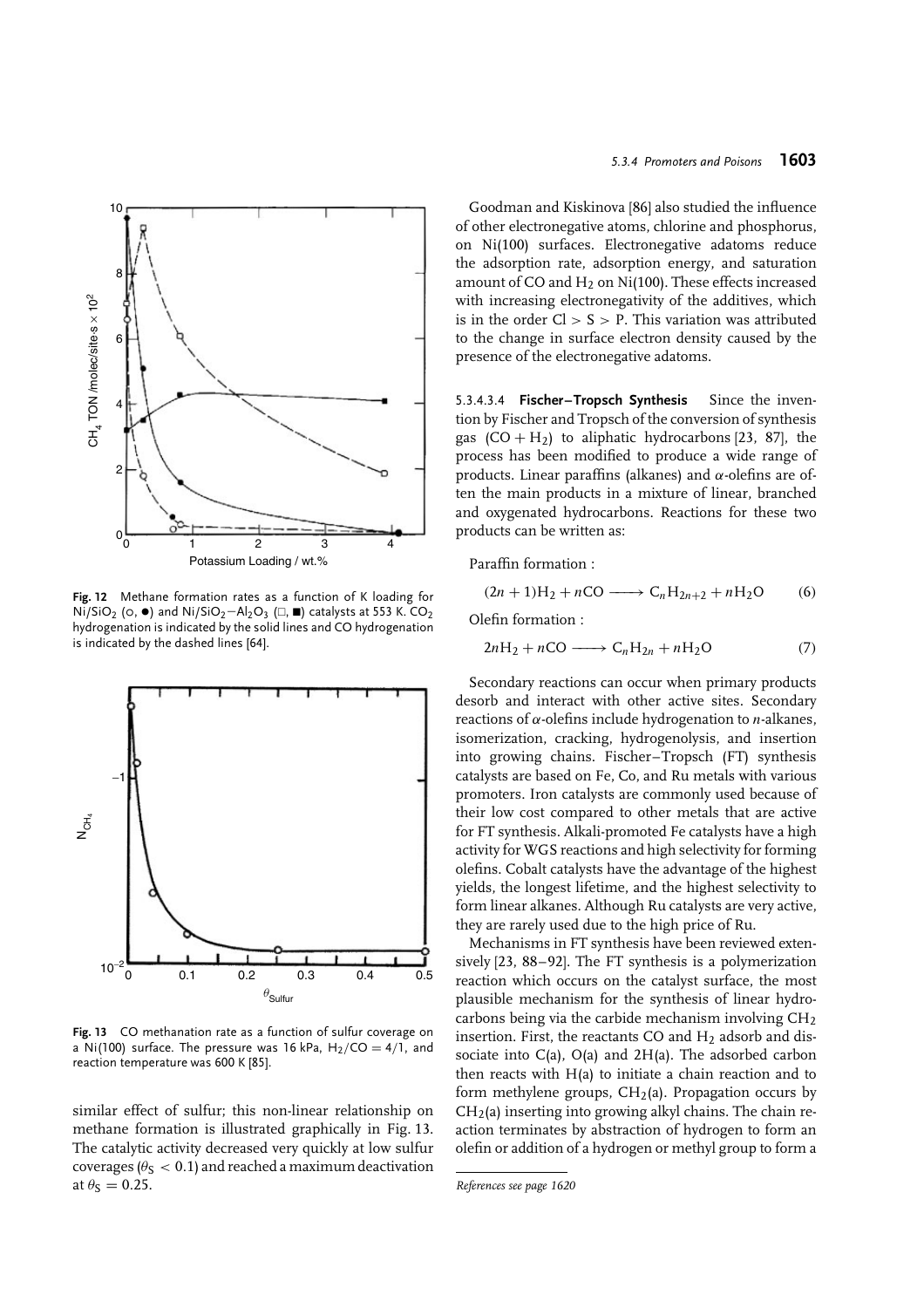**Fig. 12** Methane formation rates as a function of K loading for $Ni/SiO_2$ (○, ●) and $Ni/SiO_2{-}Al_2O_3$ (□, ■) catalysts at 553 K. $CO_2$ hydrogenation is indicated by the solid lines and CO hydrogenation is indicated by the dashed lines [64].

**Fig. 13** CO methanation rate as a function of sulfur coverage on a Ni(100) surface. The pressure was 16 kPa, $H_2/CO = 4/1$, and reaction temperature was 600 K [85].

similar effect of sulfur; this non-linear relationship on methane formation is illustrated graphically in Fig. 13. The catalytic activity decreased very quickly at low sulfur coverages ($\theta_S < 0.1$) and reached a maximum deactivation at $\theta_S = 0.25$.

Goodman and Kiskinova [86] also studied the influence of other electronegative atoms, chlorine and phosphorus, on Ni(100) surfaces. Electronegative adatoms reduce the adsorption rate, adsorption energy, and saturation amount of CO and $H_2$ on Ni(100). These effects increased with increasing electronegativity of the additives, which is in the order Cl > S > P. This variation was attributed to the change in surface electron density caused by the presence of the electronegative adatoms.

#### 5.3.4.3.4 Fischer–Tropsch Synthesis

Since the invention by Fischer and Tropsch of the conversion of synthesis gas ($CO + H_2$) to aliphatic hydrocarbons [23, 87], the process has been modified to produce a wide range of products. Linear paraffins (alkanes) and α-olefins are often the main products in a mixture of linear, branched and oxygenated hydrocarbons. Reactions for these two products can be written as:

Paraffin formation :

$$(2n+1)H_2 + nCO \longrightarrow C_nH_{2n+2} + nH_2O \qquad (6)$$

Olefin formation :

$$2nH_2 + nCO \longrightarrow C_nH_{2n} + nH_2O \qquad (7)$$

Secondary reactions can occur when primary products desorb and interact with other active sites. Secondary reactions of α-olefins include hydrogenation to *n*-alkanes, isomerization, cracking, hydrogenolysis, and insertion into growing chains. Fischer–Tropsch (FT) synthesis catalysts are based on Fe, Co, and Ru metals with various promoters. Iron catalysts are commonly used because of their low cost compared to other metals that are active for FT synthesis. Alkali-promoted Fe catalysts have a high activity for WGS reactions and high selectivity for forming olefins. Cobalt catalysts have the advantage of the highest yields, the longest lifetime, and the highest selectivity to form linear alkanes. Although Ru catalysts are very active, they are rarely used due to the high price of Ru.

Mechanisms in FT synthesis have been reviewed extensively [23, 88–92]. The FT synthesis is a polymerization reaction which occurs on the catalyst surface, the most plausible mechanism for the synthesis of linear hydrocarbons being via the carbide mechanism involving $CH_2$ insertion. First, the reactants CO and $H_2$ adsorb and dissociate into C(a), O(a) and 2H(a). The adsorbed carbon then reacts with H(a) to initiate a chain reaction and to form methylene groups, $CH_2$(a). Propagation occurs by $CH_2$(a) inserting into growing alkyl chains. The chain reaction terminates by abstraction of hydrogen to form an olefin or addition of a hydrogen or methyl group to form a

*References see page 1620*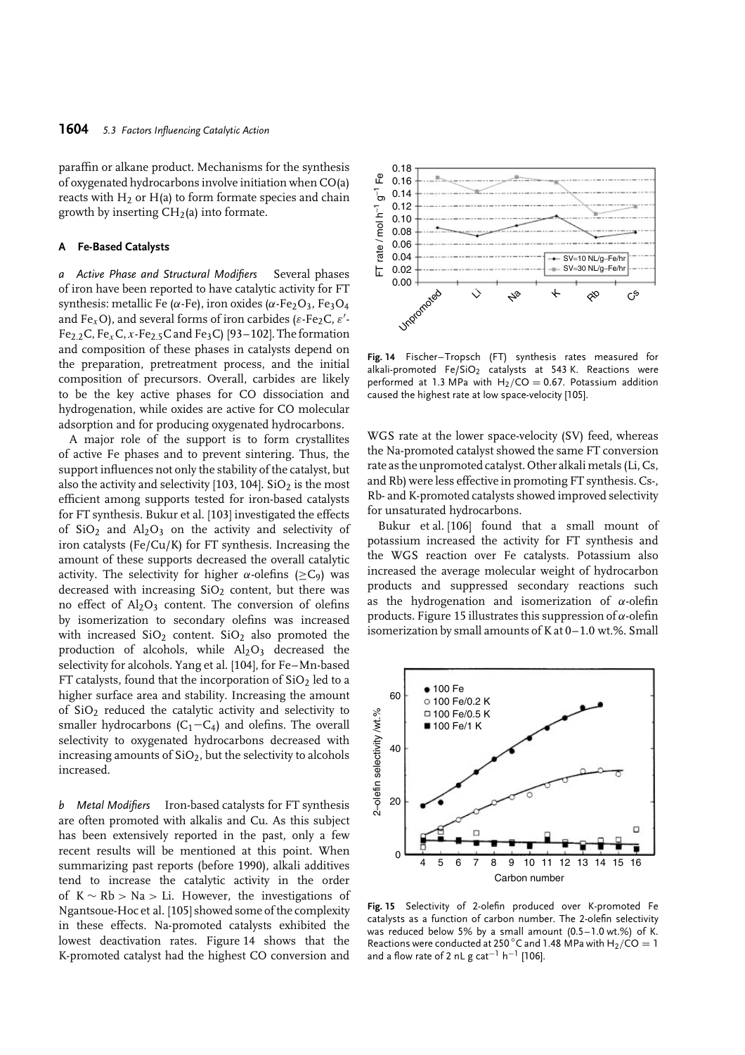paraffin or alkane product. Mechanisms for the synthesis of oxygenated hydrocarbons involve initiation when CO(a) reacts with $H_2$ or H(a) to form formate species and chain growth by inserting $CH_2$(a) into formate.

### A Fe-Based Catalysts

*a Active Phase and Structural Modifiers* Several phases of iron have been reported to have catalytic activity for FT synthesis: metallic Fe ($\alpha$-Fe), iron oxides ($\alpha$-$Fe_2O_3$, $Fe_3O_4$ and $Fe_xO$), and several forms of iron carbides ($\varepsilon$-$Fe_2C$, $\varepsilon'$-$Fe_{2.2}C$, $Fe_xC$, $x$-$Fe_{2.5}C$ and $Fe_3C$) [93–102]. The formation and composition of these phases in catalysts depend on the preparation, pretreatment process, and the initial composition of precursors. Overall, carbides are likely to be the key active phases for CO dissociation and hydrogenation, while oxides are active for CO molecular adsorption and for producing oxygenated hydrocarbons.

A major role of the support is to form crystallites of active Fe phases and to prevent sintering. Thus, the support influences not only the stability of the catalyst, but also the activity and selectivity [103, 104]. $SiO_2$ is the most efficient among supports tested for iron-based catalysts for FT synthesis. Bukur et al. [103] investigated the effects of $SiO_2$ and $Al_2O_3$ on the activity and selectivity of iron catalysts (Fe/Cu/K) for FT synthesis. Increasing the amount of these supports decreased the overall catalytic activity. The selectivity for higher $\alpha$-olefins ($\geq C_9$) was decreased with increasing $SiO_2$ content, but there was no effect of $Al_2O_3$ content. The conversion of olefins by isomerization to secondary olefins was increased with increased $SiO_2$ content. $SiO_2$ also promoted the production of alcohols, while $Al_2O_3$ decreased the selectivity for alcohols. Yang et al. [104], for Fe–Mn-based FT catalysts, found that the incorporation of $SiO_2$ led to a higher surface area and stability. Increasing the amount of $SiO_2$ reduced the catalytic activity and selectivity to smaller hydrocarbons ($C_1$–$C_4$) and olefins. The overall selectivity to oxygenated hydrocarbons decreased with increasing amounts of $SiO_2$, but the selectivity to alcohols increased.

*b Metal Modifiers* Iron-based catalysts for FT synthesis are often promoted with alkalis and Cu. As this subject has been extensively reported in the past, only a few recent results will be mentioned at this point. When summarizing past reports (before 1990), alkali additives tend to increase the catalytic activity in the order of K ~ Rb > Na > Li. However, the investigations of Ngantsoue-Hoc et al. [105] showed some of the complexity in these effects. Na-promoted catalysts exhibited the lowest deactivation rates. Figure 14 shows that the K-promoted catalyst had the highest CO conversion and WGS rate at the lower space-velocity (SV) feed, whereas the Na-promoted catalyst showed the same FT conversion rate as the unpromoted catalyst. Other alkali metals (Li, Cs, and Rb) were less effective in promoting FT synthesis. Cs-, Rb- and K-promoted catalysts showed improved selectivity for unsaturated hydrocarbons.

**Fig. 14** Fischer–Tropsch (FT) synthesis rates measured for alkali-promoted Fe/$SiO_2$ catalysts at 543 K. Reactions were performed at 1.3 MPa with $H_2$/CO = 0.67. Potassium addition caused the highest rate at low space-velocity [105].

Bukur et al. [106] found that a small mount of potassium increased the activity for FT synthesis and the WGS reaction over Fe catalysts. Potassium also increased the average molecular weight of hydrocarbon products and suppressed secondary reactions such as the hydrogenation and isomerization of $\alpha$-olefin products. Figure 15 illustrates this suppression of $\alpha$-olefin isomerization by small amounts of K at 0–1.0 wt.%. Small

**Fig. 15** Selectivity of 2-olefin produced over K-promoted Fe catalysts as a function of carbon number. The 2-olefin selectivity was reduced below 5% by a small amount (0.5–1.0 wt.%) of K. Reactions were conducted at 250 °C and 1.48 MPa with $H_2$/CO = 1 and a flow rate of 2 nL g cat$^{-1}$ h$^{-1}$ [106].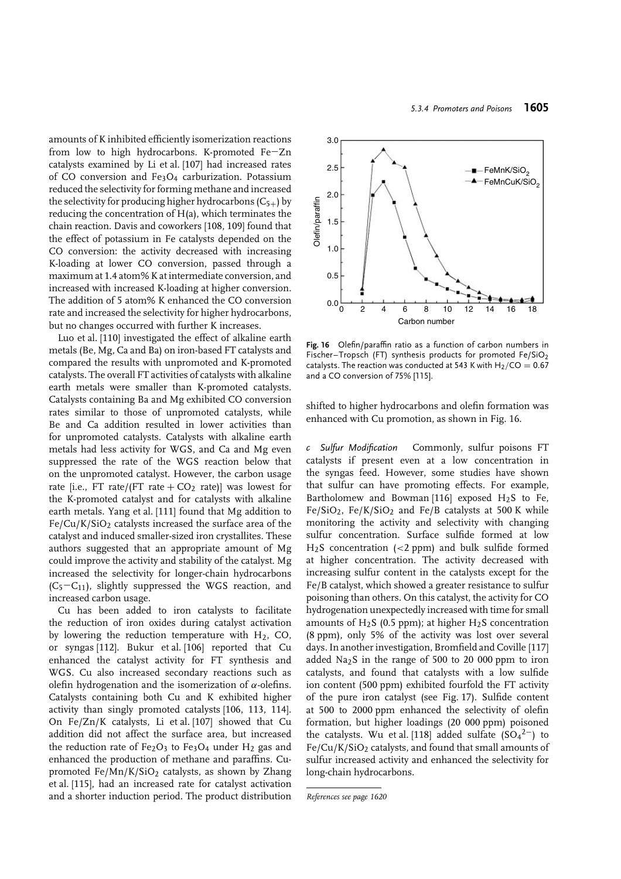amounts of K inhibited efficiently isomerization reactions from low to high hydrocarbons. K-promoted Fe−Zn catalysts examined by Li et al. [107] had increased rates of CO conversion and $Fe_3O_4$ carburization. Potassium reduced the selectivity for forming methane and increased the selectivity for producing higher hydrocarbons ($C_{5+}$) by reducing the concentration of H(a), which terminates the chain reaction. Davis and coworkers [108, 109] found that the effect of potassium in Fe catalysts depended on the CO conversion: the activity decreased with increasing K-loading at lower CO conversion, passed through a maximum at 1.4 atom% K at intermediate conversion, and increased with increased K-loading at higher conversion. The addition of 5 atom% K enhanced the CO conversion rate and increased the selectivity for higher hydrocarbons, but no changes occurred with further K increases.

Luo et al. [110] investigated the effect of alkaline earth metals (Be, Mg, Ca and Ba) on iron-based FT catalysts and compared the results with unpromoted and K-promoted catalysts. The overall FT activities of catalysts with alkaline earth metals were smaller than K-promoted catalysts. Catalysts containing Ba and Mg exhibited CO conversion rates similar to those of unpromoted catalysts, while Be and Ca addition resulted in lower activities than for unpromoted catalysts. Catalysts with alkaline earth metals had less activity for WGS, and Ca and Mg even suppressed the rate of the WGS reaction below that on the unpromoted catalyst. However, the carbon usage rate [i.e., FT rate/(FT rate + $CO_2$ rate)] was lowest for the K-promoted catalyst and for catalysts with alkaline earth metals. Yang et al. [111] found that Mg addition to $Fe/Cu/K/SiO_2$ catalysts increased the surface area of the catalyst and induced smaller-sized iron crystallites. These authors suggested that an appropriate amount of Mg could improve the activity and stability of the catalyst. Mg increased the selectivity for longer-chain hydrocarbons ($C_5$−$C_{11}$), slightly suppressed the WGS reaction, and increased carbon usage.

Cu has been added to iron catalysts to facilitate the reduction of iron oxides during catalyst activation by lowering the reduction temperature with $H_2$, CO, or syngas [112]. Bukur et al. [106] reported that Cu enhanced the catalyst activity for FT synthesis and WGS. Cu also increased secondary reactions such as olefin hydrogenation and the isomerization of $\alpha$-olefins. Catalysts containing both Cu and K exhibited higher activity than singly promoted catalysts [106, 113, 114]. On Fe/Zn/K catalysts, Li et al. [107] showed that Cu addition did not affect the surface area, but increased the reduction rate of $Fe_2O_3$ to $Fe_3O_4$ under $H_2$ gas and enhanced the production of methane and paraffins. Cu-promoted $Fe/Mn/K/SiO_2$ catalysts, as shown by Zhang et al. [115], had an increased rate for catalyst activation and a shorter induction period. The product distribution shifted to higher hydrocarbons and olefin formation was enhanced with Cu promotion, as shown in Fig. 16.

**Fig. 16** Olefin/paraffin ratio as a function of carbon numbers in Fischer–Tropsch (FT) synthesis products for promoted $Fe/SiO_2$ catalysts. The reaction was conducted at 543 K with $H_2/CO = 0.67$ and a CO conversion of 75% [115].

*c Sulfur Modification* Commonly, sulfur poisons FT catalysts if present even at a low concentration in the syngas feed. However, some studies have shown that sulfur can have promoting effects. For example, Bartholomew and Bowman [116] exposed $H_2S$ to Fe, $Fe/SiO_2$, $Fe/K/SiO_2$ and Fe/B catalysts at 500 K while monitoring the activity and selectivity with changing sulfur concentration. Surface sulfide formed at low $H_2S$ concentration (<2 ppm) and bulk sulfide formed at higher concentration. The activity decreased with increasing sulfur content in the catalysts except for the Fe/B catalyst, which showed a greater resistance to sulfur poisoning than others. On this catalyst, the activity for CO hydrogenation unexpectedly increased with time for small amounts of $H_2S$ (0.5 ppm); at higher $H_2S$ concentration (8 ppm), only 5% of the activity was lost over several days. In another investigation, Bromfield and Coville [117] added $Na_2S$ in the range of 500 to 20 000 ppm to iron catalysts, and found that catalysts with a low sulfide ion content (500 ppm) exhibited fourfold the FT activity of the pure iron catalyst (see Fig. 17). Sulfide content at 500 to 2000 ppm enhanced the selectivity of olefin formation, but higher loadings (20 000 ppm) poisoned the catalysts. Wu et al. [118] added sulfate ($SO_4^{2-}$) to $Fe/Cu/K/SiO_2$ catalysts, and found that small amounts of sulfur increased activity and enhanced the selectivity for long-chain hydrocarbons.

*References see page 1620*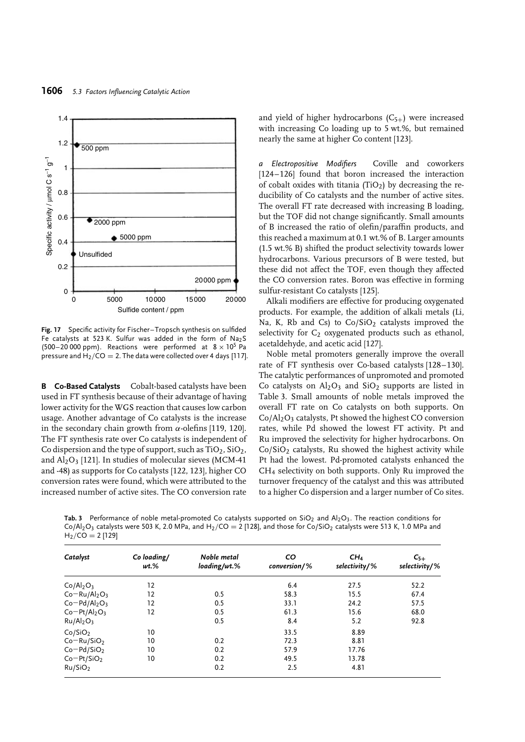Fig. 17 Specific activity for Fischer–Tropsch synthesis on sulfided Fe catalysts at 523 K. Sulfur was added in the form of $Na_2S$ (500–20 000 ppm). Reactions were performed at $8 \times 10^5$ Pa pressure and $H_2/CO = 2$. The data were collected over 4 days [117].

**B Co-Based Catalysts** Cobalt-based catalysts have been used in FT synthesis because of their advantage of having lower activity for the WGS reaction that causes low carbon usage. Another advantage of Co catalysts is the increase in the secondary chain growth from $\alpha$-olefins [119, 120]. The FT synthesis rate over Co catalysts is independent of Co dispersion and the type of support, such as $TiO_2$, $SiO_2$, and $Al_2O_3$ [121]. In studies of molecular sieves (MCM-41 and -48) as supports for Co catalysts [122, 123], higher CO conversion rates were found, which were attributed to the increased number of active sites. The CO conversion rate and yield of higher hydrocarbons ($C_{5+}$) were increased with increasing Co loading up to 5 wt.%, but remained nearly the same at higher Co content [123].

*a Electropositive Modifiers* Coville and coworkers [124–126] found that boron increased the interaction of cobalt oxides with titania ($TiO_2$) by decreasing the reducibility of Co catalysts and the number of active sites. The overall FT rate decreased with increasing B loading, but the TOF did not change significantly. Small amounts of B increased the ratio of olefin/paraffin products, and this reached a maximum at 0.1 wt.% of B. Larger amounts (1.5 wt.% B) shifted the product selectivity towards lower hydrocarbons. Various precursors of B were tested, but these did not affect the TOF, even though they affected the CO conversion rates. Boron was effective in forming sulfur-resistant Co catalysts [125].

Alkali modifiers are effective for producing oxygenated products. For example, the addition of alkali metals (Li, Na, K, Rb and Cs) to $Co/SiO_2$ catalysts improved the selectivity for $C_2$ oxygenated products such as ethanol, acetaldehyde, and acetic acid [127].

Noble metal promoters generally improve the overall rate of FT synthesis over Co-based catalysts [128–130]. The catalytic performances of unpromoted and promoted Co catalysts on $Al_2O_3$ and $SiO_2$ supports are listed in Table 3. Small amounts of noble metals improved the overall FT rate on Co catalysts on both supports. On $Co/Al_2O_3$ catalysts, Pt showed the highest CO conversion rates, while Pd showed the lowest FT activity. Pt and Ru improved the selectivity for higher hydrocarbons. On $Co/SiO_2$ catalysts, Ru showed the highest activity while Pt had the lowest. Pd-promoted catalysts enhanced the $CH_4$ selectivity on both supports. Only Ru improved the turnover frequency of the catalyst and this was attributed to a higher Co dispersion and a larger number of Co sites.

Tab. 3 Performance of noble metal-promoted Co catalysts supported on $SiO_2$ and $Al_2O_3$. The reaction conditions for $Co/Al_2O_3$ catalysts were 503 K, 2.0 MPa, and $H_2/CO = 2$ [128], and those for $Co/SiO_2$ catalysts were 513 K, 1.0 MPa and $H_2/CO = 2$ [129]

| *Catalyst* | *Co loading/ wt.%* | *Noble metal loading/wt.%* | *CO conversion/%* | *$CH_4$ selectivity/%* | *$C_{5+}$ selectivity/%* |
|---|---|---|---|---|---|
| $Co/Al_2O_3$ | 12 | | 6.4 | 27.5 | 52.2 |
| $Co-Ru/Al_2O_3$ | 12 | 0.5 | 58.3 | 15.5 | 67.4 |
| $Co-Pd/Al_2O_3$ | 12 | 0.5 | 33.1 | 24.2 | 57.5 |
| $Co-Pt/Al_2O_3$ | 12 | 0.5 | 61.3 | 15.6 | 68.0 |
| $Ru/Al_2O_3$ | | 0.5 | 8.4 | 5.2 | 92.8 |
| $Co/SiO_2$ | 10 | | 33.5 | 8.89 | |
| $Co-Ru/SiO_2$ | 10 | 0.2 | 72.3 | 8.81 | |
| $Co-Pd/SiO_2$ | 10 | 0.2 | 57.9 | 17.76 | |
| $Co-Pt/SiO_2$ | 10 | 0.2 | 49.5 | 13.78 | |
| $Ru/SiO_2$ | | 0.2 | 2.5 | 4.81 | |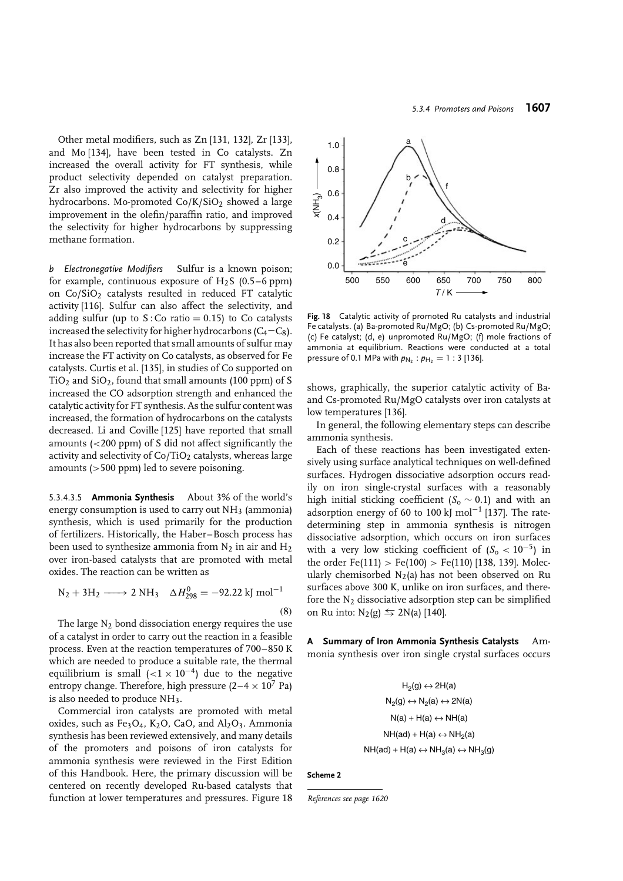Other metal modifiers, such as Zn [131, 132], Zr [133], and Mo [134], have been tested in Co catalysts. Zn increased the overall activity for FT synthesis, while product selectivity depended on catalyst preparation. Zr also improved the activity and selectivity for higher hydrocarbons. Mo-promoted $Co/K/SiO_2$ showed a large improvement in the olefin/paraffin ratio, and improved the selectivity for higher hydrocarbons by suppressing methane formation.

*b Electronegative Modifiers* Sulfur is a known poison; for example, continuous exposure of $H_2S$ (0.5–6 ppm) on $Co/SiO_2$ catalysts resulted in reduced FT catalytic activity [116]. Sulfur can also affect the selectivity, and adding sulfur (up to S : Co ratio = 0.15) to Co catalysts increased the selectivity for higher hydrocarbons ($C_4$–$C_8$). It has also been reported that small amounts of sulfur may increase the FT activity on Co catalysts, as observed for Fe catalysts. Curtis et al. [135], in studies of Co supported on $TiO_2$ and $SiO_2$, found that small amounts (100 ppm) of S increased the CO adsorption strength and enhanced the catalytic activity for FT synthesis. As the sulfur content was increased, the formation of hydrocarbons on the catalysts decreased. Li and Coville [125] have reported that small amounts (<200 ppm) of S did not affect significantly the activity and selectivity of $Co/TiO_2$ catalysts, whereas large amounts (>500 ppm) led to severe poisoning.

#### 5.3.4.3.5 **Ammonia Synthesis**

About 3% of the world's energy consumption is used to carry out $NH_3$ (ammonia) synthesis, which is used primarily for the production of fertilizers. Historically, the Haber–Bosch process has been used to synthesize ammonia from $N_2$ in air and $H_2$ over iron-based catalysts that are promoted with metal oxides. The reaction can be written as

$$N_2 + 3H_2 \longrightarrow 2\ NH_3 \quad \Delta H^0_{298} = -92.22\ \text{kJ mol}^{-1} \tag{8}$$

The large $N_2$ bond dissociation energy requires the use of a catalyst in order to carry out the reaction in a feasible process. Even at the reaction temperatures of 700–850 K which are needed to produce a suitable rate, the thermal equilibrium is small ($<1 \times 10^{-4}$) due to the negative entropy change. Therefore, high pressure ($2–4 \times 10^7$ Pa) is also needed to produce $NH_3$.

Commercial iron catalysts are promoted with metal oxides, such as $Fe_3O_4$, $K_2O$, CaO, and $Al_2O_3$. Ammonia synthesis has been reviewed extensively, and many details of the promoters and poisons of iron catalysts for ammonia synthesis were reviewed in the First Edition of this Handbook. Here, the primary discussion will be centered on recently developed Ru-based catalysts that function at lower temperatures and pressures. Figure 18 shows, graphically, the superior catalytic activity of Ba- and Cs-promoted Ru/MgO catalysts over iron catalysts at low temperatures [136].

**Fig. 18** Catalytic activity of promoted Ru catalysts and industrial Fe catalysts. (a) Ba-promoted Ru/MgO; (b) Cs-promoted Ru/MgO; (c) Fe catalyst; (d, e) unpromoted Ru/MgO; (f) mole fractions of ammonia at equilibrium. Reactions were conducted at a total pressure of 0.1 MPa with $p_{N_2} : p_{H_2} = 1 : 3$ [136].

In general, the following elementary steps can describe ammonia synthesis.

$$H_2(g) \leftrightarrow 2H(a)$$
$$N_2(g) \leftrightarrow N_2(a) \leftrightarrow 2N(a)$$
$$N(a) + H(a) \leftrightarrow NH(a)$$
$$NH(ad) + H(a) \leftrightarrow NH_2(a)$$
$$NH(ad) + H(a) \leftrightarrow NH_3(a) \leftrightarrow NH_3(g)$$

**Scheme 2**

Each of these reactions has been investigated extensively using surface analytical techniques on well-defined surfaces. Hydrogen dissociative adsorption occurs readily on iron single-crystal surfaces with a reasonably high initial sticking coefficient ($S_o \sim 0.1$) and with an adsorption energy of 60 to 100 kJ mol$^{-1}$ [137]. The rate-determining step in ammonia synthesis is nitrogen dissociative adsorption, which occurs on iron surfaces with a very low sticking coefficient of ($S_o < 10^{-5}$) in the order Fe(111) > Fe(100) > Fe(110) [138, 139]. Molecularly chemisorbed $N_2$(a) has not been observed on Ru surfaces above 300 K, unlike on iron surfaces, and therefore the $N_2$ dissociative adsorption step can be simplified on Ru into: $N_2(g) \leftrightarrows 2N(a)$ [140].

**A Summary of Iron Ammonia Synthesis Catalysts** Ammonia synthesis over iron single crystal surfaces occurs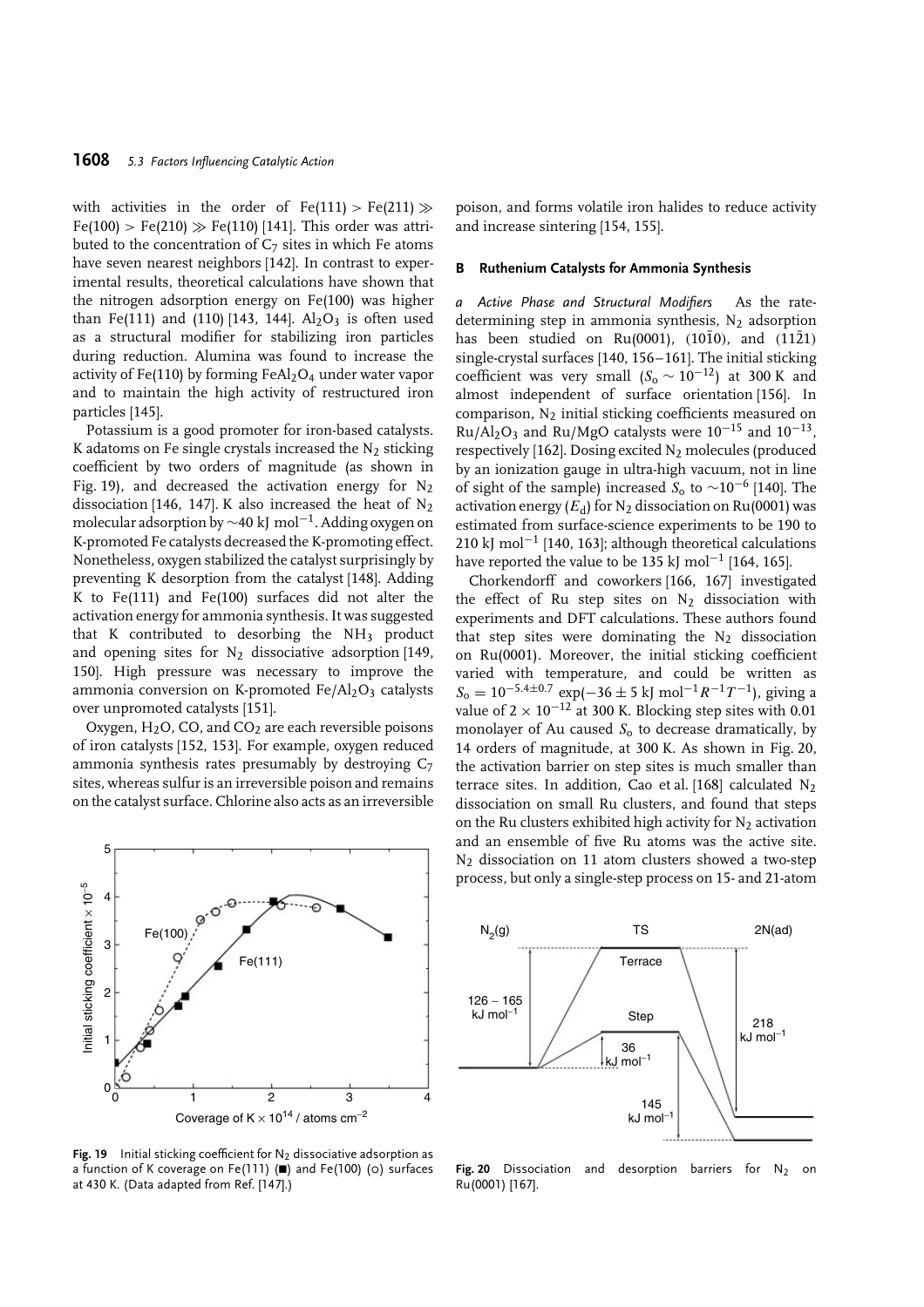with activities in the order of Fe(111) > Fe(211) ≫ Fe(100) > Fe(210) ≫ Fe(110) [141]. This order was attributed to the concentration of $C_7$ sites in which Fe atoms have seven nearest neighbors [142]. In contrast to experimental results, theoretical calculations have shown that the nitrogen adsorption energy on Fe(100) was higher than Fe(111) and (110) [143, 144]. $Al_2O_3$ is often used as a structural modifier for stabilizing iron particles during reduction. Alumina was found to increase the activity of Fe(110) by forming $FeAl_2O_4$ under water vapor and to maintain the high activity of restructured iron particles [145].

Potassium is a good promoter for iron-based catalysts. K adatoms on Fe single crystals increased the $N_2$ sticking coefficient by two orders of magnitude (as shown in Fig. 19), and decreased the activation energy for $N_2$ dissociation [146, 147]. K also increased the heat of $N_2$ molecular adsorption by ~40 kJ mol$^{-1}$. Adding oxygen on K-promoted Fe catalysts decreased the K-promoting effect. Nonetheless, oxygen stabilized the catalyst surprisingly by preventing K desorption from the catalyst [148]. Adding K to Fe(111) and Fe(100) surfaces did not alter the activation energy for ammonia synthesis. It was suggested that K contributed to desorbing the $NH_3$ product and opening sites for $N_2$ dissociative adsorption [149, 150]. High pressure was necessary to improve the ammonia conversion on K-promoted $Fe/Al_2O_3$ catalysts over unpromoted catalysts [151].

Oxygen, $H_2O$, CO, and $CO_2$ are each reversible poisons of iron catalysts [152, 153]. For example, oxygen reduced ammonia synthesis rates presumably by destroying $C_7$ sites, whereas sulfur is an irreversible poison and remains on the catalyst surface. Chlorine also acts as an irreversible poison, and forms volatile iron halides to reduce activity and increase sintering [154, 155].

**Fig. 19** Initial sticking coefficient for $N_2$ dissociative adsorption as a function of K coverage on Fe(111) (■) and Fe(100) (○) surfaces at 430 K. (Data adapted from Ref. [147].)

### B Ruthenium Catalysts for Ammonia Synthesis

*a Active Phase and Structural Modifiers* As the rate-determining step in ammonia synthesis, $N_2$ adsorption has been studied on Ru(0001), $(10\bar{1}0)$, and $(11\bar{2}1)$ single-crystal surfaces [140, 156–161]. The initial sticking coefficient was very small ($S_o \sim 10^{-12}$) at 300 K and almost independent of surface orientation [156]. In comparison, $N_2$ initial sticking coefficients measured on $Ru/Al_2O_3$ and Ru/MgO catalysts were $10^{-15}$ and $10^{-13}$, respectively [162]. Dosing excited $N_2$ molecules (produced by an ionization gauge in ultra-high vacuum, not in line of sight of the sample) increased $S_o$ to $\sim 10^{-6}$ [140]. The activation energy ($E_d$) for $N_2$ dissociation on Ru(0001) was estimated from surface-science experiments to be 190 to 210 kJ mol$^{-1}$ [140, 163]; although theoretical calculations have reported the value to be 135 kJ mol$^{-1}$ [164, 165].

Chorkendorff and coworkers [166, 167] investigated the effect of Ru step sites on $N_2$ dissociation with experiments and DFT calculations. These authors found that step sites were dominating the $N_2$ dissociation on Ru(0001). Moreover, the initial sticking coefficient varied with temperature, and could be written as $S_o = 10^{-5.4\pm0.7}\exp(-36 \pm 5 \text{ kJ mol}^{-1}R^{-1}T^{-1})$, giving a value of $2 \times 10^{-12}$ at 300 K. Blocking step sites with 0.01 monolayer of Au caused $S_o$ to decrease dramatically, by 14 orders of magnitude, at 300 K. As shown in Fig. 20, the activation barrier on step sites is much smaller than terrace sites. In addition, Cao et al. [168] calculated $N_2$ dissociation on small Ru clusters, and found that steps on the Ru clusters exhibited high activity for $N_2$ activation and an ensemble of five Ru atoms was the active site. $N_2$ dissociation on 11 atom clusters showed a two-step process, but only a single-step process on 15- and 21-atom

**Fig. 20** Dissociation and desorption barriers for $N_2$ on Ru(0001) [167].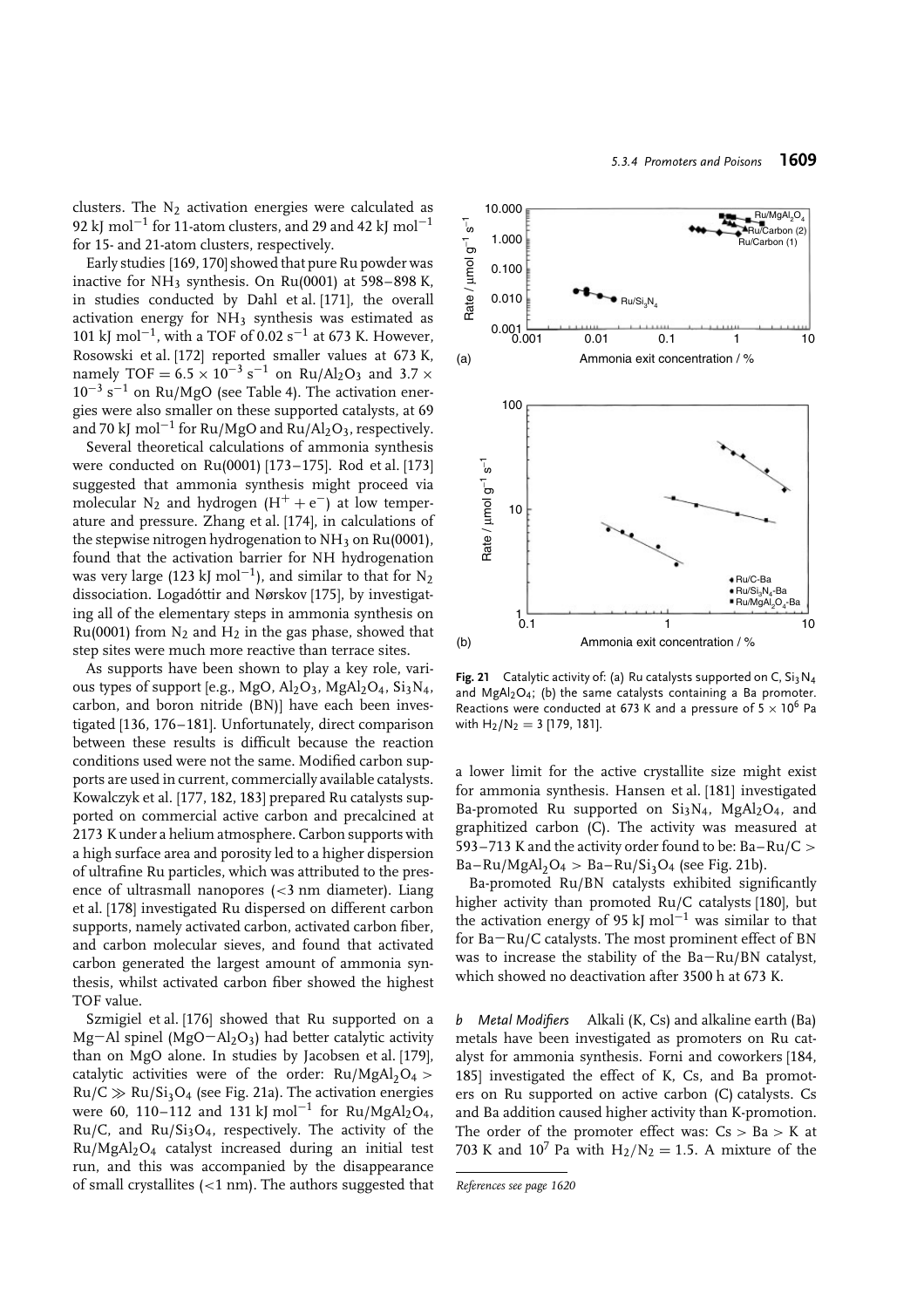clusters. The $N_2$ activation energies were calculated as 92 kJ mol$^{-1}$ for 11-atom clusters, and 29 and 42 kJ mol$^{-1}$ for 15- and 21-atom clusters, respectively.

Early studies [169, 170] showed that pure Ru powder was inactive for $NH_3$ synthesis. On Ru(0001) at 598–898 K, in studies conducted by Dahl et al. [171], the overall activation energy for $NH_3$ synthesis was estimated as 101 kJ mol$^{-1}$, with a TOF of 0.02 s$^{-1}$ at 673 K. However, Rosowski et al. [172] reported smaller values at 673 K, namely TOF = $6.5 \times 10^{-3}$ s$^{-1}$ on Ru/$Al_2O_3$ and $3.7 \times 10^{-3}$ s$^{-1}$ on Ru/MgO (see Table 4). The activation energies were also smaller on these supported catalysts, at 69 and 70 kJ mol$^{-1}$ for Ru/MgO and Ru/$Al_2O_3$, respectively.

Several theoretical calculations of ammonia synthesis were conducted on Ru(0001) [173–175]. Rod et al. [173] suggested that ammonia synthesis might proceed via molecular $N_2$ and hydrogen ($H^+ + e^-$) at low temperature and pressure. Zhang et al. [174], in calculations of the stepwise nitrogen hydrogenation to $NH_3$ on Ru(0001), found that the activation barrier for NH hydrogenation was very large (123 kJ mol$^{-1}$), and similar to that for $N_2$ dissociation. Logadóttir and Nørskov [175], by investigating all of the elementary steps in ammonia synthesis on Ru(0001) from $N_2$ and $H_2$ in the gas phase, showed that step sites were much more reactive than terrace sites.

As supports have been shown to play a key role, various types of support [e.g., MgO, $Al_2O_3$, $MgAl_2O_4$, $Si_3N_4$, carbon, and boron nitride (BN)] have each been investigated [136, 176–181]. Unfortunately, direct comparison between these results is difficult because the reaction conditions used were not the same. Modified carbon supports are used in current, commercially available catalysts. Kowalczyk et al. [177, 182, 183] prepared Ru catalysts supported on commercial active carbon and precalcined at 2173 K under a helium atmosphere. Carbon supports with a high surface area and porosity led to a higher dispersion of ultrafine Ru particles, which was attributed to the presence of ultrasmall nanopores (<3 nm diameter). Liang et al. [178] investigated Ru dispersed on different carbon supports, namely activated carbon, activated carbon fiber, and carbon molecular sieves, and found that activated carbon generated the largest amount of ammonia synthesis, whilst activated carbon fiber showed the highest TOF value.

Szmigiel et al. [176] showed that Ru supported on a Mg–Al spinel (MgO–$Al_2O_3$) had better catalytic activity than on MgO alone. In studies by Jacobsen et al. [179], catalytic activities were of the order: Ru/$MgAl_2O_4$ > Ru/C ≫ Ru/$Si_3O_4$ (see Fig. 21a). The activation energies were 60, 110–112 and 131 kJ mol$^{-1}$ for Ru/$MgAl_2O_4$, Ru/C, and Ru/$Si_3O_4$, respectively. The activity of the Ru/$MgAl_2O_4$ catalyst increased during an initial test run, and this was accompanied by the disappearance of small crystallites (<1 nm). The authors suggested that a lower limit for the active crystallite size might exist for ammonia synthesis. Hansen et al. [181] investigated Ba-promoted Ru supported on $Si_3N_4$, $MgAl_2O_4$, and graphitized carbon (C). The activity was measured at 593–713 K and the activity order found to be: Ba–Ru/C > Ba–Ru/$MgAl_2O_4$ > Ba–Ru/$Si_3O_4$ (see Fig. 21b).

Fig. 21 Catalytic activity of: (a) Ru catalysts supported on C, $Si_3N_4$ and $MgAl_2O_4$; (b) the same catalysts containing a Ba promoter. Reactions were conducted at 673 K and a pressure of $5 \times 10^6$ Pa with $H_2/N_2 = 3$ [179, 181].

Ba-promoted Ru/BN catalysts exhibited significantly higher activity than promoted Ru/C catalysts [180], but the activation energy of 95 kJ mol$^{-1}$ was similar to that for Ba–Ru/C catalysts. The most prominent effect of BN was to increase the stability of the Ba–Ru/BN catalyst, which showed no deactivation after 3500 h at 673 K.

*b Metal Modifiers* Alkali (K, Cs) and alkaline earth (Ba) metals have been investigated as promoters on Ru catalyst for ammonia synthesis. Forni and coworkers [184, 185] investigated the effect of K, Cs, and Ba promoters on Ru supported on active carbon (C) catalysts. Cs and Ba addition caused higher activity than K-promotion. The order of the promoter effect was: Cs > Ba > K at 703 K and $10^7$ Pa with $H_2/N_2 = 1.5$. A mixture of the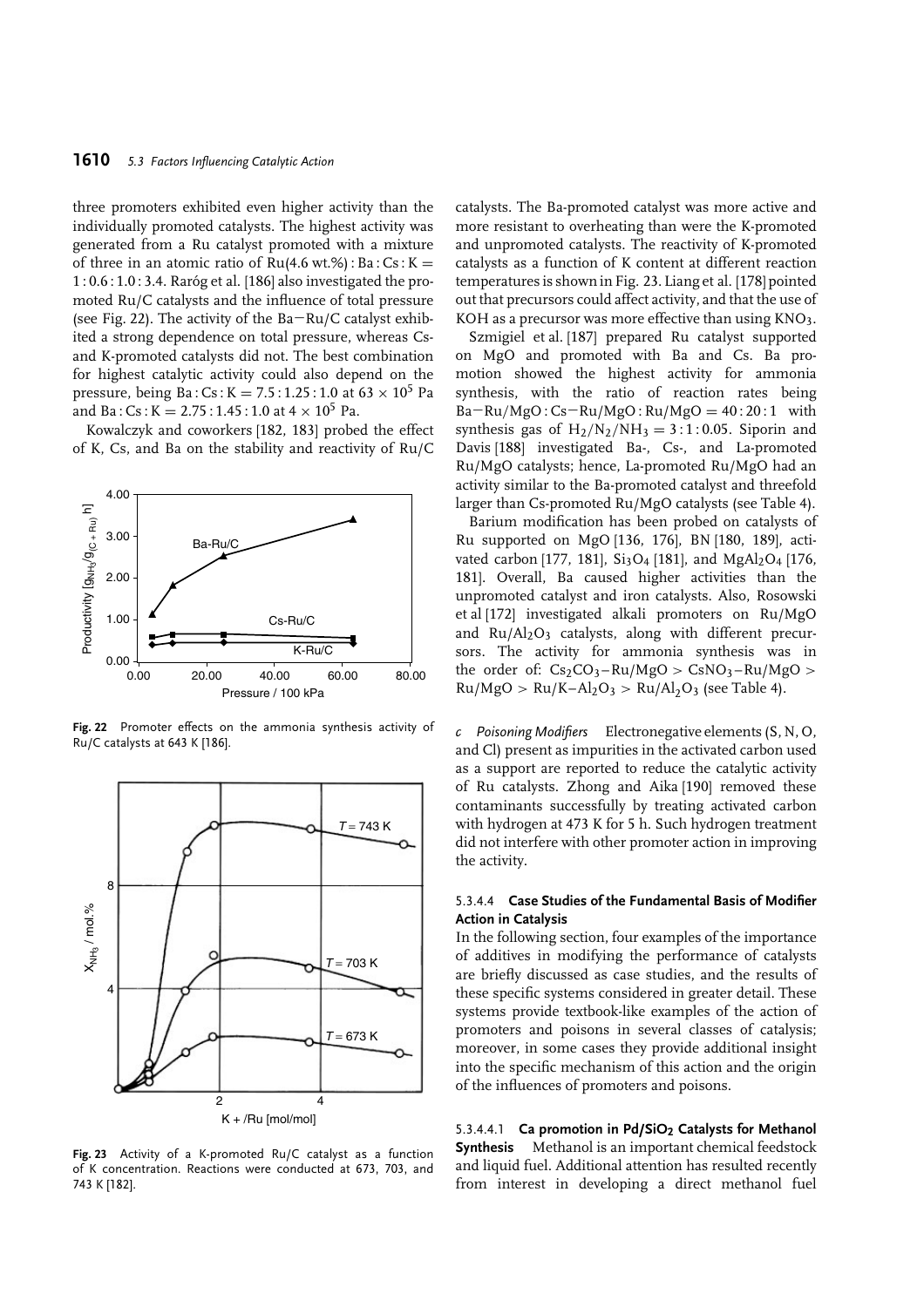three promoters exhibited even higher activity than the individually promoted catalysts. The highest activity was generated from a Ru catalyst promoted with a mixture of three in an atomic ratio of Ru(4.6 wt.%) : Ba : Cs : K = 1 : 0.6 : 1.0 : 3.4. Raróg et al. [186] also investigated the promoted Ru/C catalysts and the influence of total pressure (see Fig. 22). The activity of the Ba−Ru/C catalyst exhibited a strong dependence on total pressure, whereas Cs- and K-promoted catalysts did not. The best combination for highest catalytic activity could also depend on the pressure, being Ba : Cs : K = 7.5 : 1.25 : 1.0 at $63 \times 10^5$ Pa and Ba : Cs : K = 2.75 : 1.45 : 1.0 at $4 \times 10^5$ Pa.

Kowalczyk and coworkers [182, 183] probed the effect of K, Cs, and Ba on the stability and reactivity of Ru/C catalysts. The Ba-promoted catalyst was more active and more resistant to overheating than were the K-promoted and unpromoted catalysts. The reactivity of K-promoted catalysts as a function of K content at different reaction temperatures is shown in Fig. 23. Liang et al. [178] pointed out that precursors could affect activity, and that the use of KOH as a precursor was more effective than using $KNO_3$.

**Fig. 22** Promoter effects on the ammonia synthesis activity of Ru/C catalysts at 643 K [186].

**Fig. 23** Activity of a K-promoted Ru/C catalyst as a function of K concentration. Reactions were conducted at 673, 703, and 743 K [182].

Szmigiel et al. [187] prepared Ru catalyst supported on MgO and promoted with Ba and Cs. Ba promotion showed the highest activity for ammonia synthesis, with the ratio of reaction rates being Ba−Ru/MgO : Cs−Ru/MgO : Ru/MgO = 40 : 20 : 1 with synthesis gas of $H_2/N_2/NH_3$ = 3 : 1 : 0.05. Siporin and Davis [188] investigated Ba-, Cs-, and La-promoted Ru/MgO catalysts; hence, La-promoted Ru/MgO had an activity similar to the Ba-promoted catalyst and threefold larger than Cs-promoted Ru/MgO catalysts (see Table 4).

Barium modification has been probed on catalysts of Ru supported on MgO [136, 176], BN [180, 189], activated carbon [177, 181], $Si_3O_4$ [181], and $MgAl_2O_4$ [176, 181]. Overall, Ba caused higher activities than the unpromoted catalyst and iron catalysts. Also, Rosowski et al [172] investigated alkali promoters on Ru/MgO and $Ru/Al_2O_3$ catalysts, along with different precursors. The activity for ammonia synthesis was in the order of: $Cs_2CO_3$−Ru/MgO > $CsNO_3$−Ru/MgO > Ru/MgO > Ru/K−$Al_2O_3$ > Ru/$Al_2O_3$ (see Table 4).

*c Poisoning Modifiers* Electronegative elements (S, N, O, and Cl) present as impurities in the activated carbon used as a support are reported to reduce the catalytic activity of Ru catalysts. Zhong and Aika [190] removed these contaminants successfully by treating activated carbon with hydrogen at 473 K for 5 h. Such hydrogen treatment did not interfere with other promoter action in improving the activity.

#### 5.3.4.4 Case Studies of the Fundamental Basis of Modifier Action in Catalysis

In the following section, four examples of the importance of additives in modifying the performance of catalysts are briefly discussed as case studies, and the results of these specific systems considered in greater detail. These systems provide textbook-like examples of the action of promoters and poisons in several classes of catalysis; moreover, in some cases they provide additional insight into the specific mechanism of this action and the origin of the influences of promoters and poisons.

**5.3.4.4.1 Ca promotion in Pd/$SiO_2$ Catalysts for Methanol Synthesis** Methanol is an important chemical feedstock and liquid fuel. Additional attention has resulted recently from interest in developing a direct methanol fuel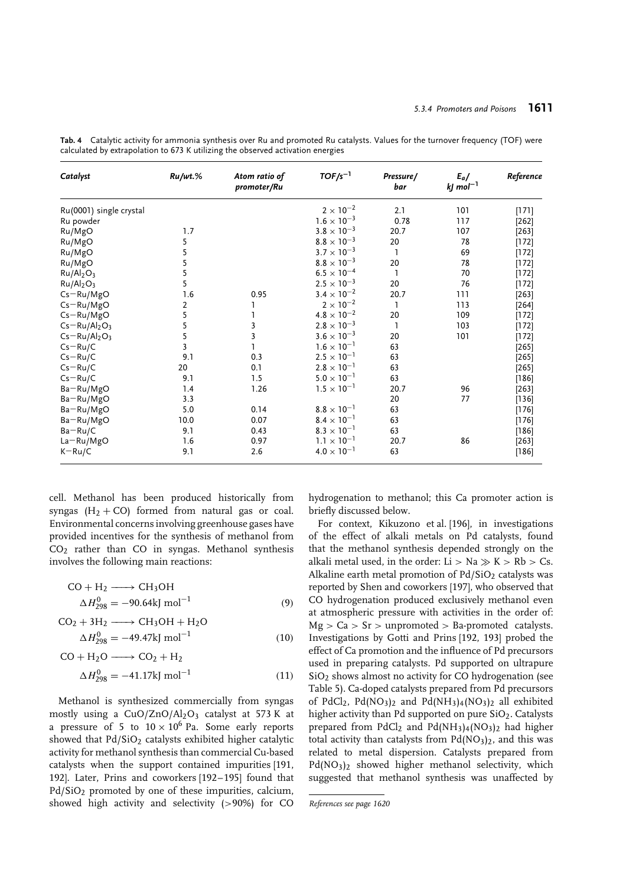**Tab. 4** Catalytic activity for ammonia synthesis over Ru and promoted Ru catalysts. Values for the turnover frequency (TOF) were calculated by extrapolation to 673 K utilizing the observed activation energies

| *Catalyst* | *Ru/wt.%* | *Atom ratio of promoter/Ru* | *TOF/s$^{-1}$* | *Pressure/bar* | *$E_a$/kJ mol$^{-1}$* | *Reference* |
|---|---|---|---|---|---|---|
| Ru(0001) single crystal | | | $2 \times 10^{-2}$ | 2.1 | 101 | [171] |
| Ru powder | | | $1.6 \times 10^{-3}$ | 0.78 | 117 | [262] |
| Ru/MgO | 1.7 | | $3.8 \times 10^{-3}$ | 20.7 | 107 | [263] |
| Ru/MgO | 5 | | $8.8 \times 10^{-3}$ | 20 | 78 | [172] |
| Ru/MgO | 5 | | $3.7 \times 10^{-3}$ | 1 | 69 | [172] |
| Ru/MgO | 5 | | $8.8 \times 10^{-3}$ | 20 | 78 | [172] |
| Ru/$Al_2O_3$ | 5 | | $6.5 \times 10^{-4}$ | 1 | 70 | [172] |
| Ru/$Al_2O_3$ | 5 | | $2.5 \times 10^{-3}$ | 20 | 76 | [172] |
| Cs–Ru/MgO | 1.6 | 0.95 | $3.4 \times 10^{-2}$ | 20.7 | 111 | [263] |
| Cs–Ru/MgO | 2 | 1 | $2 \times 10^{-2}$ | 1 | 113 | [264] |
| Cs–Ru/MgO | 5 | 1 | $4.8 \times 10^{-2}$ | 20 | 109 | [172] |
| Cs–Ru/$Al_2O_3$ | 5 | 3 | $2.8 \times 10^{-3}$ | 1 | 103 | [172] |
| Cs–Ru/$Al_2O_3$ | 5 | 3 | $3.6 \times 10^{-3}$ | 20 | 101 | [172] |
| Cs–Ru/C | 3 | 1 | $1.6 \times 10^{-1}$ | 63 | | [265] |
| Cs–Ru/C | 9.1 | 0.3 | $2.5 \times 10^{-1}$ | 63 | | [265] |
| Cs–Ru/C | 20 | 0.1 | $2.8 \times 10^{-1}$ | 63 | | [265] |
| Cs–Ru/C | 9.1 | 1.5 | $5.0 \times 10^{-1}$ | 63 | | [186] |
| Ba–Ru/MgO | 1.4 | 1.26 | $1.5 \times 10^{-1}$ | 20.7 | 96 | [263] |
| Ba–Ru/MgO | 3.3 | | | 20 | 77 | [136] |
| Ba–Ru/MgO | 5.0 | 0.14 | $8.8 \times 10^{-1}$ | 63 | | [176] |
| Ba–Ru/MgO | 10.0 | 0.07 | $8.4 \times 10^{-1}$ | 63 | | [176] |
| Ba–Ru/C | 9.1 | 0.43 | $8.3 \times 10^{-1}$ | 63 | | [186] |
| La–Ru/MgO | 1.6 | 0.97 | $1.1 \times 10^{-1}$ | 20.7 | 86 | [263] |
| K–Ru/C | 9.1 | 2.6 | $4.0 \times 10^{-1}$ | 63 | | [186] |

cell. Methanol has been produced historically from syngas ($H_2 + CO$) formed from natural gas or coal. Environmental concerns involving greenhouse gases have provided incentives for the synthesis of methanol from $CO_2$ rather than CO in syngas. Methanol synthesis involves the following main reactions:

$$CO + H_2 \longrightarrow CH_3OH \quad \Delta H^0_{298} = -90.64 \text{kJ mol}^{-1} \tag{9}$$

$$CO_2 + 3H_2 \longrightarrow CH_3OH + H_2O \quad \Delta H^0_{298} = -49.47 \text{kJ mol}^{-1} \tag{10}$$

$$CO + H_2O \longrightarrow CO_2 + H_2 \quad \Delta H^0_{298} = -41.17 \text{kJ mol}^{-1} \tag{11}$$

Methanol is synthesized commercially from syngas mostly using a $CuO/ZnO/Al_2O_3$ catalyst at 573 K at a pressure of 5 to $10 \times 10^6$ Pa. Some early reports showed that $Pd/SiO_2$ catalysts exhibited higher catalytic activity for methanol synthesis than commercial Cu-based catalysts when the support contained impurities [191, 192]. Later, Prins and coworkers [192–195] found that $Pd/SiO_2$ promoted by one of these impurities, calcium, showed high activity and selectivity (>90%) for CO hydrogenation to methanol; this Ca promoter action is briefly discussed below.

For context, Kikuzono et al. [196], in investigations of the effect of alkali metals on Pd catalysts, found that the methanol synthesis depended strongly on the alkali metal used, in the order: Li > Na ≫ K > Rb > Cs. Alkaline earth metal promotion of $Pd/SiO_2$ catalysts was reported by Shen and coworkers [197], who observed that CO hydrogenation produced exclusively methanol even at atmospheric pressure with activities in the order of: Mg > Ca > Sr > unpromoted > Ba-promoted catalysts. Investigations by Gotti and Prins [192, 193] probed the effect of Ca promotion and the influence of Pd precursors used in preparing catalysts. Pd supported on ultrapure $SiO_2$ shows almost no activity for CO hydrogenation (see Table 5). Ca-doped catalysts prepared from Pd precursors of $PdCl_2$, $Pd(NO_3)_2$ and $Pd(NH_3)_4(NO_3)_2$ all exhibited higher activity than Pd supported on pure $SiO_2$. Catalysts prepared from $PdCl_2$ and $Pd(NH_3)_4(NO_3)_2$ had higher total activity than catalysts from $Pd(NO_3)_2$, and this was related to metal dispersion. Catalysts prepared from $Pd(NO_3)_2$ showed higher methanol selectivity, which suggested that methanol synthesis was unaffected by

*References see page 1620*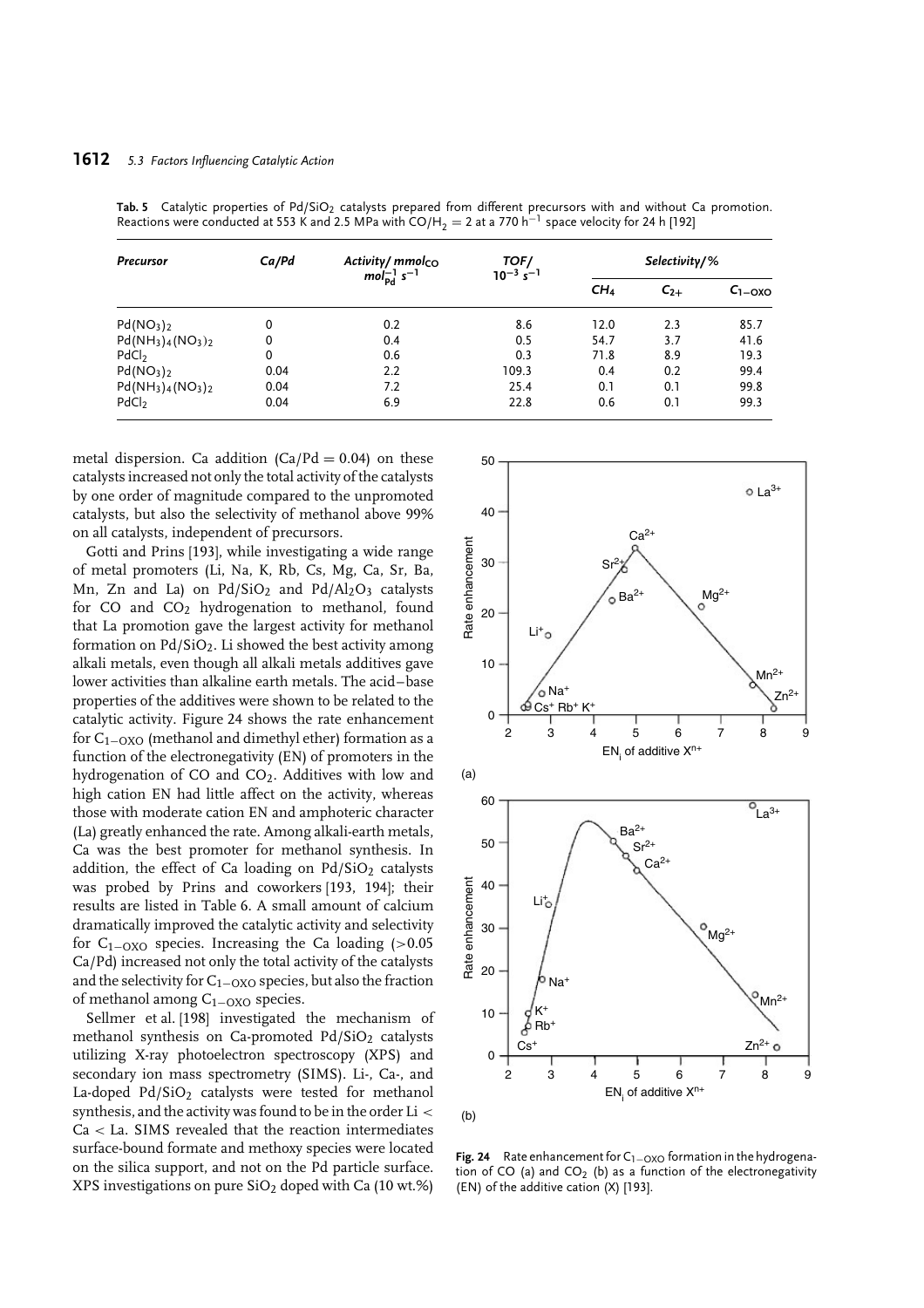**Tab. 5** Catalytic properties of $Pd/SiO_2$ catalysts prepared from different precursors with and without Ca promotion. Reactions were conducted at 553 K and 2.5 MPa with $CO/H_2 = 2$ at a 770 $h^{-1}$ space velocity for 24 h [192]

| *Precursor* | *Ca/Pd* | *Activity/ mmol$_{CO}$ mol$_{Pd}^{-1}$ s$^{-1}$* | *TOF/ $10^{-3}$ s$^{-1}$* | *Selectivity/%* | | |
|---|---|---|---|---|---|---|
| | | | | $CH_4$ | $C_{2+}$ | $C_{1-OXO}$ |
| $Pd(NO_3)_2$ | 0 | 0.2 | 8.6 | 12.0 | 2.3 | 85.7 |
| $Pd(NH_3)_4(NO_3)_2$ | 0 | 0.4 | 0.5 | 54.7 | 3.7 | 41.6 |
| $PdCl_2$ | 0 | 0.6 | 0.3 | 71.8 | 8.9 | 19.3 |
| $Pd(NO_3)_2$ | 0.04 | 2.2 | 109.3 | 0.4 | 0.2 | 99.4 |
| $Pd(NH_3)_4(NO_3)_2$ | 0.04 | 7.2 | 25.4 | 0.1 | 0.1 | 99.8 |
| $PdCl_2$ | 0.04 | 6.9 | 22.8 | 0.6 | 0.1 | 99.3 |

metal dispersion. Ca addition (Ca/Pd = 0.04) on these catalysts increased not only the total activity of the catalysts by one order of magnitude compared to the unpromoted catalysts, but also the selectivity of methanol above 99% on all catalysts, independent of precursors.

Gotti and Prins [193], while investigating a wide range of metal promoters (Li, Na, K, Rb, Cs, Mg, Ca, Sr, Ba, Mn, Zn and La) on $Pd/SiO_2$ and $Pd/Al_2O_3$ catalysts for CO and $CO_2$ hydrogenation to methanol, found that La promotion gave the largest activity for methanol formation on $Pd/SiO_2$. Li showed the best activity among alkali metals, even though all alkali metals additives gave lower activities than alkaline earth metals. The acid–base properties of the additives were shown to be related to the catalytic activity. Figure 24 shows the rate enhancement for $C_{1-OXO}$ (methanol and dimethyl ether) formation as a function of the electronegativity (EN) of promoters in the hydrogenation of CO and $CO_2$. Additives with low and high cation EN had little affect on the activity, whereas those with moderate cation EN and amphoteric character (La) greatly enhanced the rate. Among alkali-earth metals, Ca was the best promoter for methanol synthesis. In addition, the effect of Ca loading on $Pd/SiO_2$ catalysts was probed by Prins and coworkers [193, 194]; their results are listed in Table 6. A small amount of calcium dramatically improved the catalytic activity and selectivity for $C_{1-OXO}$ species. Increasing the Ca loading (>0.05 Ca/Pd) increased not only the total activity of the catalysts and the selectivity for $C_{1-OXO}$ species, but also the fraction of methanol among $C_{1-OXO}$ species.

Sellmer et al. [198] investigated the mechanism of methanol synthesis on Ca-promoted $Pd/SiO_2$ catalysts utilizing X-ray photoelectron spectroscopy (XPS) and secondary ion mass spectrometry (SIMS). Li-, Ca-, and La-doped $Pd/SiO_2$ catalysts were tested for methanol synthesis, and the activity was found to be in the order Li < Ca < La. SIMS revealed that the reaction intermediates surface-bound formate and methoxy species were located on the silica support, and not on the Pd particle surface. XPS investigations on pure $SiO_2$ doped with Ca (10 wt.%)

**Fig. 24** Rate enhancement for $C_{1-OXO}$ formation in the hydrogenation of CO (a) and $CO_2$ (b) as a function of the electronegativity (EN) of the additive cation (X) [193].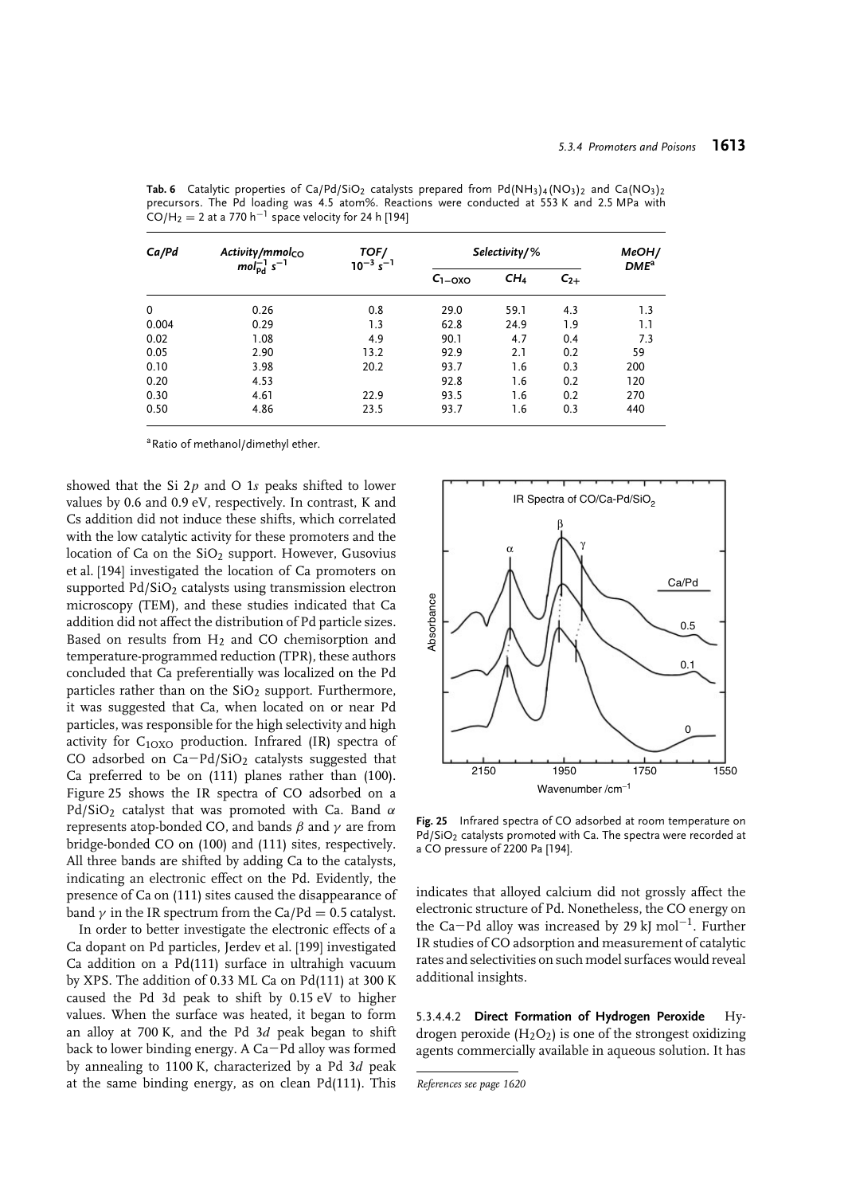**Tab. 6** Catalytic properties of $Ca/Pd/SiO_2$ catalysts prepared from $Pd(NH_3)_4(NO_3)_2$ and $Ca(NO_3)_2$ precursors. The Pd loading was 4.5 atom%. Reactions were conducted at 553 K and 2.5 MPa with $CO/H_2 = 2$ at a 770 $h^{-1}$ space velocity for 24 h [194]

| Ca/Pd | Activity/$mmol_{CO}$ $mol_{Pd}^{-1}$ $s^{-1}$ | TOF/ $10^{-3}$ $s^{-1}$ | Selectivity/% | | | MeOH/ DME[a] |
|---|---|---|---|---|---|---|
| | | | $C_{1-OXO}$ | $CH_4$ | $C_{2+}$ | |
| 0 | 0.26 | 0.8 | 29.0 | 59.1 | 4.3 | 1.3 |
| 0.004 | 0.29 | 1.3 | 62.8 | 24.9 | 1.9 | 1.1 |
| 0.02 | 1.08 | 4.9 | 90.1 | 4.7 | 0.4 | 7.3 |
| 0.05 | 2.90 | 13.2 | 92.9 | 2.1 | 0.2 | 59 |
| 0.10 | 3.98 | 20.2 | 93.7 | 1.6 | 0.3 | 200 |
| 0.20 | 4.53 | | 92.8 | 1.6 | 0.2 | 120 |
| 0.30 | 4.61 | 22.9 | 93.5 | 1.6 | 0.2 | 270 |
| 0.50 | 4.86 | 23.5 | 93.7 | 1.6 | 0.3 | 440 |

[a] Ratio of methanol/dimethyl ether.

showed that the Si 2*p* and O 1*s* peaks shifted to lower values by 0.6 and 0.9 eV, respectively. In contrast, K and Cs addition did not induce these shifts, which correlated with the low catalytic activity for these promoters and the location of Ca on the $SiO_2$ support. However, Gusovius et al. [194] investigated the location of Ca promoters on supported $Pd/SiO_2$ catalysts using transmission electron microscopy (TEM), and these studies indicated that Ca addition did not affect the distribution of Pd particle sizes. Based on results from $H_2$ and CO chemisorption and temperature-programmed reduction (TPR), these authors concluded that Ca preferentially was localized on the Pd particles rather than on the $SiO_2$ support. Furthermore, it was suggested that Ca, when located on or near Pd particles, was responsible for the high selectivity and high activity for $C_{1OXO}$ production. Infrared (IR) spectra of CO adsorbed on $Ca-Pd/SiO_2$ catalysts suggested that Ca preferred to be on (111) planes rather than (100). Figure 25 shows the IR spectra of CO adsorbed on a $Pd/SiO_2$ catalyst that was promoted with Ca. Band $\alpha$ represents atop-bonded CO, and bands $\beta$ and $\gamma$ are from bridge-bonded CO on (100) and (111) sites, respectively. All three bands are shifted by adding Ca to the catalysts, indicating an electronic effect on the Pd. Evidently, the presence of Ca on (111) sites caused the disappearance of band $\gamma$ in the IR spectrum from the Ca/Pd = 0.5 catalyst.

In order to better investigate the electronic effects of a Ca dopant on Pd particles, Jerdev et al. [199] investigated Ca addition on a Pd(111) surface in ultrahigh vacuum by XPS. The addition of 0.33 ML Ca on Pd(111) at 300 K caused the Pd 3d peak to shift by 0.15 eV to higher values. When the surface was heated, it began to form an alloy at 700 K, and the Pd 3*d* peak began to shift back to lower binding energy. A Ca−Pd alloy was formed by annealing to 1100 K, characterized by a Pd 3*d* peak at the same binding energy, as on clean Pd(111). This indicates that alloyed calcium did not grossly affect the electronic structure of Pd. Nonetheless, the CO energy on the Ca−Pd alloy was increased by 29 kJ $mol^{-1}$. Further IR studies of CO adsorption and measurement of catalytic rates and selectivities on such model surfaces would reveal additional insights.

**Fig. 25** Infrared spectra of CO adsorbed at room temperature on $Pd/SiO_2$ catalysts promoted with Ca. The spectra were recorded at a CO pressure of 2200 Pa [194].

#### 5.3.4.4.2 Direct Formation of Hydrogen Peroxide

Hydrogen peroxide ($H_2O_2$) is one of the strongest oxidizing agents commercially available in aqueous solution. It has

*References see page 1620*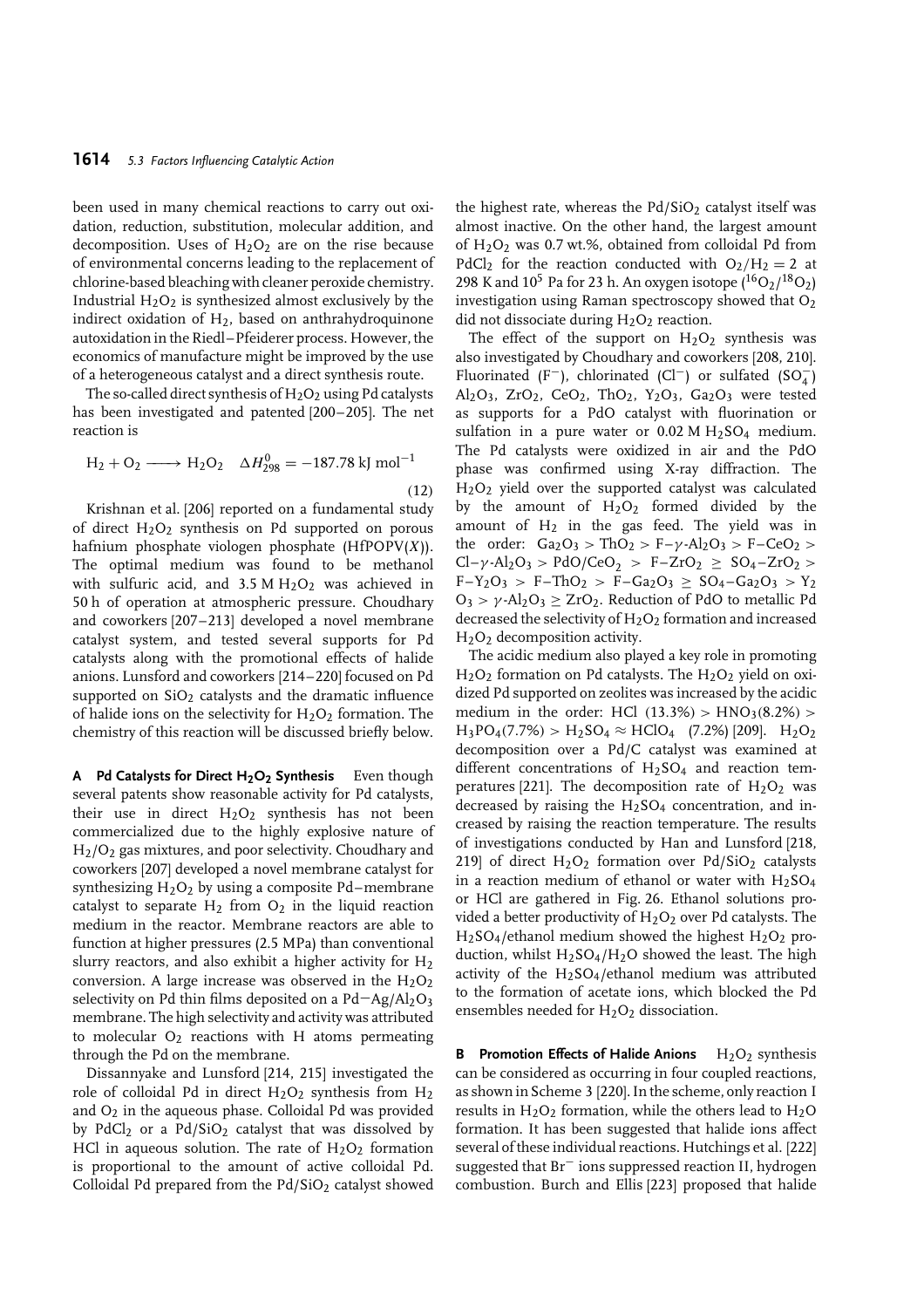been used in many chemical reactions to carry out oxidation, reduction, substitution, molecular addition, and decomposition. Uses of $H_2O_2$ are on the rise because of environmental concerns leading to the replacement of chlorine-based bleaching with cleaner peroxide chemistry. Industrial $H_2O_2$ is synthesized almost exclusively by the indirect oxidation of $H_2$, based on anthrahydroquinone autoxidation in the Riedl–Pfeiderer process. However, the economics of manufacture might be improved by the use of a heterogeneous catalyst and a direct synthesis route.

The so-called direct synthesis of $H_2O_2$ using Pd catalysts has been investigated and patented [200–205]. The net reaction is

$$H_2 + O_2 \longrightarrow H_2O_2 \quad \Delta H^0_{298} = -187.78 \text{ kJ mol}^{-1} \tag{12}$$

Krishnan et al. [206] reported on a fundamental study of direct $H_2O_2$ synthesis on Pd supported on porous hafnium phosphate viologen phosphate (HfPOPV($X$)). The optimal medium was found to be methanol with sulfuric acid, and 3.5 M $H_2O_2$ was achieved in 50 h of operation at atmospheric pressure. Choudhary and coworkers [207–213] developed a novel membrane catalyst system, and tested several supports for Pd catalysts along with the promotional effects of halide anions. Lunsford and coworkers [214–220] focused on Pd supported on $SiO_2$ catalysts and the dramatic influence of halide ions on the selectivity for $H_2O_2$ formation. The chemistry of this reaction will be discussed briefly below.

**A Pd Catalysts for Direct $H_2O_2$ Synthesis** Even though several patents show reasonable activity for Pd catalysts, their use in direct $H_2O_2$ synthesis has not been commercialized due to the highly explosive nature of $H_2/O_2$ gas mixtures, and poor selectivity. Choudhary and coworkers [207] developed a novel membrane catalyst for synthesizing $H_2O_2$ by using a composite Pd–membrane catalyst to separate $H_2$ from $O_2$ in the liquid reaction medium in the reactor. Membrane reactors are able to function at higher pressures (2.5 MPa) than conventional slurry reactors, and also exhibit a higher activity for $H_2$ conversion. A large increase was observed in the $H_2O_2$ selectivity on Pd thin films deposited on a Pd–Ag/$Al_2O_3$ membrane. The high selectivity and activity was attributed to molecular $O_2$ reactions with H atoms permeating through the Pd on the membrane.

Dissannyake and Lunsford [214, 215] investigated the role of colloidal Pd in direct $H_2O_2$ synthesis from $H_2$ and $O_2$ in the aqueous phase. Colloidal Pd was provided by $PdCl_2$ or a Pd/$SiO_2$ catalyst that was dissolved by HCl in aqueous solution. The rate of $H_2O_2$ formation is proportional to the amount of active colloidal Pd. Colloidal Pd prepared from the Pd/$SiO_2$ catalyst showed the highest rate, whereas the Pd/$SiO_2$ catalyst itself was almost inactive. On the other hand, the largest amount of $H_2O_2$ was 0.7 wt.%, obtained from colloidal Pd from $PdCl_2$ for the reaction conducted with $O_2/H_2 = 2$ at 298 K and $10^5$ Pa for 23 h. An oxygen isotope ($^{16}O_2/^{18}O_2$) investigation using Raman spectroscopy showed that $O_2$ did not dissociate during $H_2O_2$ reaction.

The effect of the support on $H_2O_2$ synthesis was also investigated by Choudhary and coworkers [208, 210]. Fluorinated ($F^-$), chlorinated ($Cl^-$) or sulfated ($SO_4^-$) $Al_2O_3$, $ZrO_2$, $CeO_2$, $ThO_2$, $Y_2O_3$, $Ga_2O_3$ were tested as supports for a PdO catalyst with fluorination or sulfation in a pure water or 0.02 M $H_2SO_4$ medium. The Pd catalysts were oxidized in air and the PdO phase was confirmed using X-ray diffraction. The $H_2O_2$ yield over the supported catalyst was calculated by the amount of $H_2O_2$ formed divided by the amount of $H_2$ in the gas feed. The yield was in the order: $Ga_2O_3 > ThO_2 > F{-}\gamma{-}Al_2O_3 > F{-}CeO_2 > Cl{-}\gamma{-}Al_2O_3 > PdO/CeO_2 > F{-}ZrO_2 \geq SO_4{-}ZrO_2 > F{-}Y_2O_3 > F{-}ThO_2 > F{-}Ga_2O_3 \geq SO_4{-}Ga_2O_3 > Y_2O_3 > \gamma{-}Al_2O_3 \geq ZrO_2$. Reduction of PdO to metallic Pd decreased the selectivity of $H_2O_2$ formation and increased $H_2O_2$ decomposition activity.

The acidic medium also played a key role in promoting $H_2O_2$ formation on Pd catalysts. The $H_2O_2$ yield on oxidized Pd supported on zeolites was increased by the acidic medium in the order: HCl (13.3%) > $HNO_3$(8.2%) > $H_3PO_4$(7.7%) > $H_2SO_4 \approx HClO_4$ (7.2%) [209]. $H_2O_2$ decomposition over a Pd/C catalyst was examined at different concentrations of $H_2SO_4$ and reaction temperatures [221]. The decomposition rate of $H_2O_2$ was decreased by raising the $H_2SO_4$ concentration, and increased by raising the reaction temperature. The results of investigations conducted by Han and Lunsford [218, 219] of direct $H_2O_2$ formation over Pd/$SiO_2$ catalysts in a reaction medium of ethanol or water with $H_2SO_4$ or HCl are gathered in Fig. 26. Ethanol solutions provided a better productivity of $H_2O_2$ over Pd catalysts. The $H_2SO_4$/ethanol medium showed the highest $H_2O_2$ production, whilst $H_2SO_4/H_2O$ showed the least. The high activity of the $H_2SO_4$/ethanol medium was attributed to the formation of acetate ions, which blocked the Pd ensembles needed for $H_2O_2$ dissociation.

**B Promotion Effects of Halide Anions** $H_2O_2$ synthesis can be considered as occurring in four coupled reactions, as shown in Scheme 3 [220]. In the scheme, only reaction I results in $H_2O_2$ formation, while the others lead to $H_2O$ formation. It has been suggested that halide ions affect several of these individual reactions. Hutchings et al. [222] suggested that $Br^-$ ions suppressed reaction II, hydrogen combustion. Burch and Ellis [223] proposed that halide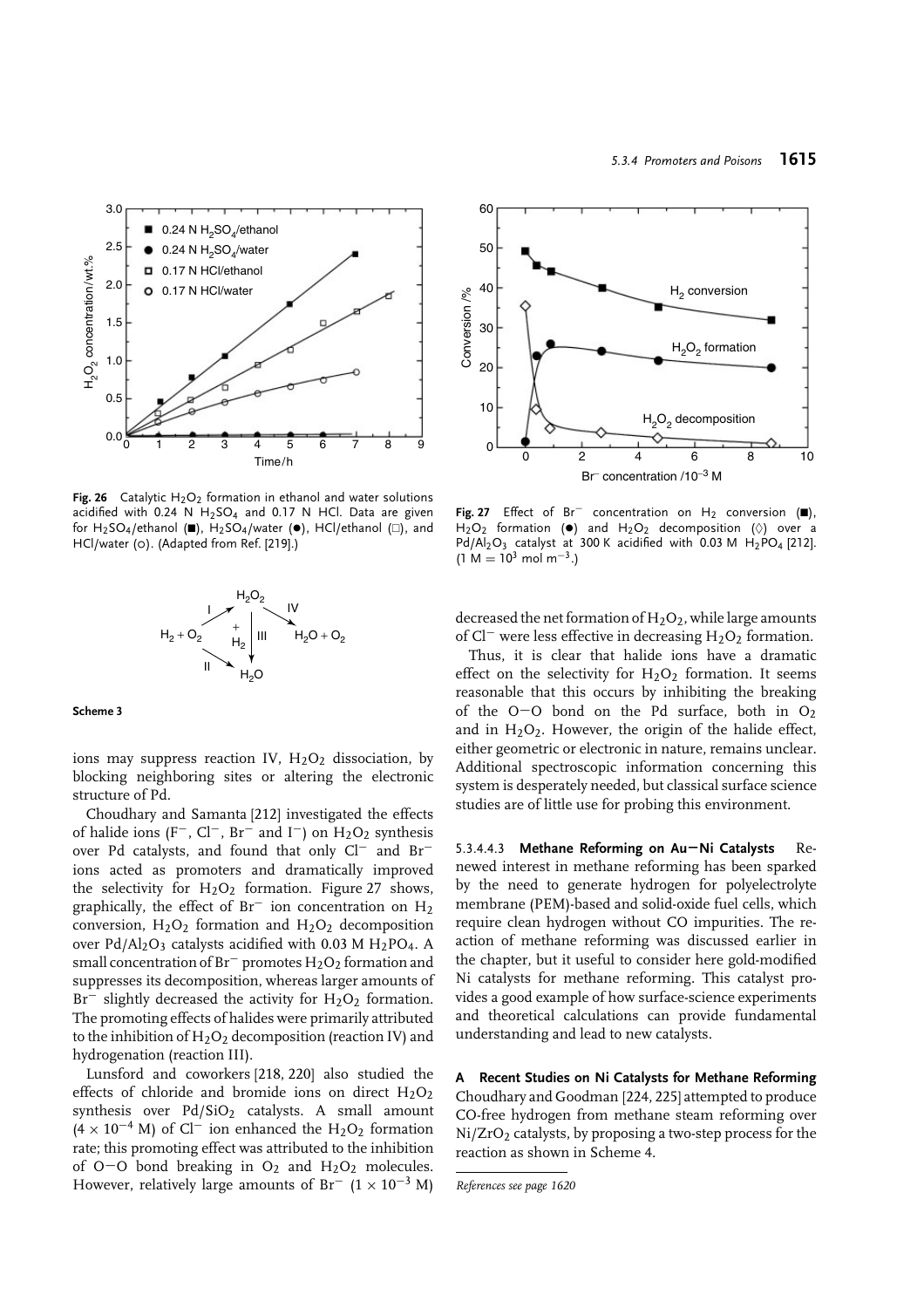**Fig. 26** Catalytic $H_2O_2$ formation in ethanol and water solutions acidified with 0.24 N $H_2SO_4$ and 0.17 N HCl. Data are given for $H_2SO_4$/ethanol (■), $H_2SO_4$/water (●), HCl/ethanol (□), and HCl/water (○). (Adapted from Ref. [219].)

**Scheme 3**

ions may suppress reaction IV, $H_2O_2$ dissociation, by blocking neighboring sites or altering the electronic structure of Pd.

Choudhary and Samanta [212] investigated the effects of halide ions ($F^-$, $Cl^-$, $Br^-$ and $I^-$) on $H_2O_2$ synthesis over Pd catalysts, and found that only $Cl^-$ and $Br^-$ ions acted as promoters and dramatically improved the selectivity for $H_2O_2$ formation. Figure 27 shows, graphically, the effect of $Br^-$ ion concentration on $H_2$ conversion, $H_2O_2$ formation and $H_2O_2$ decomposition over $Pd/Al_2O_3$ catalysts acidified with 0.03 M $H_2PO_4$. A small concentration of $Br^-$ promotes $H_2O_2$ formation and suppresses its decomposition, whereas larger amounts of $Br^-$ slightly decreased the activity for $H_2O_2$ formation. The promoting effects of halides were primarily attributed to the inhibition of $H_2O_2$ decomposition (reaction IV) and hydrogenation (reaction III).

Lunsford and coworkers [218, 220] also studied the effects of chloride and bromide ions on direct $H_2O_2$ synthesis over $Pd/SiO_2$ catalysts. A small amount ($4 \times 10^{-4}$ M) of $Cl^-$ ion enhanced the $H_2O_2$ formation rate; this promoting effect was attributed to the inhibition of O—O bond breaking in $O_2$ and $H_2O_2$ molecules. However, relatively large amounts of $Br^-$ ($1 \times 10^{-3}$ M) decreased the net formation of $H_2O_2$, while large amounts of $Cl^-$ were less effective in decreasing $H_2O_2$ formation.

**Fig. 27** Effect of $Br^-$ concentration on $H_2$ conversion (■), $H_2O_2$ formation (●) and $H_2O_2$ decomposition (◊) over a $Pd/Al_2O_3$ catalyst at 300 K acidified with 0.03 M $H_2PO_4$ [212]. (1 M = $10^3$ mol $m^{-3}$.)

Thus, it is clear that halide ions have a dramatic effect on the selectivity for $H_2O_2$ formation. It seems reasonable that this occurs by inhibiting the breaking of the O—O bond on the Pd surface, both in $O_2$ and in $H_2O_2$. However, the origin of the halide effect, either geometric or electronic in nature, remains unclear. Additional spectroscopic information concerning this system is desperately needed, but classical surface science studies are of little use for probing this environment.

#### 5.3.4.4.3 Methane Reforming on Au—Ni Catalysts

Renewed interest in methane reforming has been sparked by the need to generate hydrogen for polyelectrolyte membrane (PEM)-based and solid-oxide fuel cells, which require clean hydrogen without CO impurities. The reaction of methane reforming was discussed earlier in the chapter, but it useful to consider here gold-modified Ni catalysts for methane reforming. This catalyst provides a good example of how surface-science experiments and theoretical calculations can provide fundamental understanding and lead to new catalysts.

##### A Recent Studies on Ni Catalysts for Methane Reforming

Choudhary and Goodman [224, 225] attempted to produce CO-free hydrogen from methane steam reforming over $Ni/ZrO_2$ catalysts, by proposing a two-step process for the reaction as shown in Scheme 4.

*References see page 1620*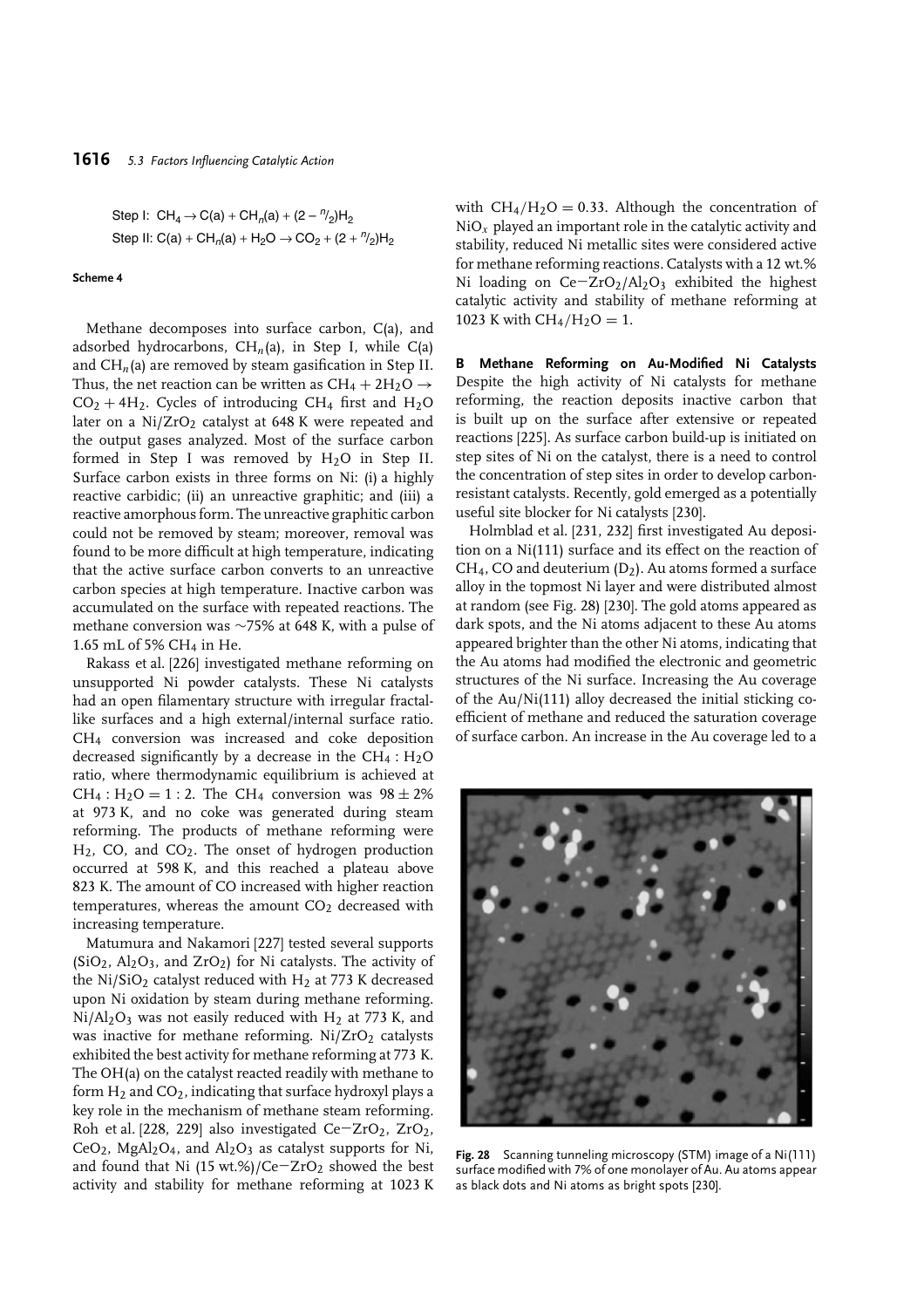Step I: $CH_4 \rightarrow C(a) + CH_n(a) + (2 - {}^{n}/_{2})H_2$

Step II: $C(a) + CH_n(a) + H_2O \rightarrow CO_2 + (2 + {}^{n}/_{2})H_2$

**Scheme 4**

Methane decomposes into surface carbon, C(a), and adsorbed hydrocarbons, $CH_n$(a), in Step I, while C(a) and $CH_n$(a) are removed by steam gasification in Step II. Thus, the net reaction can be written as $CH_4 + 2H_2O \rightarrow CO_2 + 4H_2$. Cycles of introducing $CH_4$ first and $H_2O$ later on a $Ni/ZrO_2$ catalyst at 648 K were repeated and the output gases analyzed. Most of the surface carbon formed in Step I was removed by $H_2O$ in Step II. Surface carbon exists in three forms on Ni: (i) a highly reactive carbidic; (ii) an unreactive graphitic; and (iii) a reactive amorphous form. The unreactive graphitic carbon could not be removed by steam; moreover, removal was found to be more difficult at high temperature, indicating that the active surface carbon converts to an unreactive carbon species at high temperature. Inactive carbon was accumulated on the surface with repeated reactions. The methane conversion was ~75% at 648 K, with a pulse of 1.65 mL of 5% $CH_4$ in He.

Rakass et al. [226] investigated methane reforming on unsupported Ni powder catalysts. These Ni catalysts had an open filamentary structure with irregular fractal-like surfaces and a high external/internal surface ratio. $CH_4$ conversion was increased and coke deposition decreased significantly by a decrease in the $CH_4 : H_2O$ ratio, where thermodynamic equilibrium is achieved at $CH_4 : H_2O = 1 : 2$. The $CH_4$ conversion was $98 \pm 2\%$ at 973 K, and no coke was generated during steam reforming. The products of methane reforming were $H_2$, CO, and $CO_2$. The onset of hydrogen production occurred at 598 K, and this reached a plateau above 823 K. The amount of CO increased with higher reaction temperatures, whereas the amount $CO_2$ decreased with increasing temperature.

Matumura and Nakamori [227] tested several supports ($SiO_2$, $Al_2O_3$, and $ZrO_2$) for Ni catalysts. The activity of the $Ni/SiO_2$ catalyst reduced with $H_2$ at 773 K decreased upon Ni oxidation by steam during methane reforming. $Ni/Al_2O_3$ was not easily reduced with $H_2$ at 773 K, and was inactive for methane reforming. $Ni/ZrO_2$ catalysts exhibited the best activity for methane reforming at 773 K. The OH(a) on the catalyst reacted readily with methane to form $H_2$ and $CO_2$, indicating that surface hydroxyl plays a key role in the mechanism of methane steam reforming. Roh et al. [228, 229] also investigated $Ce-ZrO_2$, $ZrO_2$, $CeO_2$, $MgAl_2O_4$, and $Al_2O_3$ as catalyst supports for Ni, and found that Ni (15 wt.%)/$Ce-ZrO_2$ showed the best activity and stability for methane reforming at 1023 K with $CH_4/H_2O = 0.33$. Although the concentration of $NiO_x$ played an important role in the catalytic activity and stability, reduced Ni metallic sites were considered active for methane reforming reactions. Catalysts with a 12 wt.% Ni loading on $Ce-ZrO_2/Al_2O_3$ exhibited the highest catalytic activity and stability of methane reforming at 1023 K with $CH_4/H_2O = 1$.

### B Methane Reforming on Au-Modified Ni Catalysts

Despite the high activity of Ni catalysts for methane reforming, the reaction deposits inactive carbon that is built up on the surface after extensive or repeated reactions [225]. As surface carbon build-up is initiated on step sites of Ni on the catalyst, there is a need to control the concentration of step sites in order to develop carbon-resistant catalysts. Recently, gold emerged as a potentially useful site blocker for Ni catalysts [230].

Holmblad et al. [231, 232] first investigated Au deposition on a Ni(111) surface and its effect on the reaction of $CH_4$, CO and deuterium ($D_2$). Au atoms formed a surface alloy in the topmost Ni layer and were distributed almost at random (see Fig. 28) [230]. The gold atoms appeared as dark spots, and the Ni atoms adjacent to these Au atoms appeared brighter than the other Ni atoms, indicating that the Au atoms had modified the electronic and geometric structures of the Ni surface. Increasing the Au coverage of the Au/Ni(111) alloy decreased the initial sticking coefficient of methane and reduced the saturation coverage of surface carbon. An increase in the Au coverage led to a

**Fig. 28** Scanning tunneling microscopy (STM) image of a Ni(111) surface modified with 7% of one monolayer of Au. Au atoms appear as black dots and Ni atoms as bright spots [230].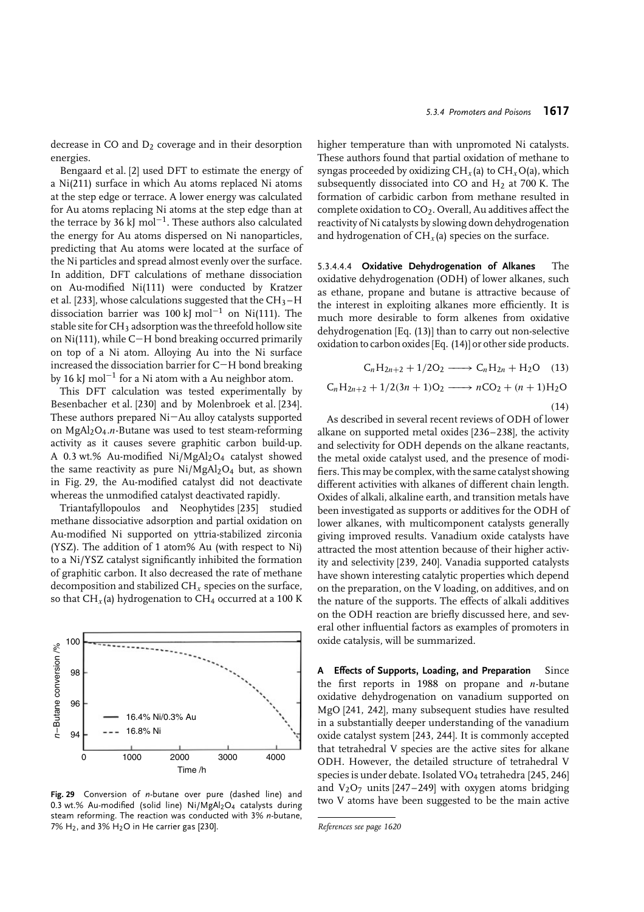decrease in CO and $D_2$ coverage and in their desorption energies.

Bengaard et al. [2] used DFT to estimate the energy of a Ni(211) surface in which Au atoms replaced Ni atoms at the step edge or terrace. A lower energy was calculated for Au atoms replacing Ni atoms at the step edge than at the terrace by 36 kJ mol$^{-1}$. These authors also calculated the energy for Au atoms dispersed on Ni nanoparticles, predicting that Au atoms were located at the surface of the Ni particles and spread almost evenly over the surface. In addition, DFT calculations of methane dissociation on Au-modified Ni(111) were conducted by Kratzer et al. [233], whose calculations suggested that the $CH_3$–H dissociation barrier was 100 kJ mol$^{-1}$ on Ni(111). The stable site for $CH_3$ adsorption was the threefold hollow site on Ni(111), while C–H bond breaking occurred primarily on top of a Ni atom. Alloying Au into the Ni surface increased the dissociation barrier for C–H bond breaking by 16 kJ mol$^{-1}$ for a Ni atom with a Au neighbor atom.

This DFT calculation was tested experimentally by Besenbacher et al. [230] and by Molenbroek et al. [234]. These authors prepared Ni–Au alloy catalysts supported on $MgAl_2O_4$.*n*-Butane was used to test steam-reforming activity as it causes severe graphitic carbon build-up. A 0.3 wt.% Au-modified $Ni/MgAl_2O_4$ catalyst showed the same reactivity as pure $Ni/MgAl_2O_4$ but, as shown in Fig. 29, the Au-modified catalyst did not deactivate whereas the unmodified catalyst deactivated rapidly.

Triantafyllopoulos and Neophytides [235] studied methane dissociative adsorption and partial oxidation on Au-modified Ni supported on yttria-stabilized zirconia (YSZ). The addition of 1 atom% Au (with respect to Ni) to a Ni/YSZ catalyst significantly inhibited the formation of graphitic carbon. It also decreased the rate of methane decomposition and stabilized $CH_x$ species on the surface, so that $CH_x$(a) hydrogenation to $CH_4$ occurred at a 100 K higher temperature than with unpromoted Ni catalysts. These authors found that partial oxidation of methane to syngas proceeded by oxidizing $CH_x$(a) to $CH_xO$(a), which subsequently dissociated into CO and $H_2$ at 700 K. The formation of carbidic carbon from methane resulted in complete oxidation to $CO_2$. Overall, Au additives affect the reactivity of Ni catalysts by slowing down dehydrogenation and hydrogenation of $CH_x$(a) species on the surface.

**Fig. 29** Conversion of *n*-butane over pure (dashed line) and 0.3 wt.% Au-modified (solid line) $Ni/MgAl_2O_4$ catalysts during steam reforming. The reaction was conducted with 3% *n*-butane, 7% $H_2$, and 3% $H_2O$ in He carrier gas [230].

##### 5.3.4.4.4 Oxidative Dehydrogenation of Alkanes

The oxidative dehydrogenation (ODH) of lower alkanes, such as ethane, propane and butane is attractive because of the interest in exploiting alkanes more efficiently. It is much more desirable to form alkenes from oxidative dehydrogenation [Eq. (13)] than to carry out non-selective oxidation to carbon oxides [Eq. (14)] or other side products.

$$C_nH_{2n+2} + 1/2O_2 \longrightarrow C_nH_{2n} + H_2O \quad (13)$$

$$C_nH_{2n+2} + 1/2(3n+1)O_2 \longrightarrow nCO_2 + (n+1)H_2O \quad (14)$$

As described in several recent reviews of ODH of lower alkane on supported metal oxides [236–238], the activity and selectivity for ODH depends on the alkane reactants, the metal oxide catalyst used, and the presence of modifiers. This may be complex, with the same catalyst showing different activities with alkanes of different chain length. Oxides of alkali, alkaline earth, and transition metals have been investigated as supports or additives for the ODH of lower alkanes, with multicomponent catalysts generally giving improved results. Vanadium oxide catalysts have attracted the most attention because of their higher activity and selectivity [239, 240]. Vanadia supported catalysts have shown interesting catalytic properties which depend on the preparation, on the V loading, on additives, and on the nature of the supports. The effects of alkali additives on the ODH reaction are briefly discussed here, and several other influential factors as examples of promoters in oxide catalysis, will be summarized.

**A Effects of Supports, Loading, and Preparation** Since the first reports in 1988 on propane and *n*-butane oxidative dehydrogenation on vanadium supported on MgO [241, 242], many subsequent studies have resulted in a substantially deeper understanding of the vanadium oxide catalyst system [243, 244]. It is commonly accepted that tetrahedral V species are the active sites for alkane ODH. However, the detailed structure of tetrahedral V species is under debate. Isolated $VO_4$ tetrahedra [245, 246] and $V_2O_7$ units [247–249] with oxygen atoms bridging two V atoms have been suggested to be the main active

*References see page 1620*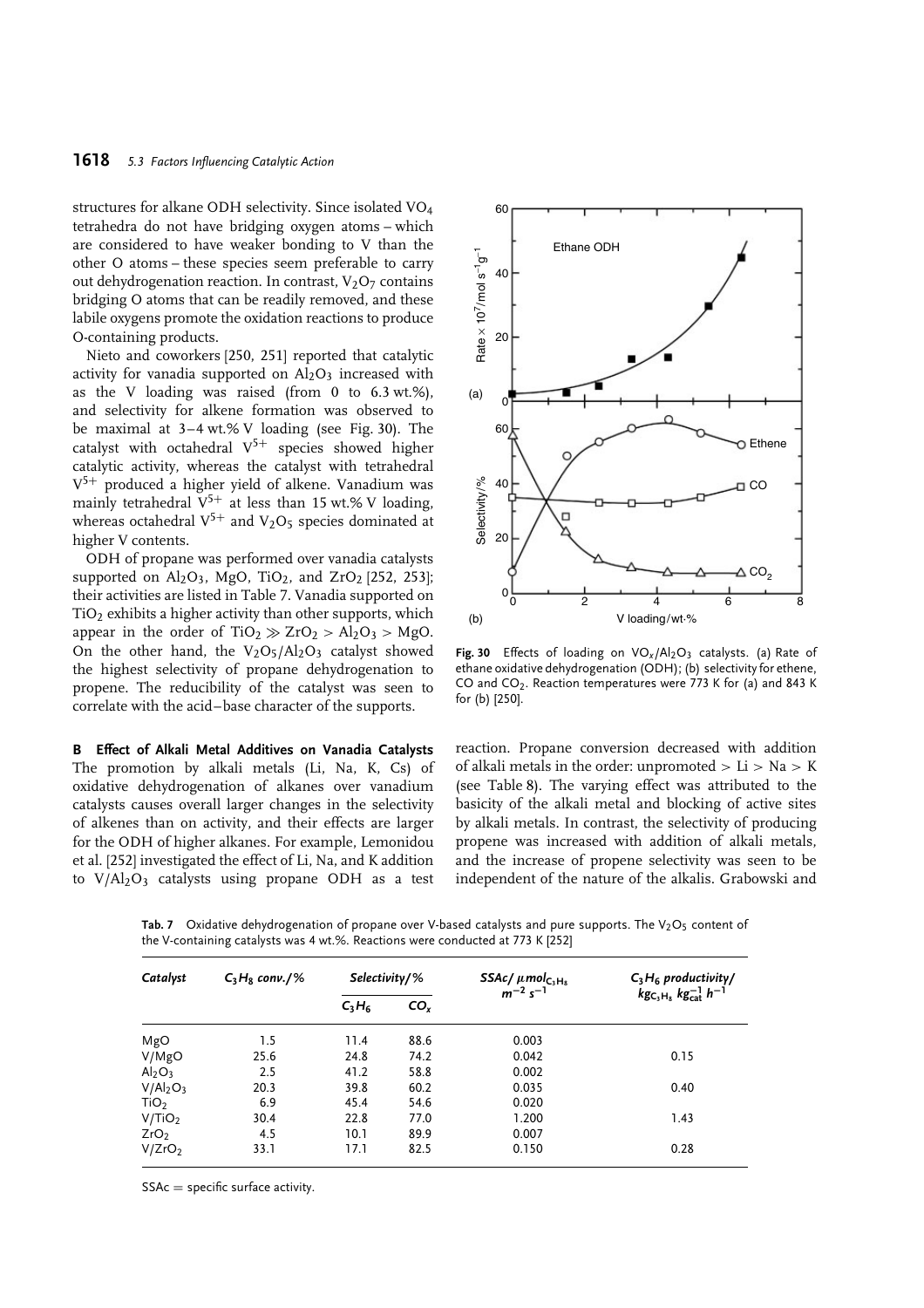structures for alkane ODH selectivity. Since isolated $VO_4$ tetrahedra do not have bridging oxygen atoms – which are considered to have weaker bonding to V than the other O atoms – these species seem preferable to carry out dehydrogenation reaction. In contrast, $V_2O_7$ contains bridging O atoms that can be readily removed, and these labile oxygens promote the oxidation reactions to produce O-containing products.

Nieto and coworkers [250, 251] reported that catalytic activity for vanadia supported on $Al_2O_3$ increased with as the V loading was raised (from 0 to 6.3 wt.%), and selectivity for alkene formation was observed to be maximal at 3–4 wt.% V loading (see Fig. 30). The catalyst with octahedral $V^{5+}$ species showed higher catalytic activity, whereas the catalyst with tetrahedral $V^{5+}$ produced a higher yield of alkene. Vanadium was mainly tetrahedral $V^{5+}$ at less than 15 wt.% V loading, whereas octahedral $V^{5+}$ and $V_2O_5$ species dominated at higher V contents.

ODH of propane was performed over vanadia catalysts supported on $Al_2O_3$, MgO, $TiO_2$, and $ZrO_2$ [252, 253]; their activities are listed in Table 7. Vanadia supported on $TiO_2$ exhibits a higher activity than other supports, which appear in the order of $TiO_2 \gg ZrO_2 > Al_2O_3 > MgO$. On the other hand, the $V_2O_5/Al_2O_3$ catalyst showed the highest selectivity of propane dehydrogenation to propene. The reducibility of the catalyst was seen to correlate with the acid–base character of the supports.

**Fig. 30** Effects of loading on $VO_x/Al_2O_3$ catalysts. (a) Rate of ethane oxidative dehydrogenation (ODH); (b) selectivity for ethene, CO and $CO_2$. Reaction temperatures were 773 K for (a) and 843 K for (b) [250].

**B Effect of Alkali Metal Additives on Vanadia Catalysts** The promotion by alkali metals (Li, Na, K, Cs) of oxidative dehydrogenation of alkanes over vanadium catalysts causes overall larger changes in the selectivity of alkenes than on activity, and their effects are larger for the ODH of higher alkanes. For example, Lemonidou et al. [252] investigated the effect of Li, Na, and K addition to $V/Al_2O_3$ catalysts using propane ODH as a test reaction. Propane conversion decreased with addition of alkali metals in the order: unpromoted > Li > Na > K (see Table 8). The varying effect was attributed to the basicity of the alkali metal and blocking of active sites by alkali metals. In contrast, the selectivity of producing propene was increased with addition of alkali metals, and the increase of propene selectivity was seen to be independent of the nature of the alkalis. Grabowski and

**Tab. 7** Oxidative dehydrogenation of propane over V-based catalysts and pure supports. The $V_2O_5$ content of the V-containing catalysts was 4 wt.%. Reactions were conducted at 773 K [252]

| *Catalyst* | *$C_3H_8$ conv./%* | *Selectivity/%* | | *SSAc/ $\mu mol_{C_3H_8}$ $m^{-2}$ $s^{-1}$* | *$C_3H_6$ productivity/ $kg_{C_3H_6}$ $kg_{cat}^{-1}$ $h^{-1}$* |
|---|---|---|---|---|---|
| | | *$C_3H_6$* | *$CO_x$* | | |
| MgO | 1.5 | 11.4 | 88.6 | 0.003 | |
| V/MgO | 25.6 | 24.8 | 74.2 | 0.042 | 0.15 |
| $Al_2O_3$ | 2.5 | 41.2 | 58.8 | 0.002 | |
| $V/Al_2O_3$ | 20.3 | 39.8 | 60.2 | 0.035 | 0.40 |
| $TiO_2$ | 6.9 | 45.4 | 54.6 | 0.020 | |
| $V/TiO_2$ | 30.4 | 22.8 | 77.0 | 1.200 | 1.43 |
| $ZrO_2$ | 4.5 | 10.1 | 89.9 | 0.007 | |
| $V/ZrO_2$ | 33.1 | 17.1 | 82.5 | 0.150 | 0.28 |

SSAc = specific surface activity.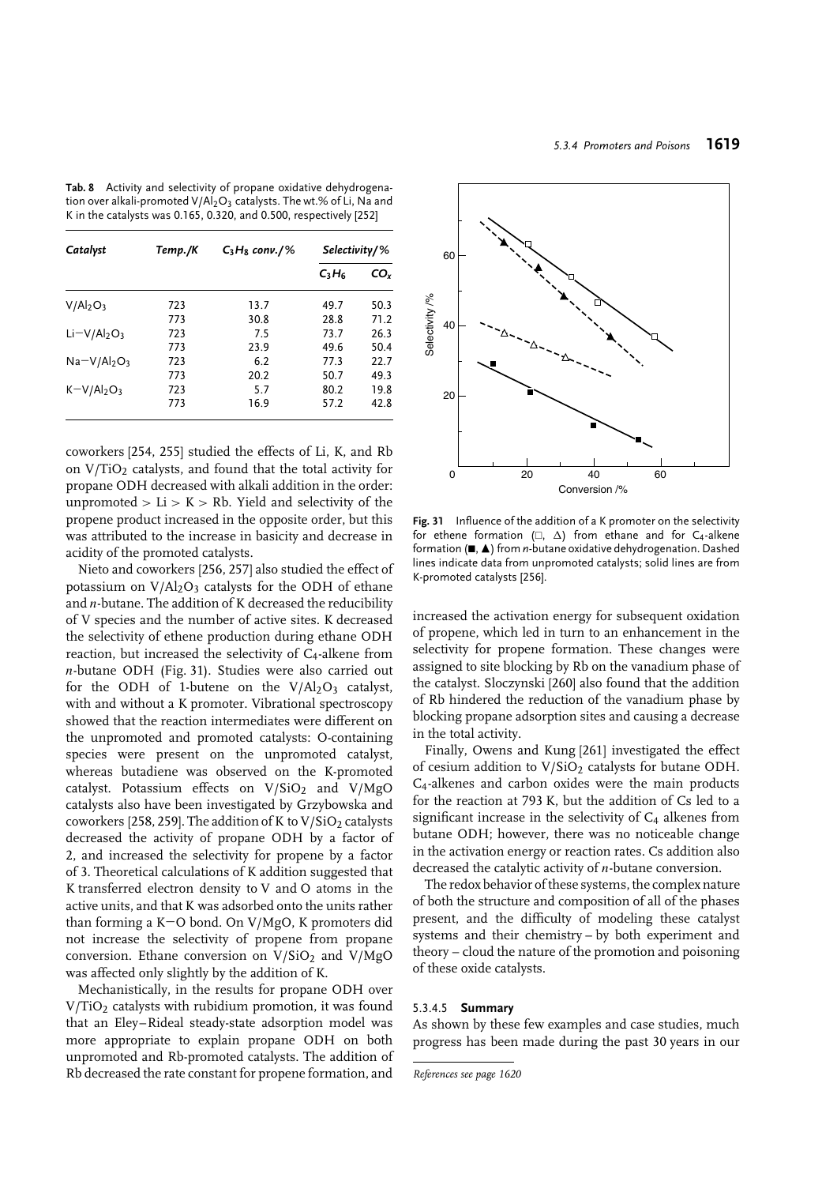**Tab. 8** Activity and selectivity of propane oxidative dehydrogenation over alkali-promoted $V/Al_2O_3$ catalysts. The wt.% of Li, Na and K in the catalysts was 0.165, 0.320, and 0.500, respectively [252]

| *Catalyst* | *Temp./K* | *$C_3H_8$ conv./%* | *Selectivity/%* | |
|---|---|---|---|---|
| | | | *$C_3H_6$* | *$CO_x$* |
| $V/Al_2O_3$ | 723 | 13.7 | 49.7 | 50.3 |
| | 773 | 30.8 | 28.8 | 71.2 |
| $Li-V/Al_2O_3$ | 723 | 7.5 | 73.7 | 26.3 |
| | 773 | 23.9 | 49.6 | 50.4 |
| $Na-V/Al_2O_3$ | 723 | 6.2 | 77.3 | 22.7 |
| | 773 | 20.2 | 50.7 | 49.3 |
| $K-V/Al_2O_3$ | 723 | 5.7 | 80.2 | 19.8 |
| | 773 | 16.9 | 57.2 | 42.8 |

coworkers [254, 255] studied the effects of Li, K, and Rb on $V/TiO_2$ catalysts, and found that the total activity for propane ODH decreased with alkali addition in the order: unpromoted > Li > K > Rb. Yield and selectivity of the propene product increased in the opposite order, but this was attributed to the increase in basicity and decrease in acidity of the promoted catalysts.

Nieto and coworkers [256, 257] also studied the effect of potassium on $V/Al_2O_3$ catalysts for the ODH of ethane and *n*-butane. The addition of K decreased the reducibility of V species and the number of active sites. K decreased the selectivity of ethene production during ethane ODH reaction, but increased the selectivity of $C_4$-alkene from *n*-butane ODH (Fig. 31). Studies were also carried out for the ODH of 1-butene on the $V/Al_2O_3$ catalyst, with and without a K promoter. Vibrational spectroscopy showed that the reaction intermediates were different on the unpromoted and promoted catalysts: O-containing species were present on the unpromoted catalyst, whereas butadiene was observed on the K-promoted catalyst. Potassium effects on $V/SiO_2$ and $V/MgO$ catalysts also have been investigated by Grzybowska and coworkers [258, 259]. The addition of K to $V/SiO_2$ catalysts decreased the activity of propane ODH by a factor of 2, and increased the selectivity for propene by a factor of 3. Theoretical calculations of K addition suggested that K transferred electron density to V and O atoms in the active units, and that K was adsorbed onto the units rather than forming a K−O bond. On V/MgO, K promoters did not increase the selectivity of propene from propane conversion. Ethane conversion on $V/SiO_2$ and V/MgO was affected only slightly by the addition of K.

Mechanistically, in the results for propane ODH over $V/TiO_2$ catalysts with rubidium promotion, it was found that an Eley–Rideal steady-state adsorption model was more appropriate to explain propane ODH on both unpromoted and Rb-promoted catalysts. The addition of Rb decreased the rate constant for propene formation, and increased the activation energy for subsequent oxidation of propene, which led in turn to an enhancement in the selectivity for propene formation. These changes were assigned to site blocking by Rb on the vanadium phase of the catalyst. Sloczynski [260] also found that the addition of Rb hindered the reduction of the vanadium phase by blocking propane adsorption sites and causing a decrease in the total activity.

**Fig. 31** Influence of the addition of a K promoter on the selectivity for ethene formation (□, △) from ethane and for $C_4$-alkene formation (■, ▲) from *n*-butane oxidative dehydrogenation. Dashed lines indicate data from unpromoted catalysts; solid lines are from K-promoted catalysts [256].

Finally, Owens and Kung [261] investigated the effect of cesium addition to $V/SiO_2$ catalysts for butane ODH. $C_4$-alkenes and carbon oxides were the main products for the reaction at 793 K, but the addition of Cs led to a significant increase in the selectivity of $C_4$ alkenes from butane ODH; however, there was no noticeable change in the activation energy or reaction rates. Cs addition also decreased the catalytic activity of *n*-butane conversion.

The redox behavior of these systems, the complex nature of both the structure and composition of all of the phases present, and the difficulty of modeling these catalyst systems and their chemistry – by both experiment and theory – cloud the nature of the promotion and poisoning of these oxide catalysts.

#### 5.3.4.5 **Summary**

As shown by these few examples and case studies, much progress has been made during the past 30 years in our

*References see page 1620*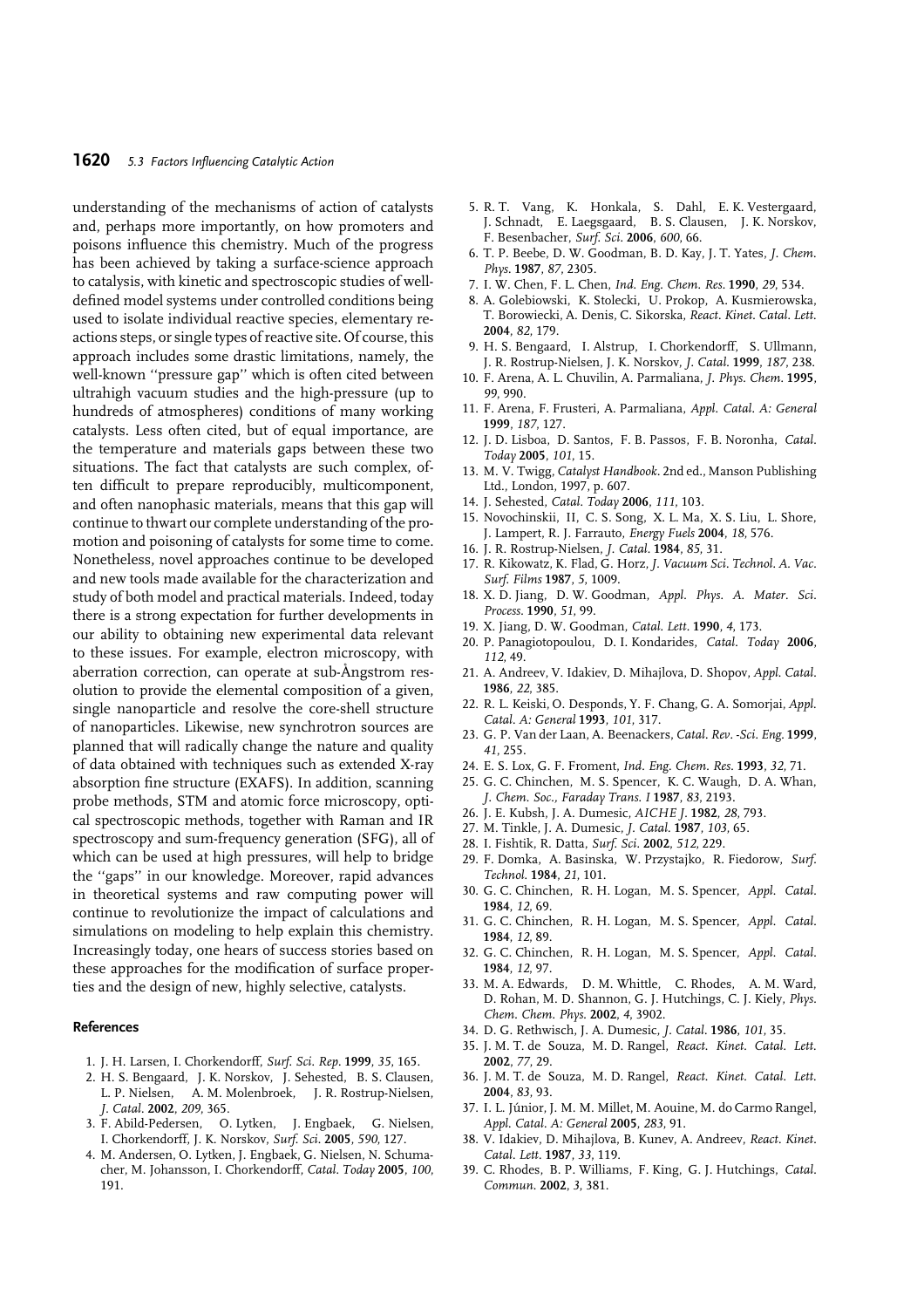understanding of the mechanisms of action of catalysts and, perhaps more importantly, on how promoters and poisons influence this chemistry. Much of the progress has been achieved by taking a surface-science approach to catalysis, with kinetic and spectroscopic studies of well-defined model systems under controlled conditions being used to isolate individual reactive species, elementary reactions steps, or single types of reactive site. Of course, this approach includes some drastic limitations, namely, the well-known ''pressure gap'' which is often cited between ultrahigh vacuum studies and the high-pressure (up to hundreds of atmospheres) conditions of many working catalysts. Less often cited, but of equal importance, are the temperature and materials gaps between these two situations. The fact that catalysts are such complex, often difficult to prepare reproducibly, multicomponent, and often nanophasic materials, means that this gap will continue to thwart our complete understanding of the promotion and poisoning of catalysts for some time to come. Nonetheless, novel approaches continue to be developed and new tools made available for the characterization and study of both model and practical materials. Indeed, today there is a strong expectation for further developments in our ability to obtaining new experimental data relevant to these issues. For example, electron microscopy, with aberration correction, can operate at sub-Ångstrom resolution to provide the elemental composition of a given, single nanoparticle and resolve the core-shell structure of nanoparticles. Likewise, new synchrotron sources are planned that will radically change the nature and quality of data obtained with techniques such as extended X-ray absorption fine structure (EXAFS). In addition, scanning probe methods, STM and atomic force microscopy, optical spectroscopic methods, together with Raman and IR spectroscopy and sum-frequency generation (SFG), all of which can be used at high pressures, will help to bridge the ''gaps'' in our knowledge. Moreover, rapid advances in theoretical systems and raw computing power will continue to revolutionize the impact of calculations and simulations on modeling to help explain this chemistry. Increasingly today, one hears of success stories based on these approaches for the modification of surface properties and the design of new, highly selective, catalysts.

### References

1. J. H. Larsen, I. Chorkendorff, *Surf. Sci. Rep.* **1999**, *35*, 165.
2. H. S. Bengaard, J. K. Norskov, J. Sehested, B. S. Clausen, L. P. Nielsen, A. M. Molenbroek, J. R. Rostrup-Nielsen, *J. Catal.* **2002**, *209*, 365.
3. F. Abild-Pedersen, O. Lytken, J. Engbaek, G. Nielsen, I. Chorkendorff, J. K. Norskov, *Surf. Sci.* **2005**, *590*, 127.
4. M. Andersen, O. Lytken, J. Engbaek, G. Nielsen, N. Schumacher, M. Johansson, I. Chorkendorff, *Catal. Today* **2005**, *100*, 191.
5. R. T. Vang, K. Honkala, S. Dahl, E. K. Vestergaard, J. Schnadt, E. Laegsgaard, B. S. Clausen, J. K. Norskov, F. Besenbacher, *Surf. Sci.* **2006**, *600*, 66.
6. T. P. Beebe, D. W. Goodman, B. D. Kay, J. T. Yates, *J. Chem. Phys.* **1987**, *87*, 2305.
7. I. W. Chen, F. L. Chen, *Ind. Eng. Chem. Res.* **1990**, *29*, 534.
8. A. Golebiowski, K. Stolecki, U. Prokop, A. Kusmierowska, T. Borowiecki, A. Denis, C. Sikorska, *React. Kinet. Catal. Lett.* **2004**, *82*, 179.
9. H. S. Bengaard, I. Alstrup, I. Chorkendorff, S. Ullmann, J. R. Rostrup-Nielsen, J. K. Norskov, *J. Catal.* **1999**, *187*, 238.
10. F. Arena, A. L. Chuvilin, A. Parmaliana, *J. Phys. Chem.* **1995**, *99*, 990.
11. F. Arena, F. Frusteri, A. Parmaliana, *Appl. Catal. A: General* **1999**, *187*, 127.
12. J. D. Lisboa, D. Santos, F. B. Passos, F. B. Noronha, *Catal. Today* **2005**, *101*, 15.
13. M. V. Twigg, *Catalyst Handbook*. 2nd ed., Manson Publishing Ltd., London, 1997, p. 607.
14. J. Sehested, *Catal. Today* **2006**, *111*, 103.
15. Novochinskii, II, C. S. Song, X. L. Ma, X. S. Liu, L. Shore, J. Lampert, R. J. Farrauto, *Energy Fuels* **2004**, *18*, 576.
16. J. R. Rostrup-Nielsen, *J. Catal.* **1984**, *85*, 31.
17. R. Kikowatz, K. Flad, G. Horz, *J. Vacuum Sci. Technol. A. Vac. Surf. Films* **1987**, *5*, 1009.
18. X. D. Jiang, D. W. Goodman, *Appl. Phys. A. Mater. Sci. Process.* **1990**, *51*, 99.
19. X. Jiang, D. W. Goodman, *Catal. Lett.* **1990**, *4*, 173.
20. P. Panagiotopoulou, D. I. Kondarides, *Catal. Today* **2006**, *112*, 49.
21. A. Andreev, V. Idakiev, D. Mihajlova, D. Shopov, *Appl. Catal.* **1986**, *22*, 385.
22. R. L. Keiski, O. Desponds, Y. F. Chang, G. A. Somorjai, *Appl. Catal. A: General* **1993**, *101*, 317.
23. G. P. Van der Laan, A. Beenackers, *Catal. Rev.-Sci. Eng.* **1999**, *41*, 255.
24. E. S. Lox, G. F. Froment, *Ind. Eng. Chem. Res.* **1993**, *32*, 71.
25. G. C. Chinchen, M. S. Spencer, K. C. Waugh, D. A. Whan, *J. Chem. Soc., Faraday Trans. I* **1987**, *83*, 2193.
26. J. E. Kubsh, J. A. Dumesic, *AICHE J.* **1982**, *28*, 793.
27. M. Tinkle, J. A. Dumesic, *J. Catal.* **1987**, *103*, 65.
28. I. Fishtik, R. Datta, *Surf. Sci.* **2002**, *512*, 229.
29. F. Domka, A. Basinska, W. Przystajko, R. Fiedorow, *Surf. Technol.* **1984**, *21*, 101.
30. G. C. Chinchen, R. H. Logan, M. S. Spencer, *Appl. Catal.* **1984**, *12*, 69.
31. G. C. Chinchen, R. H. Logan, M. S. Spencer, *Appl. Catal.* **1984**, *12*, 89.
32. G. C. Chinchen, R. H. Logan, M. S. Spencer, *Appl. Catal.* **1984**, *12*, 97.
33. M. A. Edwards, D. M. Whittle, C. Rhodes, A. M. Ward, D. Rohan, M. D. Shannon, G. J. Hutchings, C. J. Kiely, *Phys. Chem. Chem. Phys.* **2002**, *4*, 3902.
34. D. G. Rethwisch, J. A. Dumesic, *J. Catal.* **1986**, *101*, 35.
35. J. M. T. de Souza, M. D. Rangel, *React. Kinet. Catal. Lett.* **2002**, *77*, 29.
36. J. M. T. de Souza, M. D. Rangel, *React. Kinet. Catal. Lett.* **2004**, *83*, 93.
37. I. L. Júnior, J. M. M. Millet, M. Aouine, M. do Carmo Rangel, *Appl. Catal. A: General* **2005**, *283*, 91.
38. V. Idakiev, D. Mihajlova, B. Kunev, A. Andreev, *React. Kinet. Catal. Lett.* **1987**, *33*, 119.
39. C. Rhodes, B. P. Williams, F. King, G. J. Hutchings, *Catal. Commun.* **2002**, *3*, 381.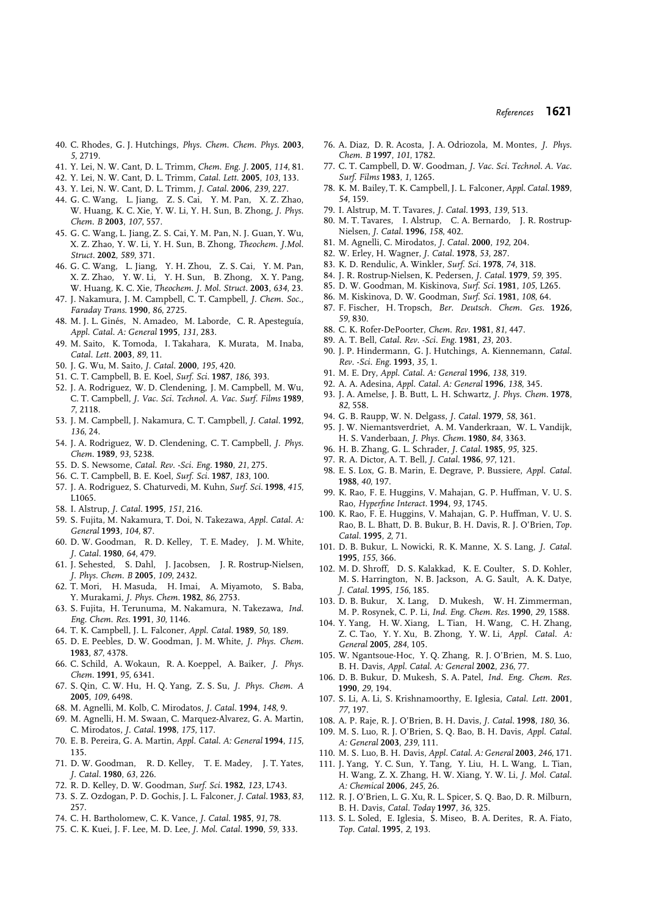40. C. Rhodes, G. J. Hutchings, *Phys. Chem. Chem. Phys.* **2003**, *5*, 2719.
41. Y. Lei, N. W. Cant, D. L. Trimm, *Chem. Eng. J.* **2005**, *114*, 81.
42. Y. Lei, N. W. Cant, D. L. Trimm, *Catal. Lett.* **2005**, *103*, 133.
43. Y. Lei, N. W. Cant, D. L. Trimm, *J. Catal.* **2006**, *239*, 227.
44. G. C. Wang, L. Jiang, Z. S. Cai, Y. M. Pan, X. Z. Zhao, W. Huang, K. C. Xie, Y. W. Li, Y. H. Sun, B. Zhong, *J. Phys. Chem. B* **2003**, *107*, 557.
45. G. C. Wang, L. Jiang, Z. S. Cai, Y. M. Pan, N. J. Guan, Y. Wu, X. Z. Zhao, Y. W. Li, Y. H. Sun, B. Zhong, *Theochem. J.Mol. Struct.* **2002**, *589*, 371.
46. G. C. Wang, L. Jiang, Y. H. Zhou, Z. S. Cai, Y. M. Pan, X. Z. Zhao, Y. W. Li, Y. H. Sun, B. Zhong, X. Y. Pang, W. Huang, K. C. Xie, *Theochem. J. Mol. Struct.* **2003**, *634*, 23.
47. J. Nakamura, J. M. Campbell, C. T. Campbell, *J. Chem. Soc., Faraday Trans.* **1990**, *86*, 2725.
48. M. J. L. Ginés, N. Amadeo, M. Laborde, C. R. Apesteguía, *Appl. Catal. A: General* **1995**, *131*, 283.
49. M. Saito, K. Tomoda, I. Takahara, K. Murata, M. Inaba, *Catal. Lett.* **2003**, *89*, 11.
50. J. G. Wu, M. Saito, *J. Catal.* **2000**, *195*, 420.
51. C. T. Campbell, B. E. Koel, *Surf. Sci.* **1987**, *186*, 393.
52. J. A. Rodriguez, W. D. Clendening, J. M. Campbell, M. Wu, C. T. Campbell, *J. Vac. Sci. Technol. A. Vac. Surf. Films* **1989**, *7*, 2118.
53. J. M. Campbell, J. Nakamura, C. T. Campbell, *J. Catal.* **1992**, *136*, 24.
54. J. A. Rodriguez, W. D. Clendening, C. T. Campbell, *J. Phys. Chem.* **1989**, *93*, 5238.
55. D. S. Newsome, *Catal. Rev. -Sci. Eng.* **1980**, *21*, 275.
56. C. T. Campbell, B. E. Koel, *Surf. Sci.* **1987**, *183*, 100.
57. J. A. Rodriguez, S. Chaturvedi, M. Kuhn, *Surf. Sci.* **1998**, *415*, L1065.
58. I. Alstrup, *J. Catal.* **1995**, *151*, 216.
59. S. Fujita, M. Nakamura, T. Doi, N. Takezawa, *Appl. Catal. A: General* **1993**, *104*, 87.
60. D. W. Goodman, R. D. Kelley, T. E. Madey, J. M. White, *J. Catal.* **1980**, *64*, 479.
61. J. Sehested, S. Dahl, J. Jacobsen, J. R. Rostrup-Nielsen, *J. Phys. Chem. B* **2005**, *109*, 2432.
62. T. Mori, H. Masuda, H. Imai, A. Miyamoto, S. Baba, Y. Murakami, *J. Phys. Chem.* **1982**, *86*, 2753.
63. S. Fujita, H. Terunuma, M. Nakamura, N. Takezawa, *Ind. Eng. Chem. Res.* **1991**, *30*, 1146.
64. T. K. Campbell, J. L. Falconer, *Appl. Catal.* **1989**, *50*, 189.
65. D. E. Peebles, D. W. Goodman, J. M. White, *J. Phys. Chem.* **1983**, *87*, 4378.
66. C. Schild, A. Wokaun, R. A. Koeppel, A. Baiker, *J. Phys. Chem.* **1991**, *95*, 6341.
67. S. Qin, C. W. Hu, H. Q. Yang, Z. S. Su, *J. Phys. Chem. A* **2005**, *109*, 6498.
68. M. Agnelli, M. Kolb, C. Mirodatos, *J. Catal.* **1994**, *148*, 9.
69. M. Agnelli, H. M. Swaan, C. Marquez-Alvarez, G. A. Martin, C. Mirodatos, *J. Catal.* **1998**, *175*, 117.
70. E. B. Pereira, G. A. Martin, *Appl. Catal. A: General* **1994**, *115*, 135.
71. D. W. Goodman, R. D. Kelley, T. E. Madey, J. T. Yates, *J. Catal.* **1980**, *63*, 226.
72. R. D. Kelley, D. W. Goodman, *Surf. Sci.* **1982**, *123*, L743.
73. S. Z. Ozdogan, P. D. Gochis, J. L. Falconer, *J. Catal.* **1983**, *83*, 257.
74. C. H. Bartholomew, C. K. Vance, *J. Catal.* **1985**, *91*, 78.
75. C. K. Kuei, J. F. Lee, M. D. Lee, *J. Mol. Catal.* **1990**, *59*, 333.
76. A. Diaz, D. R. Acosta, J. A. Odriozola, M. Montes, *J. Phys. Chem. B* **1997**, *101*, 1782.
77. C. T. Campbell, D. W. Goodman, *J. Vac. Sci. Technol. A. Vac. Surf. Films* **1983**, *1*, 1265.
78. K. M. Bailey, T. K. Campbell, J. L. Falconer, *Appl. Catal.* **1989**, *54*, 159.
79. I. Alstrup, M. T. Tavares, *J. Catal.* **1993**, *139*, 513.
80. M. T. Tavares, I. Alstrup, C. A. Bernardo, J. R. Rostrup-Nielsen, *J. Catal.* **1996**, *158*, 402.
81. M. Agnelli, C. Mirodatos, *J. Catal.* **2000**, *192*, 204.
82. W. Erley, H. Wagner, *J. Catal.* **1978**, *53*, 287.
83. K. D. Rendulic, A. Winkler, *Surf. Sci.* **1978**, *74*, 318.
84. J. R. Rostrup-Nielsen, K. Pedersen, *J. Catal.* **1979**, *59*, 395.
85. D. W. Goodman, M. Kiskinova, *Surf. Sci.* **1981**, *105*, L265.
86. M. Kiskinova, D. W. Goodman, *Surf. Sci.* **1981**, *108*, 64.
87. F. Fischer, H. Tropsch, *Ber. Deutsch. Chem. Ges.* **1926**, *59*, 830.
88. C. K. Rofer-DePoorter, *Chem. Rev.* **1981**, *81*, 447.
89. A. T. Bell, *Catal. Rev. -Sci. Eng.* **1981**, *23*, 203.
90. J. P. Hindermann, G. J. Hutchings, A. Kiennemann, *Catal. Rev. -Sci. Eng.* **1993**, *35*, 1.
91. M. E. Dry, *Appl. Catal. A: General* **1996**, *138*, 319.
92. A. A. Adesina, *Appl. Catal. A: General* **1996**, *138*, 345.
93. J. A. Amelse, J. B. Butt, L. H. Schwartz, *J. Phys. Chem.* **1978**, *82*, 558.
94. G. B. Raupp, W. N. Delgass, *J. Catal.* **1979**, *58*, 361.
95. J. W. Niemantsverdriet, A. M. Vanderkraan, W. L. Vandijk, H. S. Vanderbaan, *J. Phys. Chem.* **1980**, *84*, 3363.
96. H. B. Zhang, G. L. Schrader, *J. Catal.* **1985**, *95*, 325.
97. R. A. Dictor, A. T. Bell, *J. Catal.* **1986**, *97*, 121.
98. E. S. Lox, G. B. Marin, E. Degrave, P. Bussiere, *Appl. Catal.* **1988**, *40*, 197.
99. K. Rao, F. E. Huggins, V. Mahajan, G. P. Huffman, V. U. S. Rao, *Hyperfine Interact.* **1994**, *93*, 1745.
100. K. Rao, F. E. Huggins, V. Mahajan, G. P. Huffman, V. U. S. Rao, B. L. Bhatt, D. B. Bukur, B. H. Davis, R. J. O'Brien, *Top. Catal.* **1995**, *2*, 71.
101. D. B. Bukur, L. Nowicki, R. K. Manne, X. S. Lang, *J. Catal.* **1995**, *155*, 366.
102. M. D. Shroff, D. S. Kalakkad, K. E. Coulter, S. D. Kohler, M. S. Harrington, N. B. Jackson, A. G. Sault, A. K. Datye, *J. Catal.* **1995**, *156*, 185.
103. D. B. Bukur, X. Lang, D. Mukesh, W. H. Zimmerman, M. P. Rosynek, C. P. Li, *Ind. Eng. Chem. Res.* **1990**, *29*, 1588.
104. Y. Yang, H. W. Xiang, L. Tian, H. Wang, C. H. Zhang, Z. C. Tao, Y. Y. Xu, B. Zhong, Y. W. Li, *Appl. Catal. A: General* **2005**, *284*, 105.
105. W. Ngantsoue-Hoc, Y. Q. Zhang, R. J. O'Brien, M. S. Luo, B. H. Davis, *Appl. Catal. A: General* **2002**, *236*, 77.
106. D. B. Bukur, D. Mukesh, S. A. Patel, *Ind. Eng. Chem. Res.* **1990**, *29*, 194.
107. S. Li, A. Li, S. Krishnamoorthy, E. Iglesia, *Catal. Lett.* **2001**, *77*, 197.
108. A. P. Raje, R. J. O'Brien, B. H. Davis, *J. Catal.* **1998**, *180*, 36.
109. M. S. Luo, R. J. O'Brien, S. Q. Bao, B. H. Davis, *Appl. Catal. A: General* **2003**, *239*, 111.
110. M. S. Luo, B. H. Davis, *Appl. Catal. A: General* **2003**, *246*, 171.
111. J. Yang, Y. C. Sun, Y. Tang, Y. Liu, H. L. Wang, L. Tian, H. Wang, Z. X. Zhang, H. W. Xiang, Y. W. Li, *J. Mol. Catal. A: Chemical* **2006**, *245*, 26.
112. R. J. O'Brien, L. G. Xu, R. L. Spicer, S. Q. Bao, D. R. Milburn, B. H. Davis, *Catal. Today* **1997**, *36*, 325.
113. S. L. Soled, E. Iglesia, S. Miseo, B. A. Derites, R. A. Fiato, *Top. Catal.* **1995**, *2*, 193.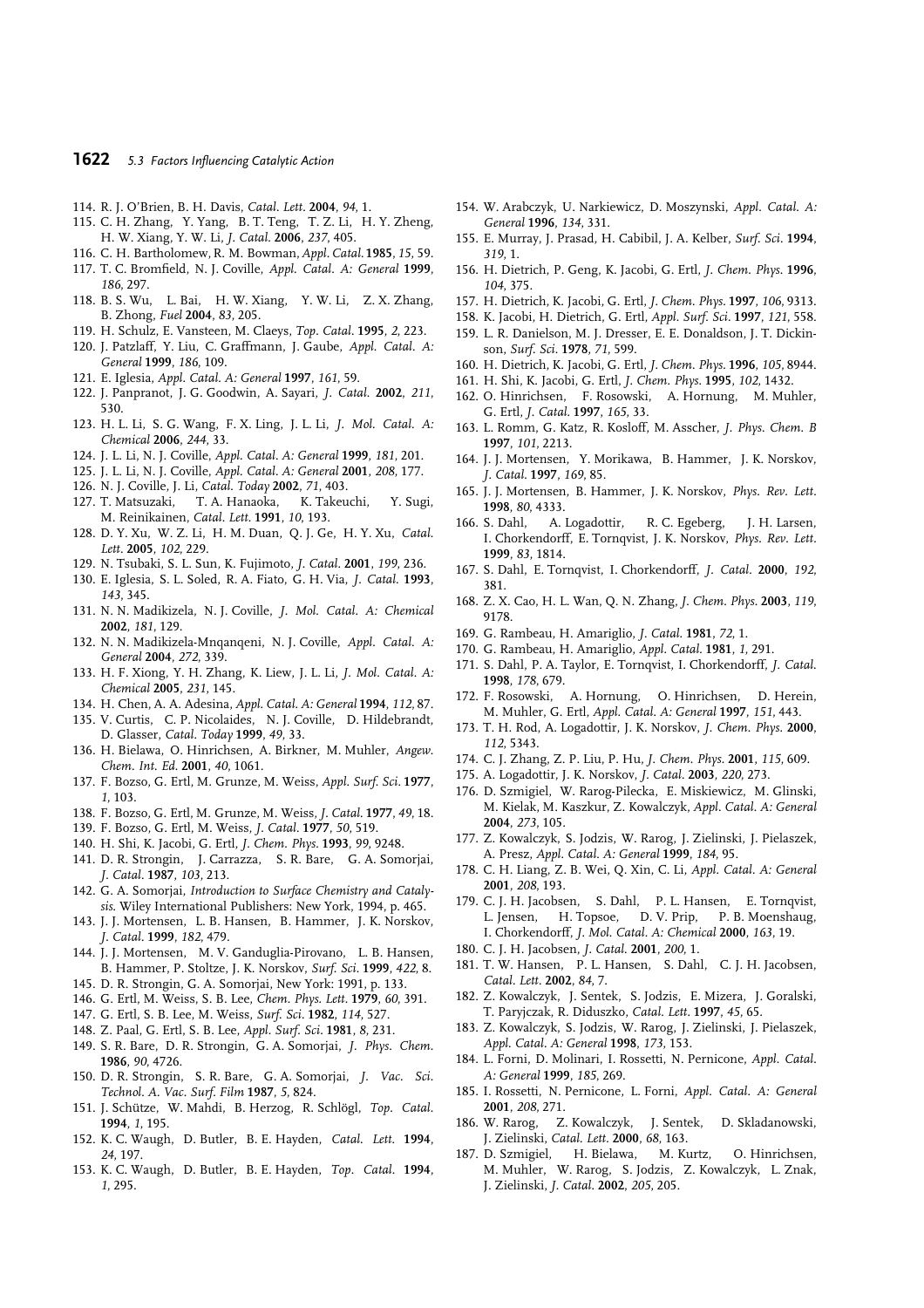114. R. J. O'Brien, B. H. Davis, *Catal. Lett.* **2004**, *94*, 1.
115. C. H. Zhang, Y. Yang, B. T. Teng, T. Z. Li, H. Y. Zheng, H. W. Xiang, Y. W. Li, *J. Catal.* **2006**, *237*, 405.
116. C. H. Bartholomew, R. M. Bowman, *Appl. Catal.* **1985**, *15*, 59.
117. T. C. Bromfield, N. J. Coville, *Appl. Catal. A: General* **1999**, *186*, 297.
118. B. S. Wu, L. Bai, H. W. Xiang, Y. W. Li, Z. X. Zhang, B. Zhong, *Fuel* **2004**, *83*, 205.
119. H. Schulz, E. Vansteen, M. Claeys, *Top. Catal.* **1995**, *2*, 223.
120. J. Patzlaff, Y. Liu, C. Graffmann, J. Gaube, *Appl. Catal. A: General* **1999**, *186*, 109.
121. E. Iglesia, *Appl. Catal. A: General* **1997**, *161*, 59.
122. J. Panpranot, J. G. Goodwin, A. Sayari, *J. Catal.* **2002**, *211*, 530.
123. H. L. Li, S. G. Wang, F. X. Ling, J. L. Li, *J. Mol. Catal. A: Chemical* **2006**, *244*, 33.
124. J. L. Li, N. J. Coville, *Appl. Catal. A: General* **1999**, *181*, 201.
125. J. L. Li, N. J. Coville, *Appl. Catal. A: General* **2001**, *208*, 177.
126. N. J. Coville, J. Li, *Catal. Today* **2002**, *71*, 403.
127. T. Matsuzaki, T. A. Hanaoka, K. Takeuchi, Y. Sugi, M. Reinikainen, *Catal. Lett.* **1991**, *10*, 193.
128. D. Y. Xu, W. Z. Li, H. M. Duan, Q. J. Ge, H. Y. Xu, *Catal. Lett.* **2005**, *102*, 229.
129. N. Tsubaki, S. L. Sun, K. Fujimoto, *J. Catal.* **2001**, *199*, 236.
130. E. Iglesia, S. L. Soled, R. A. Fiato, G. H. Via, *J. Catal.* **1993**, *143*, 345.
131. N. N. Madikizela, N. J. Coville, *J. Mol. Catal. A: Chemical* **2002**, *181*, 129.
132. N. N. Madikizela-Mnqanqeni, N. J. Coville, *Appl. Catal. A: General* **2004**, *272*, 339.
133. H. F. Xiong, Y. H. Zhang, K. Liew, J. L. Li, *J. Mol. Catal. A: Chemical* **2005**, *231*, 145.
134. H. Chen, A. A. Adesina, *Appl. Catal. A: General* **1994**, *112*, 87.
135. V. Curtis, C. P. Nicolaides, N. J. Coville, D. Hildebrandt, D. Glasser, *Catal. Today* **1999**, *49*, 33.
136. H. Bielawa, O. Hinrichsen, A. Birkner, M. Muhler, *Angew. Chem. Int. Ed.* **2001**, *40*, 1061.
137. F. Bozso, G. Ertl, M. Grunze, M. Weiss, *Appl. Surf. Sci.* **1977**, *1*, 103.
138. F. Bozso, G. Ertl, M. Grunze, M. Weiss, *J. Catal.* **1977**, *49*, 18.
139. F. Bozso, G. Ertl, M. Weiss, *J. Catal.* **1977**, *50*, 519.
140. H. Shi, K. Jacobi, G. Ertl, *J. Chem. Phys.* **1993**, *99*, 9248.
141. D. R. Strongin, J. Carrazza, S. R. Bare, G. A. Somorjai, *J. Catal.* **1987**, *103*, 213.
142. G. A. Somorjai, *Introduction to Surface Chemistry and Catalysis*. Wiley International Publishers: New York, 1994, p. 465.
143. J. J. Mortensen, L. B. Hansen, B. Hammer, J. K. Norskov, *J. Catal.* **1999**, *182*, 479.
144. J. J. Mortensen, M. V. Ganduglia-Pirovano, L. B. Hansen, B. Hammer, P. Stoltze, J. K. Norskov, *Surf. Sci.* **1999**, *422*, 8.
145. D. R. Strongin, G. A. Somorjai, New York: 1991, p. 133.
146. G. Ertl, M. Weiss, S. B. Lee, *Chem. Phys. Lett.* **1979**, *60*, 391.
147. G. Ertl, S. B. Lee, M. Weiss, *Surf. Sci.* **1982**, *114*, 527.
148. Z. Paal, G. Ertl, S. B. Lee, *Appl. Surf. Sci.* **1981**, *8*, 231.
149. S. R. Bare, D. R. Strongin, G. A. Somorjai, *J. Phys. Chem.* **1986**, *90*, 4726.
150. D. R. Strongin, S. R. Bare, G. A. Somorjai, *J. Vac. Sci. Technol. A. Vac. Surf. Film* **1987**, *5*, 824.
151. J. Schütze, W. Mahdi, B. Herzog, R. Schlögl, *Top. Catal.* **1994**, *1*, 195.
152. K. C. Waugh, D. Butler, B. E. Hayden, *Catal. Lett.* **1994**, *24*, 197.
153. K. C. Waugh, D. Butler, B. E. Hayden, *Top. Catal.* **1994**, *1*, 295.
154. W. Arabczyk, U. Narkiewicz, D. Moszynski, *Appl. Catal. A: General* **1996**, *134*, 331.
155. E. Murray, J. Prasad, H. Cabibil, J. A. Kelber, *Surf. Sci.* **1994**, *319*, 1.
156. H. Dietrich, P. Geng, K. Jacobi, G. Ertl, *J. Chem. Phys.* **1996**, *104*, 375.
157. H. Dietrich, K. Jacobi, G. Ertl, *J. Chem. Phys.* **1997**, *106*, 9313.
158. K. Jacobi, H. Dietrich, G. Ertl, *Appl. Surf. Sci.* **1997**, *121*, 558.
159. L. R. Danielson, M. J. Dresser, E. E. Donaldson, J. T. Dickinson, *Surf. Sci.* **1978**, *71*, 599.
160. H. Dietrich, K. Jacobi, G. Ertl, *J. Chem. Phys.* **1996**, *105*, 8944.
161. H. Shi, K. Jacobi, G. Ertl, *J. Chem. Phys.* **1995**, *102*, 1432.
162. O. Hinrichsen, F. Rosowski, A. Hornung, M. Muhler, G. Ertl, *J. Catal.* **1997**, *165*, 33.
163. L. Romm, G. Katz, R. Kosloff, M. Asscher, *J. Phys. Chem. B* **1997**, *101*, 2213.
164. J. J. Mortensen, Y. Morikawa, B. Hammer, J. K. Norskov, *J. Catal.* **1997**, *169*, 85.
165. J. J. Mortensen, B. Hammer, J. K. Norskov, *Phys. Rev. Lett.* **1998**, *80*, 4333.
166. S. Dahl, A. Logadottir, R. C. Egeberg, J. H. Larsen, I. Chorkendorff, E. Tornqvist, J. K. Norskov, *Phys. Rev. Lett.* **1999**, *83*, 1814.
167. S. Dahl, E. Tornqvist, I. Chorkendorff, *J. Catal.* **2000**, *192*, 381.
168. Z. X. Cao, H. L. Wan, Q. N. Zhang, *J. Chem. Phys.* **2003**, *119*, 9178.
169. G. Rambeau, H. Amariglio, *J. Catal.* **1981**, *72*, 1.
170. G. Rambeau, H. Amariglio, *Appl. Catal.* **1981**, *1*, 291.
171. S. Dahl, P. A. Taylor, E. Tornqvist, I. Chorkendorff, *J. Catal.* **1998**, *178*, 679.
172. F. Rosowski, A. Hornung, O. Hinrichsen, D. Herein, M. Muhler, G. Ertl, *Appl. Catal. A: General* **1997**, *151*, 443.
173. T. H. Rod, A. Logadottir, J. K. Norskov, *J. Chem. Phys.* **2000**, *112*, 5343.
174. C. J. Zhang, Z. P. Liu, P. Hu, *J. Chem. Phys.* **2001**, *115*, 609.
175. A. Logadottir, J. K. Norskov, *J. Catal.* **2003**, *220*, 273.
176. D. Szmigiel, W. Rarog-Pilecka, E. Miskiewicz, M. Glinski, M. Kielak, M. Kaszkur, Z. Kowalczyk, *Appl. Catal. A: General* **2004**, *273*, 105.
177. Z. Kowalczyk, S. Jodzis, W. Rarog, J. Zielinski, J. Pielaszek, A. Presz, *Appl. Catal. A: General* **1999**, *184*, 95.
178. C. H. Liang, Z. B. Wei, Q. Xin, C. Li, *Appl. Catal. A: General* **2001**, *208*, 193.
179. C. J. H. Jacobsen, S. Dahl, P. L. Hansen, E. Tornqvist, L. Jensen, H. Topsoe, D. V. Prip, P. B. Moenshaug, I. Chorkendorff, *J. Mol. Catal. A: Chemical* **2000**, *163*, 19.
180. C. J. H. Jacobsen, *J. Catal.* **2001**, *200*, 1.
181. T. W. Hansen, P. L. Hansen, S. Dahl, C. J. H. Jacobsen, *Catal. Lett.* **2002**, *84*, 7.
182. Z. Kowalczyk, J. Sentek, S. Jodzis, E. Mizera, J. Goralski, T. Paryjczak, R. Diduszko, *Catal. Lett.* **1997**, *45*, 65.
183. Z. Kowalczyk, S. Jodzis, W. Rarog, J. Zielinski, J. Pielaszek, *Appl. Catal. A: General* **1998**, *173*, 153.
184. L. Forni, D. Molinari, I. Rossetti, N. Pernicone, *Appl. Catal. A: General* **1999**, *185*, 269.
185. I. Rossetti, N. Pernicone, L. Forni, *Appl. Catal. A: General* **2001**, *208*, 271.
186. W. Rarog, Z. Kowalczyk, J. Sentek, D. Skladanowski, J. Zielinski, *Catal. Lett.* **2000**, *68*, 163.
187. D. Szmigiel, H. Bielawa, M. Kurtz, O. Hinrichsen, M. Muhler, W. Rarog, S. Jodzis, Z. Kowalczyk, L. Znak, J. Zielinski, *J. Catal.* **2002**, *205*, 205.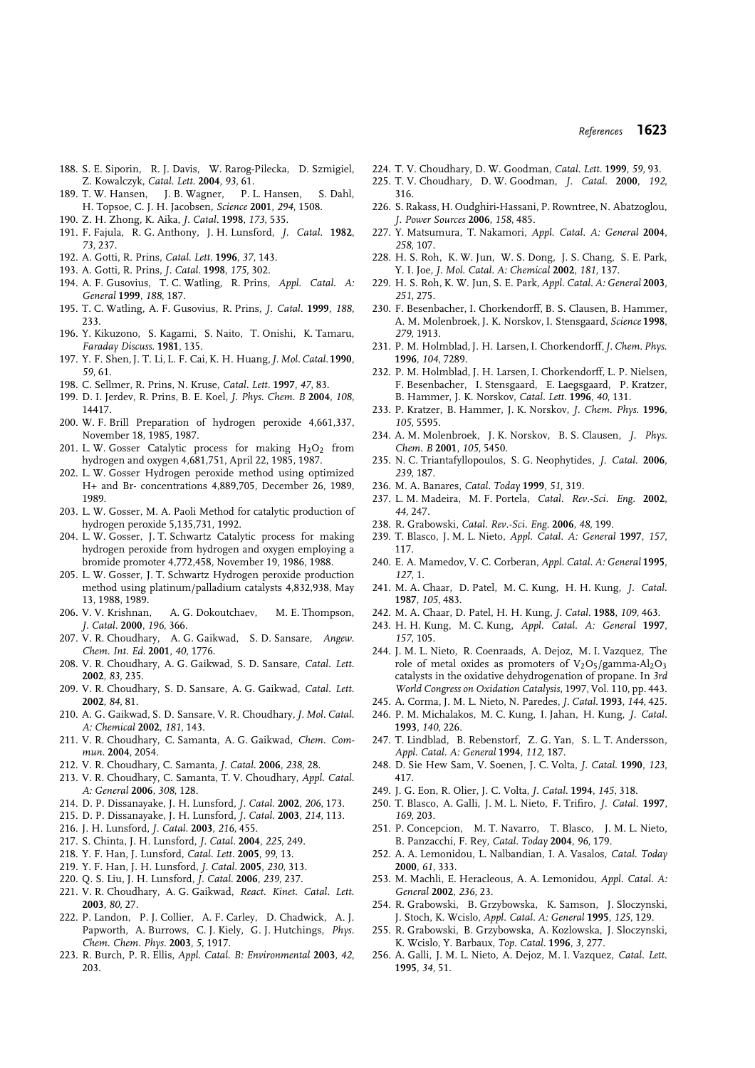188. S. E. Siporin, R. J. Davis, W. Rarog-Pilecka, D. Szmigiel, Z. Kowalczyk, *Catal. Lett.* **2004**, *93*, 61.
189. T. W. Hansen, J. B. Wagner, P. L. Hansen, S. Dahl, H. Topsoe, C. J. H. Jacobsen, *Science* **2001**, *294*, 1508.
190. Z. H. Zhong, K. Aika, *J. Catal.* **1998**, *173*, 535.
191. F. Fajula, R. G. Anthony, J. H. Lunsford, *J. Catal.* **1982**, *73*, 237.
192. A. Gotti, R. Prins, *Catal. Lett.* **1996**, *37*, 143.
193. A. Gotti, R. Prins, *J. Catal.* **1998**, *175*, 302.
194. A. F. Gusovius, T. C. Watling, R. Prins, *Appl. Catal. A: General* **1999**, *188*, 187.
195. T. C. Watling, A. F. Gusovius, R. Prins, *J. Catal.* **1999**, *188*, 233.
196. Y. Kikuzono, S. Kagami, S. Naito, T. Onishi, K. Tamaru, *Faraday Discuss.* **1981**, 135.
197. Y. F. Shen, J. T. Li, L. F. Cai, K. H. Huang, *J. Mol. Catal.* **1990**, *59*, 61.
198. C. Sellmer, R. Prins, N. Kruse, *Catal. Lett.* **1997**, *47*, 83.
199. D. I. Jerdev, R. Prins, B. E. Koel, *J. Phys. Chem. B* **2004**, *108*, 14417.
200. W. F. Brill Preparation of hydrogen peroxide 4,661,337, November 18, 1985, 1987.
201. L. W. Gosser Catalytic process for making $H_2O_2$ from hydrogen and oxygen 4,681,751, April 22, 1985, 1987.
202. L. W. Gosser Hydrogen peroxide method using optimized H+ and Br- concentrations 4,889,705, December 26, 1989, 1989.
203. L. W. Gosser, M. A. Paoli Method for catalytic production of hydrogen peroxide 5,135,731, 1992.
204. L. W. Gosser, J. T. Schwartz Catalytic process for making hydrogen peroxide from hydrogen and oxygen employing a bromide promoter 4,772,458, November 19, 1986, 1988.
205. L. W. Gosser, J. T. Schwartz Hydrogen peroxide production method using platinum/palladium catalysts 4,832,938, May 13, 1988, 1989.
206. V. V. Krishnan, A. G. Dokoutchaev, M. E. Thompson, *J. Catal.* **2000**, *196*, 366.
207. V. R. Choudhary, A. G. Gaikwad, S. D. Sansare, *Angew. Chem. Int. Ed.* **2001**, *40*, 1776.
208. V. R. Choudhary, A. G. Gaikwad, S. D. Sansare, *Catal. Lett.* **2002**, *83*, 235.
209. V. R. Choudhary, S. D. Sansare, A. G. Gaikwad, *Catal. Lett.* **2002**, *84*, 81.
210. A. G. Gaikwad, S. D. Sansare, V. R. Choudhary, *J. Mol. Catal. A: Chemical* **2002**, *181*, 143.
211. V. R. Choudhary, C. Samanta, A. G. Gaikwad, *Chem. Commun.* **2004**, 2054.
212. V. R. Choudhary, C. Samanta, *J. Catal.* **2006**, *238*, 28.
213. V. R. Choudhary, C. Samanta, T. V. Choudhary, *Appl. Catal. A: General* **2006**, *308*, 128.
214. D. P. Dissanayake, J. H. Lunsford, *J. Catal.* **2002**, *206*, 173.
215. D. P. Dissanayake, J. H. Lunsford, *J. Catal.* **2003**, *214*, 113.
216. J. H. Lunsford, *J. Catal.* **2003**, *216*, 455.
217. S. Chinta, J. H. Lunsford, *J. Catal.* **2004**, *225*, 249.
218. Y. F. Han, J. Lunsford, *Catal. Lett.* **2005**, *99*, 13.
219. Y. F. Han, J. H. Lunsford, *J. Catal.* **2005**, *230*, 313.
220. Q. S. Liu, J. H. Lunsford, *J. Catal.* **2006**, *239*, 237.
221. V. R. Choudhary, A. G. Gaikwad, *React. Kinet. Catal. Lett.* **2003**, *80*, 27.
222. P. Landon, P. J. Collier, A. F. Carley, D. Chadwick, A. J. Papworth, A. Burrows, C. J. Kiely, G. J. Hutchings, *Phys. Chem. Chem. Phys.* **2003**, *5*, 1917.
223. R. Burch, P. R. Ellis, *Appl. Catal. B: Environmental* **2003**, *42*, 203.
224. T. V. Choudhary, D. W. Goodman, *Catal. Lett.* **1999**, *59*, 93.
225. T. V. Choudhary, D. W. Goodman, *J. Catal.* **2000**, *192*, 316.
226. S. Rakass, H. Oudghiri-Hassani, P. Rowntree, N. Abatzoglou, *J. Power Sources* **2006**, *158*, 485.
227. Y. Matsumura, T. Nakamori, *Appl. Catal. A: General* **2004**, *258*, 107.
228. H. S. Roh, K. W. Jun, W. S. Dong, J. S. Chang, S. E. Park, Y. I. Joe, *J. Mol. Catal. A: Chemical* **2002**, *181*, 137.
229. H. S. Roh, K. W. Jun, S. E. Park, *Appl. Catal. A: General* **2003**, *251*, 275.
230. F. Besenbacher, I. Chorkendorff, B. S. Clausen, B. Hammer, A. M. Molenbroek, J. K. Norskov, I. Stensgaard, *Science* **1998**, *279*, 1913.
231. P. M. Holmblad, J. H. Larsen, I. Chorkendorff, *J. Chem. Phys.* **1996**, *104*, 7289.
232. P. M. Holmblad, J. H. Larsen, I. Chorkendorff, L. P. Nielsen, F. Besenbacher, I. Stensgaard, E. Laegsgaard, P. Kratzer, B. Hammer, J. K. Norskov, *Catal. Lett.* **1996**, *40*, 131.
233. P. Kratzer, B. Hammer, J. K. Norskov, *J. Chem. Phys.* **1996**, *105*, 5595.
234. A. M. Molenbroek, J. K. Norskov, B. S. Clausen, *J. Phys. Chem. B* **2001**, *105*, 5450.
235. N. C. Triantafyllopoulos, S. G. Neophytides, *J. Catal.* **2006**, *239*, 187.
236. M. A. Banares, *Catal. Today* **1999**, *51*, 319.
237. L. M. Madeira, M. F. Portela, *Catal. Rev.-Sci. Eng.* **2002**, *44*, 247.
238. R. Grabowski, *Catal. Rev.-Sci. Eng.* **2006**, *48*, 199.
239. T. Blasco, J. M. L. Nieto, *Appl. Catal. A: General* **1997**, *157*, 117.
240. E. A. Mamedov, V. C. Corberan, *Appl. Catal. A: General* **1995**, *127*, 1.
241. M. A. Chaar, D. Patel, M. C. Kung, H. H. Kung, *J. Catal.* **1987**, *105*, 483.
242. M. A. Chaar, D. Patel, H. H. Kung, *J. Catal.* **1988**, *109*, 463.
243. H. H. Kung, M. C. Kung, *Appl. Catal. A: General* **1997**, *157*, 105.
244. J. M. L. Nieto, R. Coenraads, A. Dejoz, M. I. Vazquez, The role of metal oxides as promoters of $V_2O_5$/gamma-$Al_2O_3$ catalysts in the oxidative dehydrogenation of propane. In *3rd World Congress on Oxidation Catalysis*, 1997, Vol. 110, pp. 443.
245. A. Corma, J. M. L. Nieto, N. Paredes, *J. Catal.* **1993**, *144*, 425.
246. P. M. Michalakos, M. C. Kung, I. Jahan, H. Kung, *J. Catal.* **1993**, *140*, 226.
247. T. Lindblad, B. Rebenstorf, Z. G. Yan, S. L. T. Andersson, *Appl. Catal. A: General* **1994**, *112*, 187.
248. D. Sie Hew Sam, V. Soenen, J. C. Volta, *J. Catal.* **1990**, *123*, 417.
249. J. G. Eon, R. Olier, J. C. Volta, *J. Catal.* **1994**, *145*, 318.
250. T. Blasco, A. Galli, J. M. L. Nieto, F. Trifiro, *J. Catal.* **1997**, *169*, 203.
251. P. Concepcion, M. T. Navarro, T. Blasco, J. M. L. Nieto, B. Panzacchi, F. Rey, *Catal. Today* **2004**, *96*, 179.
252. A. A. Lemonidou, L. Nalbandian, I. A. Vasalos, *Catal. Today* **2000**, *61*, 333.
253. M. Machli, E. Heracleous, A. A. Lemonidou, *Appl. Catal. A: General* **2002**, *236*, 23.
254. R. Grabowski, B. Grzybowska, K. Samson, J. Sloczynski, J. Stoch, K. Wcislo, *Appl. Catal. A: General* **1995**, *125*, 129.
255. R. Grabowski, B. Grzybowska, A. Kozlowska, J. Sloczynski, K. Wcislo, Y. Barbaux, *Top. Catal.* **1996**, *3*, 277.
256. A. Galli, J. M. L. Nieto, A. Dejoz, M. I. Vazquez, *Catal. Lett.* **1995**, *34*, 51.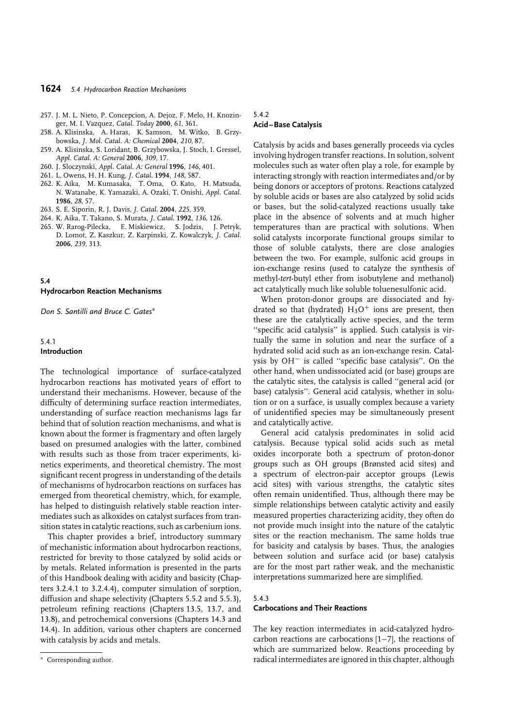257. J. M. L. Nieto, P. Concepcion, A. Dejoz, F. Melo, H. Knozinger, M. I. Vazquez, *Catal. Today* **2000**, *61*, 361.
258. A. Klisinska, A. Haras, K. Samson, M. Witko, B. Grzybowska, *J. Mol. Catal. A: Chemical* **2004**, *210*, 87.
259. A. Klisinska, S. Loridant, B. Grzybowska, J. Stoch, I. Gressel, *Appl. Catal. A: General* **2006**, *309*, 17.
260. J. Sloczynski, *Appl. Catal. A: General* **1996**, *146*, 401.
261. L. Owens, H. H. Kung, *J. Catal.* **1994**, *148*, 587.
262. K. Aika, M. Kumasaka, T. Oma, O. Kato, H. Matsuda, N. Watanabe, K. Yamazaki, A. Ozaki, T. Onishi, *Appl. Catal.* **1986**, *28*, 57.
263. S. E. Siporin, R. J. Davis, *J. Catal.* **2004**, *225*, 359.
264. K. Aika, T. Takano, S. Murata, *J. Catal.* **1992**, *136*, 126.
265. W. Rarog-Pilecka, E. Miskiewicz, S. Jodzis, J. Petryk, D. Lomot, Z. Kaszkur, Z. Karpinski, Z. Kowalczyk, *J. Catal.* **2006**, *239*, 313.

## 5.4 Hydrocarbon Reaction Mechanisms

*Don S. Santilli and Bruce C. Gates**

### 5.4.1 Introduction

The technological importance of surface-catalyzed hydrocarbon reactions has motivated years of effort to understand their mechanisms. However, because of the difficulty of determining surface reaction intermediates, understanding of surface reaction mechanisms lags far behind that of solution reaction mechanisms, and what is known about the former is fragmentary and often largely based on presumed analogies with the latter, combined with results such as those from tracer experiments, kinetics experiments, and theoretical chemistry. The most significant recent progress in understanding of the details of mechanisms of hydrocarbon reactions on surfaces has emerged from theoretical chemistry, which, for example, has helped to distinguish relatively stable reaction intermediates such as alkoxides on catalyst surfaces from transition states in catalytic reactions, such as carbenium ions.

This chapter provides a brief, introductory summary of mechanistic information about hydrocarbon reactions, restricted for brevity to those catalyzed by solid acids or by metals. Related information is presented in the parts of this Handbook dealing with acidity and basicity (Chapters 3.2.4.1 to 3.2.4.4), computer simulation of sorption, diffusion and shape selectivity (Chapters 5.5.2 and 5.5.3), petroleum refining reactions (Chapters 13.5, 13.7, and 13.8), and petrochemical conversions (Chapters 14.3 and 14.4). In addition, various other chapters are concerned with catalysis by acids and metals.

\* Corresponding author.

### 5.4.2 Acid–Base Catalysis

Catalysis by acids and bases generally proceeds via cycles involving hydrogen transfer reactions. In solution, solvent molecules such as water often play a role, for example by interacting strongly with reaction intermediates and/or by being donors or acceptors of protons. Reactions catalyzed by soluble acids or bases are also catalyzed by solid acids or bases, but the solid-catalyzed reactions usually take place in the absence of solvents and at much higher temperatures than are practical with solutions. When solid catalysts incorporate functional groups similar to those of soluble catalysts, there are close analogies between the two. For example, sulfonic acid groups in ion-exchange resins (used to catalyze the synthesis of methyl-*tert*-butyl ether from isobutylene and methanol) act catalytically much like soluble toluenesulfonic acid.

When proton-donor groups are dissociated and hydrated so that (hydrated) $H_3O^+$ ions are present, then these are the catalytically active species, and the term "specific acid catalysis" is applied. Such catalysis is virtually the same in solution and near the surface of a hydrated solid acid such as an ion-exchange resin. Catalysis by $OH^-$ is called "specific base catalysis". On the other hand, when undissociated acid (or base) groups are the catalytic sites, the catalysis is called "general acid (or base) catalysis". General acid catalysis, whether in solution or on a surface, is usually complex because a variety of unidentified species may be simultaneously present and catalytically active.

General acid catalysis predominates in solid acid catalysis. Because typical solid acids such as metal oxides incorporate both a spectrum of proton-donor groups such as OH groups (Brønsted acid sites) and a spectrum of electron-pair acceptor groups (Lewis acid sites) with various strengths, the catalytic sites often remain unidentified. Thus, although there may be simple relationships between catalytic activity and easily measured properties characterizing acidity, they often do not provide much insight into the nature of the catalytic sites or the reaction mechanism. The same holds true for basicity and catalysis by bases. Thus, the analogies between solution and surface acid (or base) catalysis are for the most part rather weak, and the mechanistic interpretations summarized here are simplified.

### 5.4.3 Carbocations and Their Reactions

The key reaction intermediates in acid-catalyzed hydrocarbon reactions are carbocations [1–7], the reactions of which are summarized below. Reactions proceeding by radical intermediates are ignored in this chapter, although